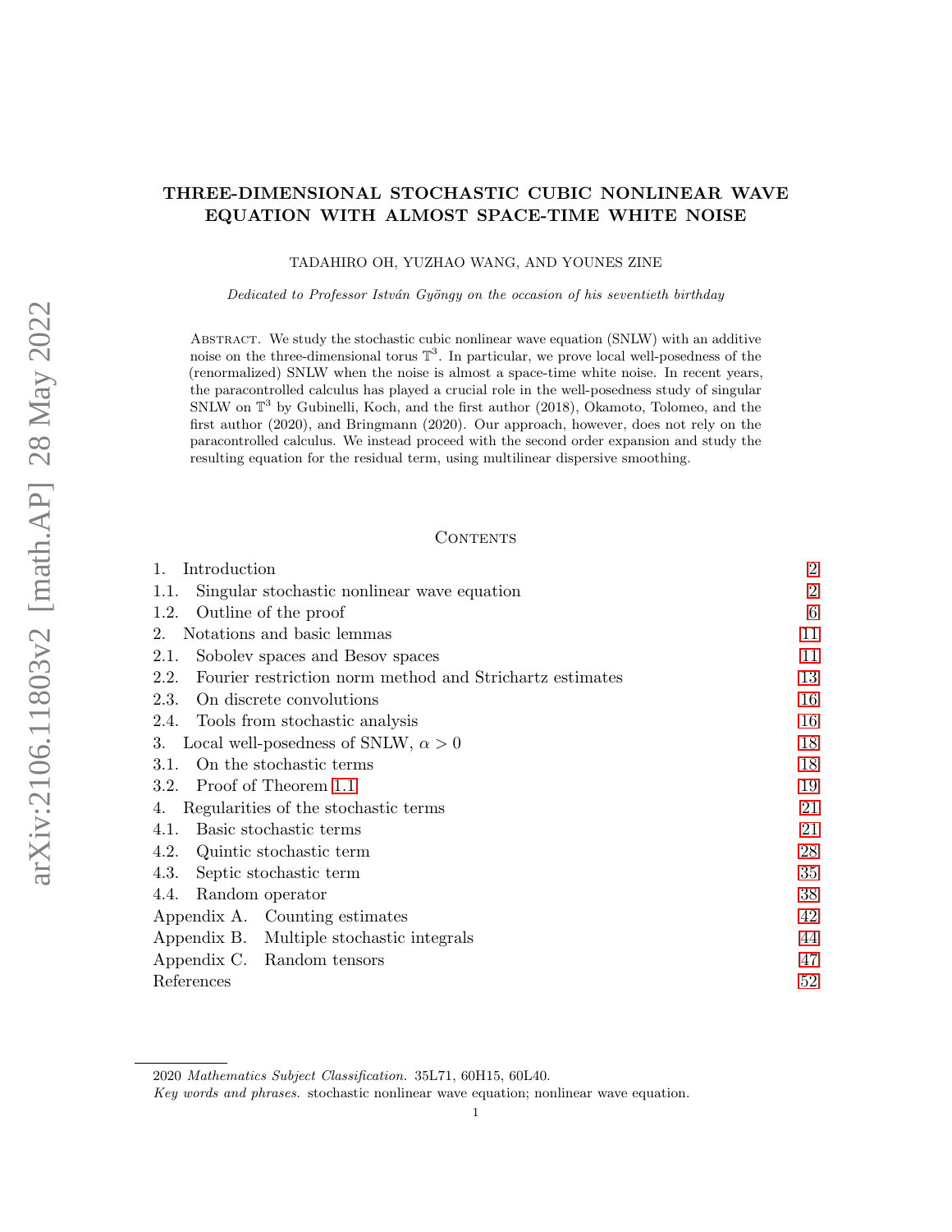# THREE-DIMENSIONAL STOCHASTIC CUBIC NONLINEAR WAVE EQUATION WITH ALMOST SPACE-TIME WHITE NOISE

TADAHIRO OH, YUZHAO WANG, AND YOUNES ZINE

*Dedicated to Professor István Gyöngy on the occasion of his seventieth birthday*

Abstract. We study the stochastic cubic nonlinear wave equation (SNLW) with an additive noise on the three-dimensional torus $\mathbb{T}^3$. In particular, we prove local well-posedness of the (renormalized) SNLW when the noise is almost a space-time white noise. In recent years, the paracontrolled calculus has played a crucial role in the well-posedness study of singular SNLW on $\mathbb{T}^3$ by Gubinelli, Koch, and the first author (2018), Okamoto, Tolomeo, and the first author (2020), and Bringmann (2020). Our approach, however, does not rely on the paracontrolled calculus. We instead proceed with the second order expansion and study the resulting equation for the residual term, using multilinear dispersive smoothing.

## Contents

| | |
|---|---|
| 1. Introduction | 2 |
| 1.1. Singular stochastic nonlinear wave equation | 2 |
| 1.2. Outline of the proof | 6 |
| 2. Notations and basic lemmas | 11 |
| 2.1. Sobolev spaces and Besov spaces | 11 |
| 2.2. Fourier restriction norm method and Strichartz estimates | 13 |
| 2.3. On discrete convolutions | 16 |
| 2.4. Tools from stochastic analysis | 16 |
| 3. Local well-posedness of SNLW, $\alpha > 0$ | 18 |
| 3.1. On the stochastic terms | 18 |
| 3.2. Proof of Theorem 1.1 | 19 |
| 4. Regularities of the stochastic terms | 21 |
| 4.1. Basic stochastic terms | 21 |
| 4.2. Quintic stochastic term | 28 |
| 4.3. Septic stochastic term | 35 |
| 4.4. Random operator | 38 |
| Appendix A. Counting estimates | 42 |
| Appendix B. Multiple stochastic integrals | 44 |
| Appendix C. Random tensors | 47 |
| References | 52 |

2020 *Mathematics Subject Classification.* 35L71, 60H15, 60L40.

*Key words and phrases.* stochastic nonlinear wave equation; nonlinear wave equation.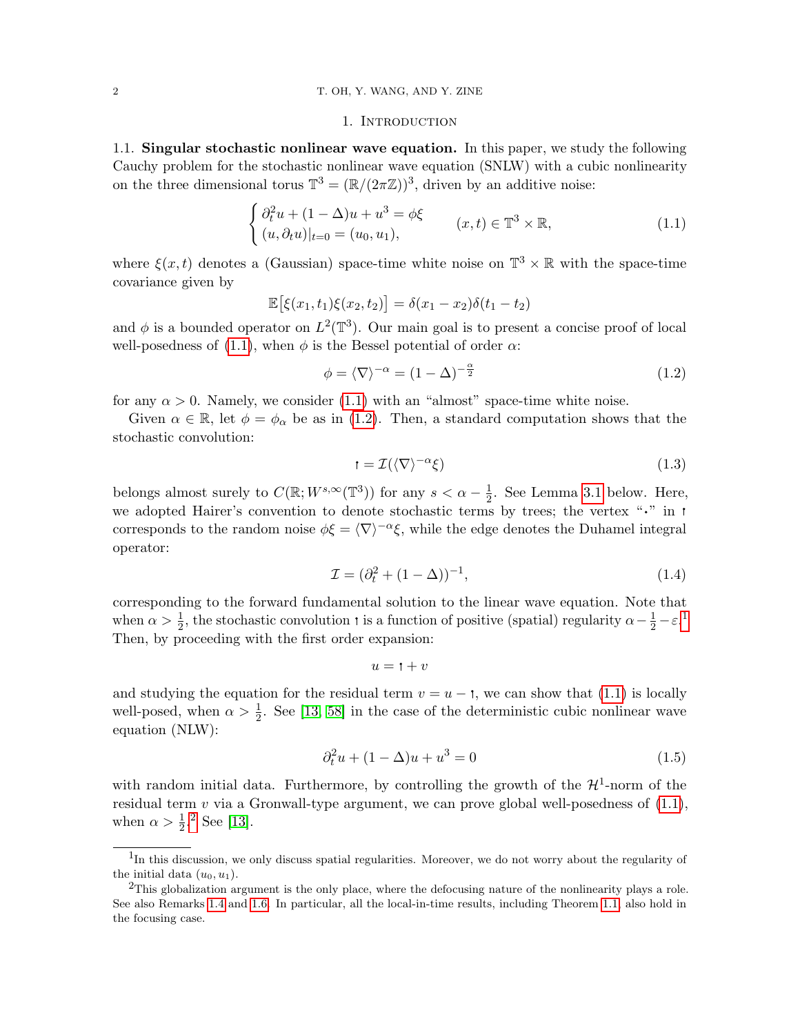## 1. Introduction

**1.1. Singular stochastic nonlinear wave equation.** In this paper, we study the following Cauchy problem for the stochastic nonlinear wave equation (SNLW) with a cubic nonlinearity on the three dimensional torus $\mathbb{T}^3 = (\mathbb{R}/(2\pi\mathbb{Z}))^3$, driven by an additive noise:

$$\begin{cases} \partial_t^2 u + (1-\Delta)u + u^3 = \phi\xi \\ (u, \partial_t u)|_{t=0} = (u_0, u_1), \end{cases} \qquad (x,t) \in \mathbb{T}^3 \times \mathbb{R}, \tag{1.1}$$

where $\xi(x,t)$ denotes a (Gaussian) space-time white noise on $\mathbb{T}^3 \times \mathbb{R}$ with the space-time covariance given by

$$\mathbb{E}\big[\xi(x_1,t_1)\xi(x_2,t_2)\big] = \delta(x_1 - x_2)\delta(t_1 - t_2)$$

and $\phi$ is a bounded operator on $L^2(\mathbb{T}^3)$. Our main goal is to present a concise proof of local well-posedness of (1.1), when $\phi$ is the Bessel potential of order $\alpha$:

$$\phi = \langle \nabla \rangle^{-\alpha} = (1-\Delta)^{-\frac{\alpha}{2}} \tag{1.2}$$

for any $\alpha > 0$. Namely, we consider (1.1) with an "almost" space-time white noise.

Given $\alpha \in \mathbb{R}$, let $\phi = \phi_\alpha$ be as in (1.2). Then, a standard computation shows that the stochastic convolution:

$$\uparrow = \mathcal{I}(\langle \nabla \rangle^{-\alpha}\xi) \tag{1.3}$$

belongs almost surely to $C(\mathbb{R}; W^{s,\infty}(\mathbb{T}^3))$ for any $s < \alpha - \frac{1}{2}$. See Lemma 3.1 below. Here, we adopted Hairer's convention to denote stochastic terms by trees; the vertex "$\cdot$" in $\uparrow$ corresponds to the random noise $\phi\xi = \langle \nabla \rangle^{-\alpha}\xi$, while the edge denotes the Duhamel integral operator:

$$\mathcal{I} = (\partial_t^2 + (1-\Delta))^{-1}, \tag{1.4}$$

corresponding to the forward fundamental solution to the linear wave equation. Note that when $\alpha > \frac{1}{2}$, the stochastic convolution $\uparrow$ is a function of positive (spatial) regularity $\alpha - \frac{1}{2} - \varepsilon$.[1] Then, by proceeding with the first order expansion:

$$u = \uparrow + v$$

and studying the equation for the residual term $v = u - \uparrow$, we can show that (1.1) is locally well-posed, when $\alpha > \frac{1}{2}$. See [13, 58] in the case of the deterministic cubic nonlinear wave equation (NLW):

$$\partial_t^2 u + (1-\Delta)u + u^3 = 0 \tag{1.5}$$

with random initial data. Furthermore, by controlling the growth of the $\mathcal{H}^1$-norm of the residual term $v$ via a Gronwall-type argument, we can prove global well-posedness of (1.1), when $\alpha > \frac{1}{2}$.[2] See [13].

---

[1] In this discussion, we only discuss spatial regularities. Moreover, we do not worry about the regularity of the initial data $(u_0, u_1)$.

[2] This globalization argument is the only place, where the defocusing nature of the nonlinearity plays a role. See also Remarks 1.4 and 1.6. In particular, all the local-in-time results, including Theorem 1.1, also hold in the focusing case.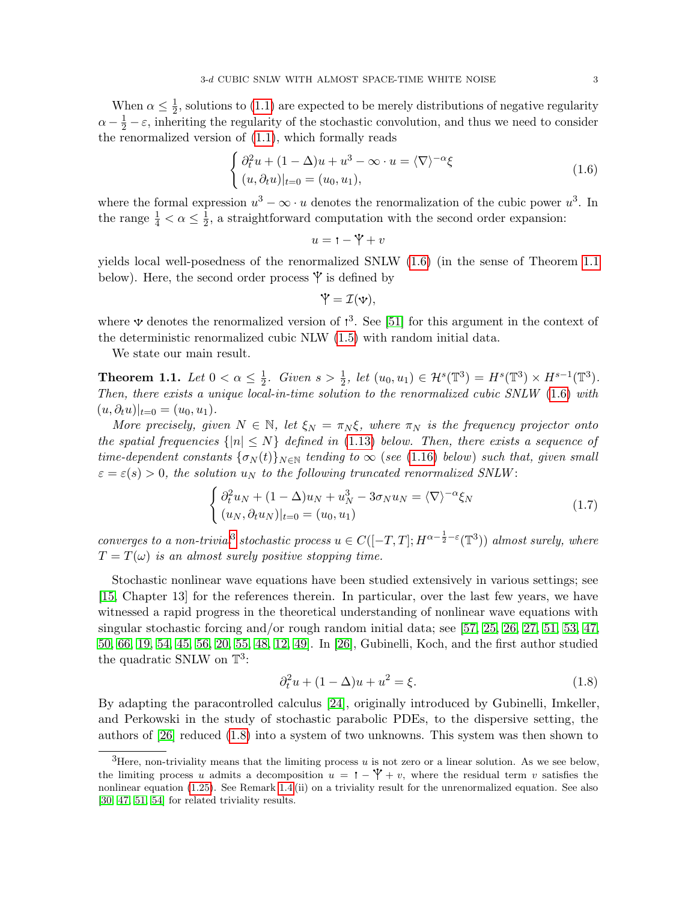When $\alpha \le \frac{1}{2}$, solutions to (1.1) are expected to be merely distributions of negative regularity $\alpha - \frac{1}{2} - \varepsilon$, inheriting the regularity of the stochastic convolution, and thus we need to consider the renormalized version of (1.1), which formally reads

$$\begin{cases} \partial_t^2 u + (1-\Delta)u + u^3 - \infty \cdot u = \langle \nabla \rangle^{-\alpha} \xi \\ (u, \partial_t u)|_{t=0} = (u_0, u_1), \end{cases} \tag{1.6}$$

where the formal expression $u^3 - \infty \cdot u$ denotes the renormalization of the cubic power $u^3$. In the range $\frac{1}{4} < \alpha \le \frac{1}{2}$, a straightforward computation with the second order expansion:

$$u = \uparrow - \Psi + v$$

yields local well-posedness of the renormalized SNLW (1.6) (in the sense of Theorem 1.1 below). Here, the second order process $\Psi$ is defined by

$$\Psi = \mathcal{I}(\Psi),$$

where $\Psi$ denotes the renormalized version of $\uparrow^3$. See [51] for this argument in the context of the deterministic renormalized cubic NLW (1.5) with random initial data.

We state our main result.

**Theorem 1.1.** *Let $0 < \alpha \le \frac{1}{2}$. Given $s > \frac{1}{2}$, let $(u_0, u_1) \in \mathcal{H}^s(\mathbb{T}^3) = H^s(\mathbb{T}^3) \times H^{s-1}(\mathbb{T}^3)$. Then, there exists a unique local-in-time solution to the renormalized cubic SNLW (1.6) with $(u, \partial_t u)|_{t=0} = (u_0, u_1)$.*

*More precisely, given $N \in \mathbb{N}$, let $\xi_N = \pi_N \xi$, where $\pi_N$ is the frequency projector onto the spatial frequencies $\{|n| \le N\}$ defined in (1.13) below. Then, there exists a sequence of time-dependent constants $\{\sigma_N(t)\}_{N\in\mathbb{N}}$ tending to $\infty$ (see (1.16) below) such that, given small $\varepsilon = \varepsilon(s) > 0$, the solution $u_N$ to the following truncated renormalized SNLW:*

$$\begin{cases} \partial_t^2 u_N + (1-\Delta)u_N + u_N^3 - 3\sigma_N u_N = \langle \nabla \rangle^{-\alpha} \xi_N \\ (u_N, \partial_t u_N)|_{t=0} = (u_0, u_1) \end{cases} \tag{1.7}$$

*converges to a non-trivial[3] stochastic process $u \in C([-T,T]; H^{\alpha - \frac{1}{2} - \varepsilon}(\mathbb{T}^3))$ almost surely, where $T = T(\omega)$ is an almost surely positive stopping time.*

Stochastic nonlinear wave equations have been studied extensively in various settings; see [15, Chapter 13] for the references therein. In particular, over the last few years, we have witnessed a rapid progress in the theoretical understanding of nonlinear wave equations with singular stochastic forcing and/or rough random initial data; see [57, 25, 26, 27, 51, 53, 47, 50, 66, 19, 54, 45, 56, 20, 55, 48, 12, 49]. In [26], Gubinelli, Koch, and the first author studied the quadratic SNLW on $\mathbb{T}^3$:

$$\partial_t^2 u + (1-\Delta)u + u^2 = \xi. \tag{1.8}$$

By adapting the paracontrolled calculus [24], originally introduced by Gubinelli, Imkeller, and Perkowski in the study of stochastic parabolic PDEs, to the dispersive setting, the authors of [26] reduced (1.8) into a system of two unknowns. This system was then shown to

[3] Here, non-triviality means that the limiting process $u$ is not zero or a linear solution. As we see below, the limiting process $u$ admits a decomposition $u = \uparrow - \Psi + v$, where the residual term $v$ satisfies the nonlinear equation (1.25). See Remark 1.4 (ii) on a triviality result for the unrenormalized equation. See also [30, 47, 51, 54] for related triviality results.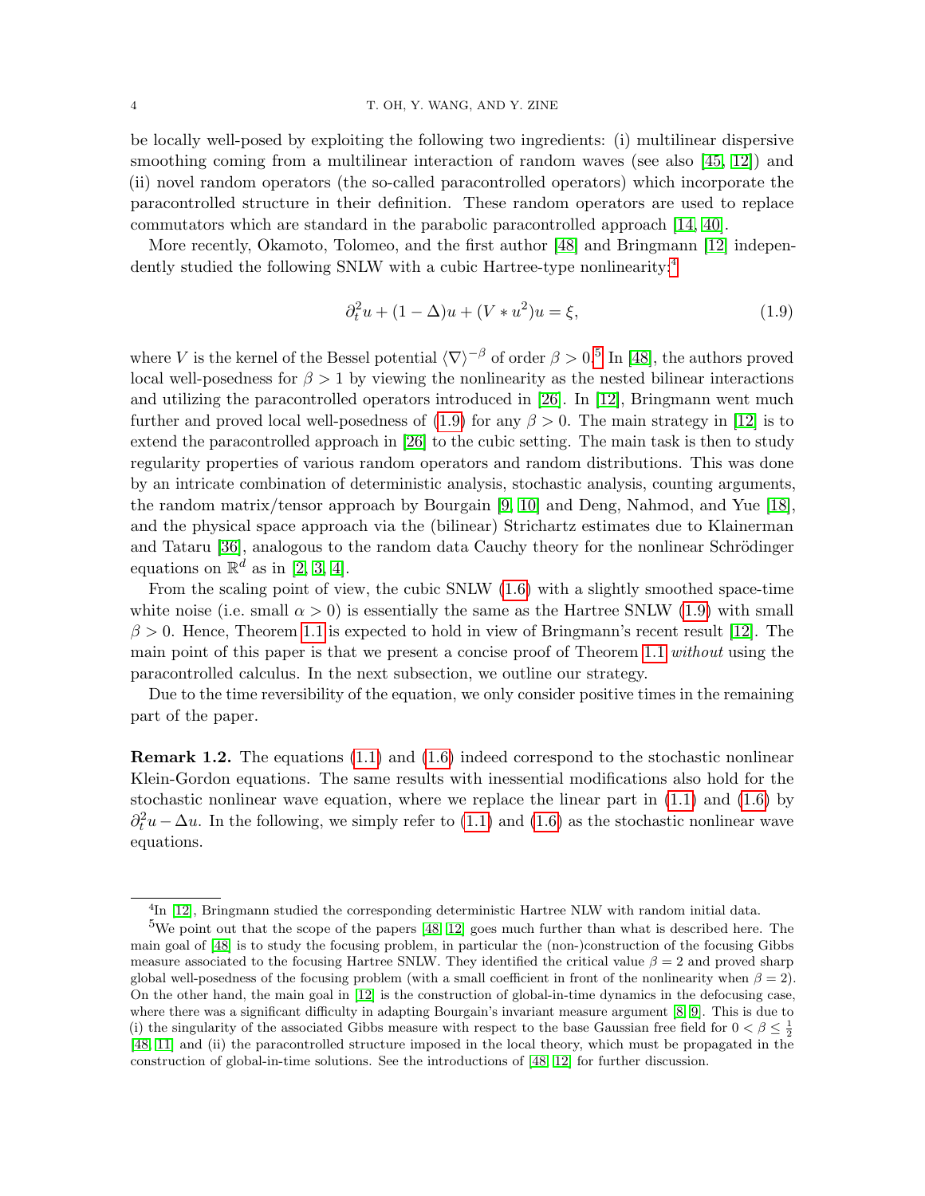be locally well-posed by exploiting the following two ingredients: (i) multilinear dispersive smoothing coming from a multilinear interaction of random waves (see also [45, 12]) and (ii) novel random operators (the so-called paracontrolled operators) which incorporate the paracontrolled structure in their definition. These random operators are used to replace commutators which are standard in the parabolic paracontrolled approach [14, 40].

More recently, Okamoto, Tolomeo, and the first author [48] and Bringmann [12] independently studied the following SNLW with a cubic Hartree-type nonlinearity:[4]

$$\partial_t^2 u + (1 - \Delta)u + (V * u^2)u = \xi, \tag{1.9}$$

where $V$ is the kernel of the Bessel potential $\langle \nabla \rangle^{-\beta}$ of order $\beta > 0$.[5] In [48], the authors proved local well-posedness for $\beta > 1$ by viewing the nonlinearity as the nested bilinear interactions and utilizing the paracontrolled operators introduced in [26]. In [12], Bringmann went much further and proved local well-posedness of (1.9) for any $\beta > 0$. The main strategy in [12] is to extend the paracontrolled approach in [26] to the cubic setting. The main task is then to study regularity properties of various random operators and random distributions. This was done by an intricate combination of deterministic analysis, stochastic analysis, counting arguments, the random matrix/tensor approach by Bourgain [9, 10] and Deng, Nahmod, and Yue [18], and the physical space approach via the (bilinear) Strichartz estimates due to Klainerman and Tataru [36], analogous to the random data Cauchy theory for the nonlinear Schrödinger equations on $\mathbb{R}^d$ as in [2, 3, 4].

From the scaling point of view, the cubic SNLW (1.6) with a slightly smoothed space-time white noise (i.e. small $\alpha > 0$) is essentially the same as the Hartree SNLW (1.9) with small $\beta > 0$. Hence, Theorem 1.1 is expected to hold in view of Bringmann's recent result [12]. The main point of this paper is that we present a concise proof of Theorem 1.1 *without* using the paracontrolled calculus. In the next subsection, we outline our strategy.

Due to the time reversibility of the equation, we only consider positive times in the remaining part of the paper.

**Remark 1.2.** The equations (1.1) and (1.6) indeed correspond to the stochastic nonlinear Klein-Gordon equations. The same results with inessential modifications also hold for the stochastic nonlinear wave equation, where we replace the linear part in (1.1) and (1.6) by $\partial_t^2 u - \Delta u$. In the following, we simply refer to (1.1) and (1.6) as the stochastic nonlinear wave equations.

---

[4] In [12], Bringmann studied the corresponding deterministic Hartree NLW with random initial data.

[5] We point out that the scope of the papers [48, 12] goes much further than what is described here. The main goal of [48] is to study the focusing problem, in particular the (non-)construction of the focusing Gibbs measure associated to the focusing Hartree SNLW. They identified the critical value $\beta = 2$ and proved sharp global well-posedness of the focusing problem (with a small coefficient in front of the nonlinearity when $\beta = 2$). On the other hand, the main goal in [12] is the construction of global-in-time dynamics in the defocusing case, where there was a significant difficulty in adapting Bourgain's invariant measure argument [8, 9]. This is due to (i) the singularity of the associated Gibbs measure with respect to the base Gaussian free field for $0 < \beta \leq \frac{1}{2}$ [48, 11] and (ii) the paracontrolled structure imposed in the local theory, which must be propagated in the construction of global-in-time solutions. See the introductions of [48, 12] for further discussion.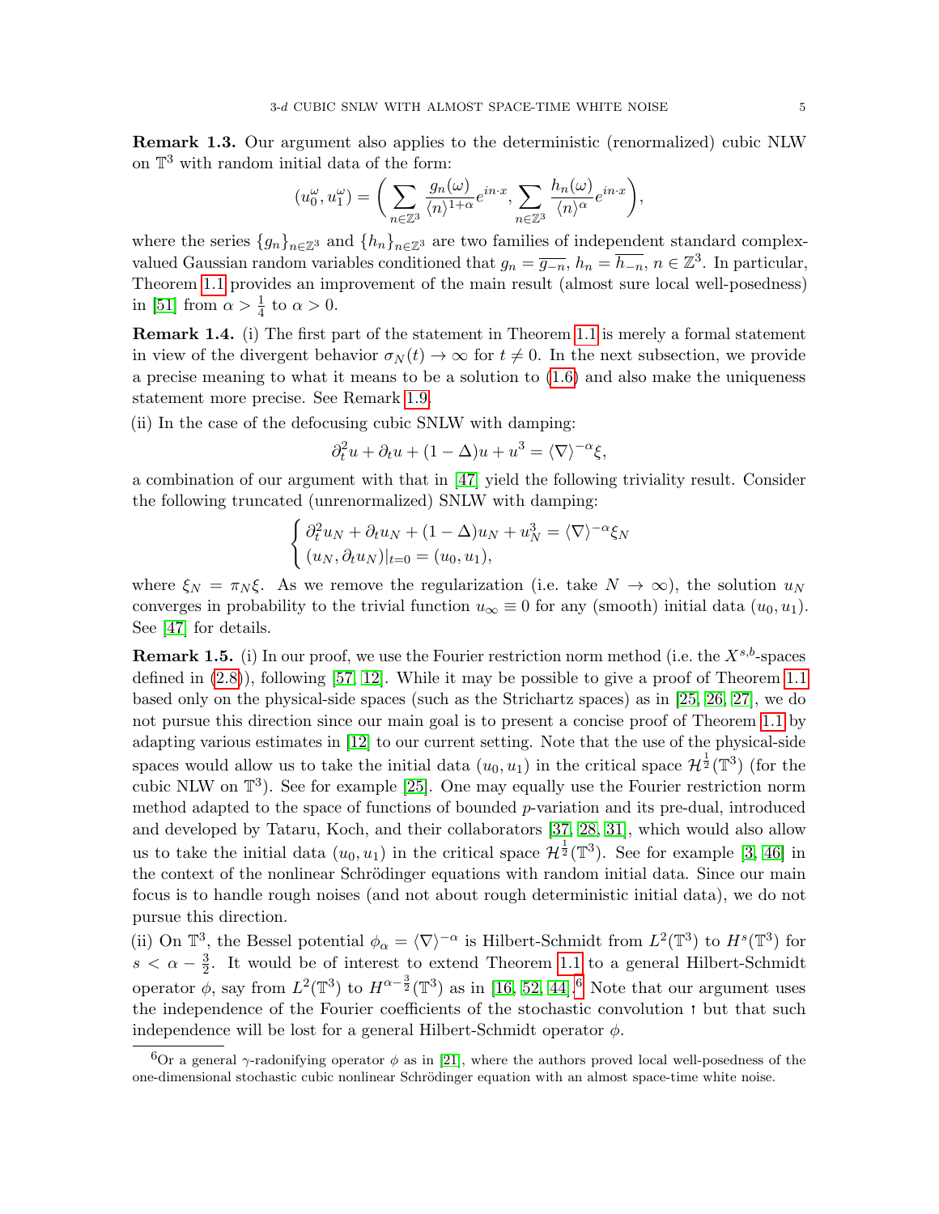**Remark 1.3.** Our argument also applies to the deterministic (renormalized) cubic NLW on $\mathbb{T}^3$ with random initial data of the form:

$$(u_0^\omega, u_1^\omega) = \bigg( \sum_{n\in\mathbb{Z}^3} \frac{g_n(\omega)}{\langle n\rangle^{1+\alpha}} e^{in\cdot x}, \sum_{n\in\mathbb{Z}^3} \frac{h_n(\omega)}{\langle n\rangle^{\alpha}} e^{in\cdot x} \bigg),$$

where the series $\{g_n\}_{n\in\mathbb{Z}^3}$ and $\{h_n\}_{n\in\mathbb{Z}^3}$ are two families of independent standard complex-valued Gaussian random variables conditioned that $g_n = \overline{g_{-n}}$, $h_n = \overline{h_{-n}}$, $n \in \mathbb{Z}^3$. In particular, Theorem 1.1 provides an improvement of the main result (almost sure local well-posedness) in [51] from $\alpha > \frac{1}{4}$ to $\alpha > 0$.

**Remark 1.4.** (i) The first part of the statement in Theorem 1.1 is merely a formal statement in view of the divergent behavior $\sigma_N(t) \to \infty$ for $t \neq 0$. In the next subsection, we provide a precise meaning to what it means to be a solution to (1.6) and also make the uniqueness statement more precise. See Remark 1.9.

(ii) In the case of the defocusing cubic SNLW with damping:

$$\partial_t^2 u + \partial_t u + (1-\Delta)u + u^3 = \langle\nabla\rangle^{-\alpha}\xi,$$

a combination of our argument with that in [47] yield the following triviality result. Consider the following truncated (unrenormalized) SNLW with damping:

$$\begin{cases} \partial_t^2 u_N + \partial_t u_N + (1-\Delta)u_N + u_N^3 = \langle\nabla\rangle^{-\alpha}\xi_N \\ (u_N, \partial_t u_N)|_{t=0} = (u_0, u_1), \end{cases}$$

where $\xi_N = \pi_N \xi$. As we remove the regularization (i.e. take $N \to \infty$), the solution $u_N$ converges in probability to the trivial function $u_\infty \equiv 0$ for any (smooth) initial data $(u_0, u_1)$. See [47] for details.

**Remark 1.5.** (i) In our proof, we use the Fourier restriction norm method (i.e. the $X^{s,b}$-spaces defined in (2.8)), following [57, 12]. While it may be possible to give a proof of Theorem 1.1 based only on the physical-side spaces (such as the Strichartz spaces) as in [25, 26, 27], we do not pursue this direction since our main goal is to present a concise proof of Theorem 1.1 by adapting various estimates in [12] to our current setting. Note that the use of the physical-side spaces would allow us to take the initial data $(u_0, u_1)$ in the critical space $\mathcal{H}^{\frac{1}{2}}(\mathbb{T}^3)$ (for the cubic NLW on $\mathbb{T}^3$). See for example [25]. One may equally use the Fourier restriction norm method adapted to the space of functions of bounded $p$-variation and its pre-dual, introduced and developed by Tataru, Koch, and their collaborators [37, 28, 31], which would also allow us to take the initial data $(u_0, u_1)$ in the critical space $\mathcal{H}^{\frac{1}{2}}(\mathbb{T}^3)$. See for example [3, 46] in the context of the nonlinear Schrödinger equations with random initial data. Since our main focus is to handle rough noises (and not about rough deterministic initial data), we do not pursue this direction.

(ii) On $\mathbb{T}^3$, the Bessel potential $\phi_\alpha = \langle\nabla\rangle^{-\alpha}$ is Hilbert-Schmidt from $L^2(\mathbb{T}^3)$ to $H^s(\mathbb{T}^3)$ for $s < \alpha - \frac{3}{2}$. It would be of interest to extend Theorem 1.1 to a general Hilbert-Schmidt operator $\phi$, say from $L^2(\mathbb{T}^3)$ to $H^{\alpha-\frac{3}{2}}(\mathbb{T}^3)$ as in [16, 52, 44].[6] Note that our argument uses the independence of the Fourier coefficients of the stochastic convolution $\Psi$ but that such independence will be lost for a general Hilbert-Schmidt operator $\phi$.

[6] Or a general $\gamma$-radonifying operator $\phi$ as in [21], where the authors proved local well-posedness of the one-dimensional stochastic cubic nonlinear Schrödinger equation with an almost space-time white noise.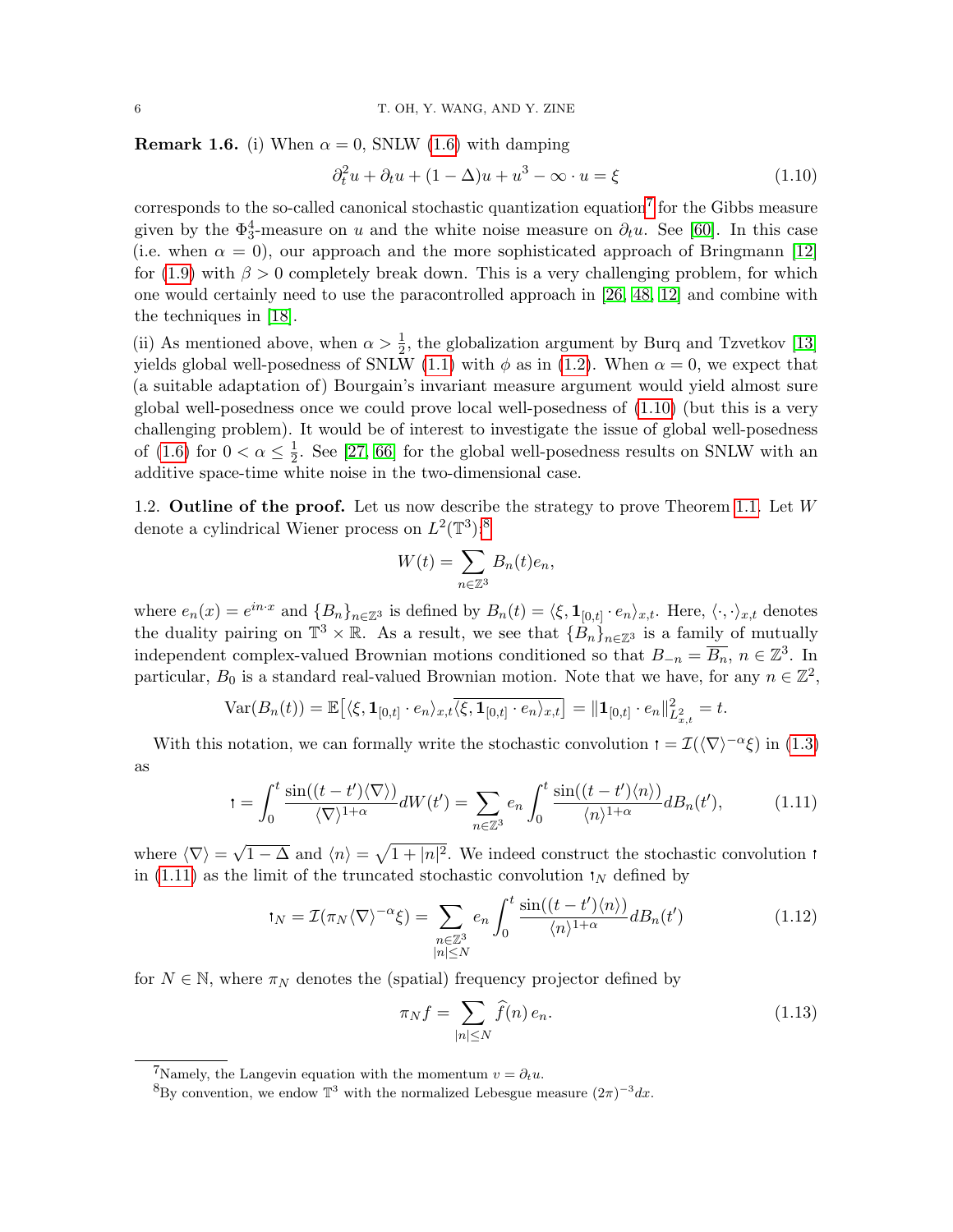**Remark 1.6.** (i) When $\alpha = 0$, SNLW (1.6) with damping

$$\partial_t^2 u + \partial_t u + (1 - \Delta)u + u^3 - \infty \cdot u = \xi \tag{1.10}$$

corresponds to the so-called canonical stochastic quantization equation[7] for the Gibbs measure given by the $\Phi^4_3$-measure on $u$ and the white noise measure on $\partial_t u$. See [60]. In this case (i.e. when $\alpha = 0$), our approach and the more sophisticated approach of Bringmann [12] for (1.9) with $\beta > 0$ completely break down. This is a very challenging problem, for which one would certainly need to use the paracontrolled approach in [26, 48, 12] and combine with the techniques in [18].

(ii) As mentioned above, when $\alpha > \frac{1}{2}$, the globalization argument by Burq and Tzvetkov [13] yields global well-posedness of SNLW (1.1) with $\phi$ as in (1.2). When $\alpha = 0$, we expect that (a suitable adaptation of) Bourgain's invariant measure argument would yield almost sure global well-posedness once we could prove local well-posedness of (1.10) (but this is a very challenging problem). It would be of interest to investigate the issue of global well-posedness of (1.6) for $0 < \alpha \leq \frac{1}{2}$. See [27, 66] for the global well-posedness results on SNLW with an additive space-time white noise in the two-dimensional case.

1.2. **Outline of the proof.** Let us now describe the strategy to prove Theorem 1.1. Let $W$ denote a cylindrical Wiener process on $L^2(\mathbb{T}^3)$:[8]

$$W(t) = \sum_{n \in \mathbb{Z}^3} B_n(t) e_n,$$

where $e_n(x) = e^{in\cdot x}$ and $\{B_n\}_{n\in\mathbb{Z}^3}$ is defined by $B_n(t) = \langle \xi, \mathbf{1}_{[0,t]} \cdot e_n \rangle_{x,t}$. Here, $\langle \cdot, \cdot \rangle_{x,t}$ denotes the duality pairing on $\mathbb{T}^3 \times \mathbb{R}$. As a result, we see that $\{B_n\}_{n\in\mathbb{Z}^3}$ is a family of mutually independent complex-valued Brownian motions conditioned so that $B_{-n} = \overline{B_n}$, $n \in \mathbb{Z}^3$. In particular, $B_0$ is a standard real-valued Brownian motion. Note that we have, for any $n \in \mathbb{Z}^2$,

$$\operatorname{Var}(B_n(t)) = \mathbb{E}\big[\langle \xi, \mathbf{1}_{[0,t]} \cdot e_n \rangle_{x,t} \overline{\langle \xi, \mathbf{1}_{[0,t]} \cdot e_n \rangle_{x,t}}\big] = \| \mathbf{1}_{[0,t]} \cdot e_n \|^2_{L^2_{x,t}} = t.$$

With this notation, we can formally write the stochastic convolution $\uparrow = \mathcal{I}(\langle \nabla \rangle^{-\alpha} \xi)$ in (1.3) as

$$\uparrow = \int_0^t \frac{\sin((t-t')\langle \nabla \rangle)}{\langle \nabla \rangle^{1+\alpha}} dW(t') = \sum_{n\in\mathbb{Z}^3} e_n \int_0^t \frac{\sin((t-t')\langle n \rangle)}{\langle n \rangle^{1+\alpha}} dB_n(t'), \tag{1.11}$$

where $\langle \nabla \rangle = \sqrt{1 - \Delta}$ and $\langle n \rangle = \sqrt{1 + |n|^2}$. We indeed construct the stochastic convolution $\uparrow$ in (1.11) as the limit of the truncated stochastic convolution $\uparrow_N$ defined by

$$\uparrow_N = \mathcal{I}(\pi_N \langle \nabla \rangle^{-\alpha} \xi) = \sum_{\substack{n\in\mathbb{Z}^3 \\ |n| \leq N}} e_n \int_0^t \frac{\sin((t-t')\langle n \rangle)}{\langle n \rangle^{1+\alpha}} dB_n(t') \tag{1.12}$$

for $N \in \mathbb{N}$, where $\pi_N$ denotes the (spatial) frequency projector defined by

$$\pi_N f = \sum_{|n| \leq N} \widehat{f}(n)\, e_n. \tag{1.13}$$

---

[7] Namely, the Langevin equation with the momentum $v = \partial_t u$.

[8] By convention, we endow $\mathbb{T}^3$ with the normalized Lebesgue measure $(2\pi)^{-3} dx$.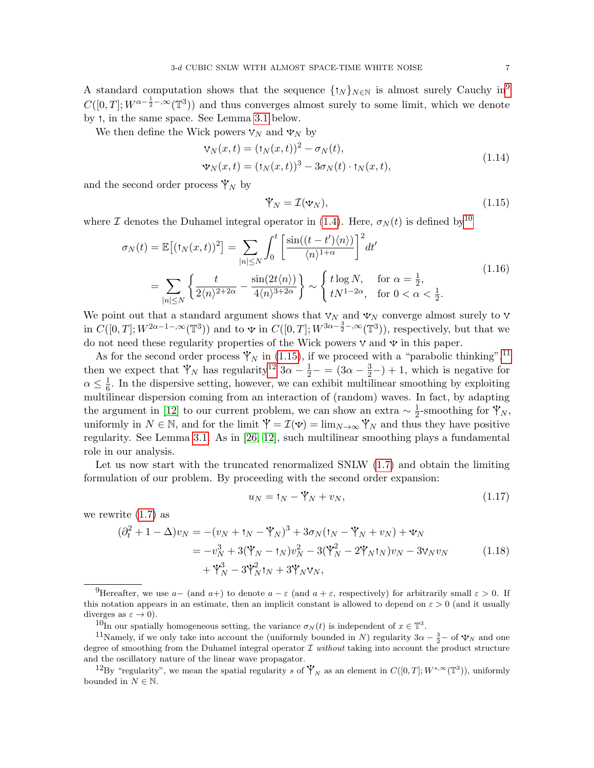A standard computation shows that the sequence $\{\mathord{\uparrow}_N\}_{N\in\mathbb{N}}$ is almost surely Cauchy in[9] $C([0,T]; W^{\alpha-\frac{1}{2}-,\infty}(\mathbb{T}^3))$ and thus converges almost surely to some limit, which we denote by $\mathord{\uparrow}$, in the same space. See Lemma 3.1 below.

We then define the Wick powers $\vee_N$ and $\Psi_N$ by

$$
\begin{aligned}
\vee_N(x,t) &= (\mathord{\uparrow}_N(x,t))^2 - \sigma_N(t),\\
\Psi_N(x,t) &= (\mathord{\uparrow}_N(x,t))^3 - 3\sigma_N(t)\cdot \mathord{\uparrow}_N(x,t),
\end{aligned}
\tag{1.14}
$$

and the second order process $\Upsilon_N$ by

$$
\Upsilon_N = \mathcal{I}(\Psi_N), \tag{1.15}
$$

where $\mathcal{I}$ denotes the Duhamel integral operator in (1.4). Here, $\sigma_N(t)$ is defined by[10]

$$
\begin{aligned}
\sigma_N(t) = \mathbb{E}\big[(\mathord{\uparrow}_N(x,t))^2\big] &= \sum_{|n|\le N}\int_0^t \bigg[\frac{\sin((t-t')\langle n\rangle)}{\langle n\rangle^{1+\alpha}}\bigg]^2 dt'\\
&= \sum_{|n|\le N}\bigg\{\frac{t}{2\langle n\rangle^{2+2\alpha}} - \frac{\sin(2t\langle n\rangle)}{4\langle n\rangle^{3+2\alpha}}\bigg\} \sim \begin{cases} t\log N, & \text{for } \alpha = \frac{1}{2},\\ tN^{1-2\alpha}, & \text{for } 0<\alpha<\frac{1}{2}.\end{cases}
\end{aligned}
\tag{1.16}
$$

We point out that a standard argument shows that $\vee_N$ and $\Psi_N$ converge almost surely to $\vee$ in $C([0,T];W^{2\alpha-1-,\infty}(\mathbb{T}^3))$ and to $\Psi$ in $C([0,T];W^{3\alpha-\frac{3}{2}-,\infty}(\mathbb{T}^3))$, respectively, but that we do not need these regularity properties of the Wick powers $\vee$ and $\Psi$ in this paper.

As for the second order process $\Upsilon_N$ in (1.15), if we proceed with a "parabolic thinking",[11] then we expect that $\Upsilon_N$ has regularity[12] $3\alpha - \frac{1}{2}- = (3\alpha - \frac{3}{2}-) + 1$, which is negative for $\alpha \le \frac{1}{6}$. In the dispersive setting, however, we can exhibit multilinear smoothing by exploiting multilinear dispersion coming from an interaction of (random) waves. In fact, by adapting the argument in [12] to our current problem, we can show an extra $\sim \frac{1}{2}$-smoothing for $\Upsilon_N$, uniformly in $N\in\mathbb{N}$, and for the limit $\Upsilon = \mathcal{I}(\Psi) = \lim_{N\to\infty}\Upsilon_N$ and thus they have positive regularity. See Lemma 3.1. As in [26, 12], such multilinear smoothing plays a fundamental role in our analysis.

Let us now start with the truncated renormalized SNLW (1.7) and obtain the limiting formulation of our problem. By proceeding with the second order expansion:

$$
u_N = \mathord{\uparrow}_N - \Upsilon_N + v_N, \tag{1.17}
$$

we rewrite (1.7) as

$$
\begin{aligned}
(\partial_t^2 + 1 - \Delta)v_N &= -(v_N + \mathord{\uparrow}_N - \Upsilon_N)^3 + 3\sigma_N(\mathord{\uparrow}_N - \Upsilon_N + v_N) + \Psi_N\\
&= -v_N^3 + 3(\Upsilon_N - \mathord{\uparrow}_N)v_N^2 - 3(\Upsilon_N^2 - 2\Upsilon_N\mathord{\uparrow}_N)v_N - 3\vee_N v_N\\
&\quad + \Upsilon_N^3 - 3\Upsilon_N^2\mathord{\uparrow}_N + 3\Upsilon_N\vee_N,
\end{aligned}
\tag{1.18}
$$

---

[9] Hereafter, we use $a-$ (and $a+$) to denote $a-\varepsilon$ (and $a+\varepsilon$, respectively) for arbitrarily small $\varepsilon>0$. If this notation appears in an estimate, then an implicit constant is allowed to depend on $\varepsilon>0$ (and it usually diverges as $\varepsilon\to 0$).

[10] In our spatially homogeneous setting, the variance $\sigma_N(t)$ is independent of $x\in\mathbb{T}^3$.

[11] Namely, if we only take into account the (uniformly bounded in $N$) regularity $3\alpha-\frac{3}{2}-$ of $\Psi_N$ and one degree of smoothing from the Duhamel integral operator $\mathcal{I}$ *without* taking into account the product structure and the oscillatory nature of the linear wave propagator.

[12] By "regularity", we mean the spatial regularity $s$ of $\Upsilon_N$ as an element in $C([0,T];W^{s,\infty}(\mathbb{T}^3))$, uniformly bounded in $N\in\mathbb{N}$.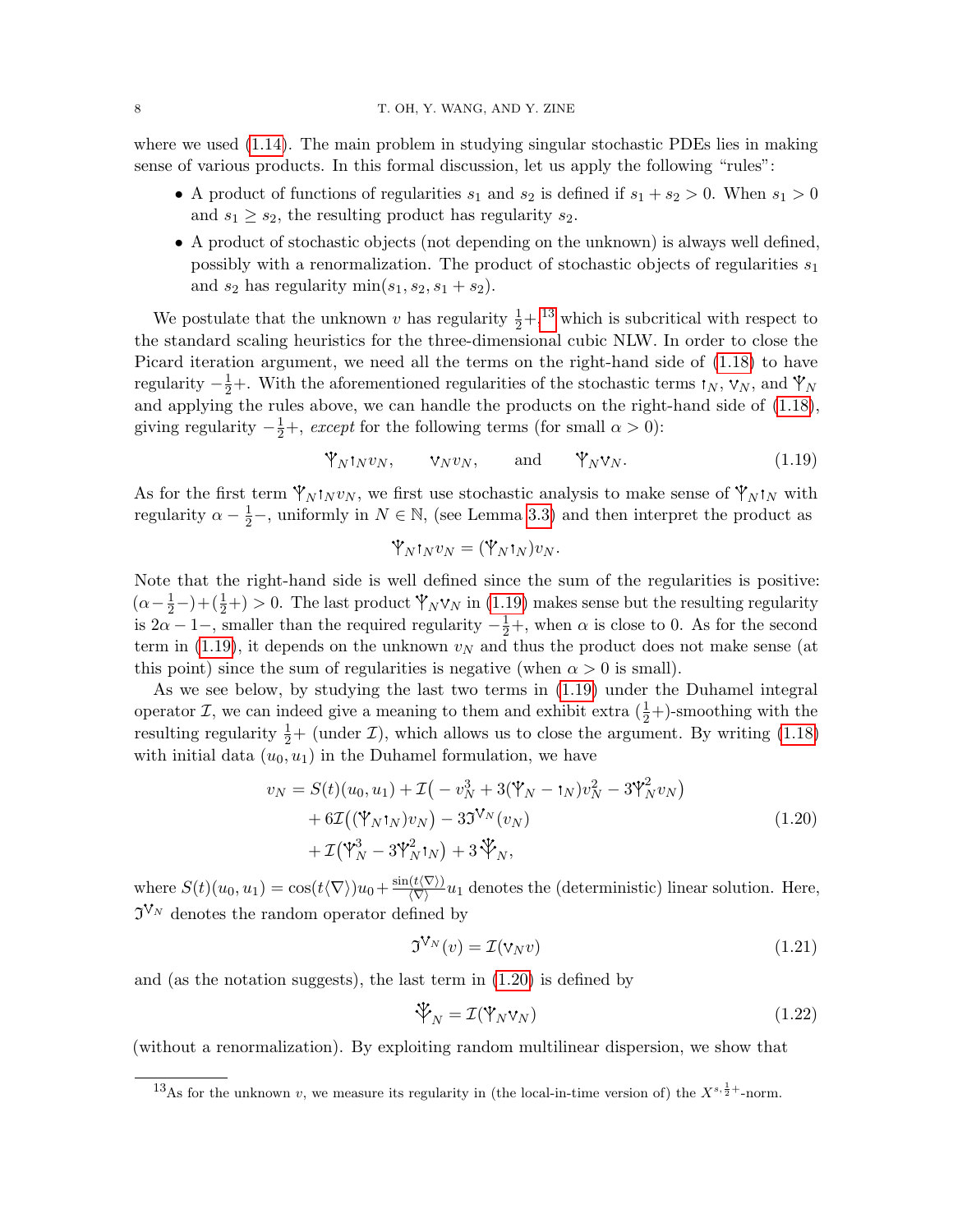where we used (1.14). The main problem in studying singular stochastic PDEs lies in making sense of various products. In this formal discussion, let us apply the following "rules":

- A product of functions of regularities $s_1$ and $s_2$ is defined if $s_1 + s_2 > 0$. When $s_1 > 0$ and $s_1 \geq s_2$, the resulting product has regularity $s_2$.
- A product of stochastic objects (not depending on the unknown) is always well defined, possibly with a renormalization. The product of stochastic objects of regularities $s_1$ and $s_2$ has regularity $\min(s_1, s_2, s_1 + s_2)$.

We postulate that the unknown $v$ has regularity $\frac{1}{2}+$,[13] which is subcritical with respect to the standard scaling heuristics for the three-dimensional cubic NLW. In order to close the Picard iteration argument, we need all the terms on the right-hand side of (1.18) to have regularity $-\frac{1}{2}+$. With the aforementioned regularities of the stochastic terms $\uparrow_N$, $\vee_N$, and $\Psi_N$ and applying the rules above, we can handle the products on the right-hand side of (1.18), giving regularity $-\frac{1}{2}+$, *except* for the following terms (for small $\alpha > 0$):

$$
\Psi_N \uparrow_N v_N, \qquad \vee_N v_N, \qquad \text{and} \qquad \Psi_N \vee_N. \tag{1.19}
$$

As for the first term $\Psi_N \uparrow_N v_N$, we first use stochastic analysis to make sense of $\Psi_N \uparrow_N$ with regularity $\alpha - \frac{1}{2}-$, uniformly in $N \in \mathbb{N}$, (see Lemma 3.3) and then interpret the product as

$$
\Psi_N \uparrow_N v_N = (\Psi_N \uparrow_N) v_N.
$$

Note that the right-hand side is well defined since the sum of the regularities is positive: $(\alpha - \frac{1}{2}-) + (\frac{1}{2}+) > 0$. The last product $\Psi_N \vee_N$ in (1.19) makes sense but the resulting regularity is $2\alpha - 1-$, smaller than the required regularity $-\frac{1}{2}+$, when $\alpha$ is close to 0. As for the second term in (1.19), it depends on the unknown $v_N$ and thus the product does not make sense (at this point) since the sum of regularities is negative (when $\alpha > 0$ is small).

As we see below, by studying the last two terms in (1.19) under the Duhamel integral operator $\mathcal{I}$, we can indeed give a meaning to them and exhibit extra $(\frac{1}{2}+)$-smoothing with the resulting regularity $\frac{1}{2}+$ (under $\mathcal{I}$), which allows us to close the argument. By writing (1.18) with initial data $(u_0, u_1)$ in the Duhamel formulation, we have

$$
\begin{aligned}
v_N = S(t)(u_0, u_1) &+ \mathcal{I}\big( - v_N^3 + 3(\Psi_N - \uparrow_N) v_N^2 - 3\Psi_N^2 v_N \big) \\
&+ 6\mathcal{I}\big( (\Psi_N \uparrow_N) v_N \big) - 3\mathfrak{I}^{\vee_N}(v_N) \\
&+ \mathcal{I}\big( \Psi_N^3 - 3\Psi_N^2 \uparrow_N \big) + 3\,\overset{\vee}{\Psi}_N,
\end{aligned} \tag{1.20}
$$

where $S(t)(u_0, u_1) = \cos(t\langle\nabla\rangle)u_0 + \frac{\sin(t\langle\nabla\rangle)}{\langle\nabla\rangle}u_1$ denotes the (deterministic) linear solution. Here, $\mathfrak{I}^{\vee_N}$ denotes the random operator defined by

$$
\mathfrak{I}^{\vee_N}(v) = \mathcal{I}(\vee_N v) \tag{1.21}
$$

and (as the notation suggests), the last term in (1.20) is defined by

$$
\overset{\vee}{\Psi}_N = \mathcal{I}(\Psi_N \vee_N) \tag{1.22}
$$

(without a renormalization). By exploiting random multilinear dispersion, we show that

---

[13] As for the unknown $v$, we measure its regularity in (the local-in-time version of) the $X^{s,\frac{1}{2}+}$-norm.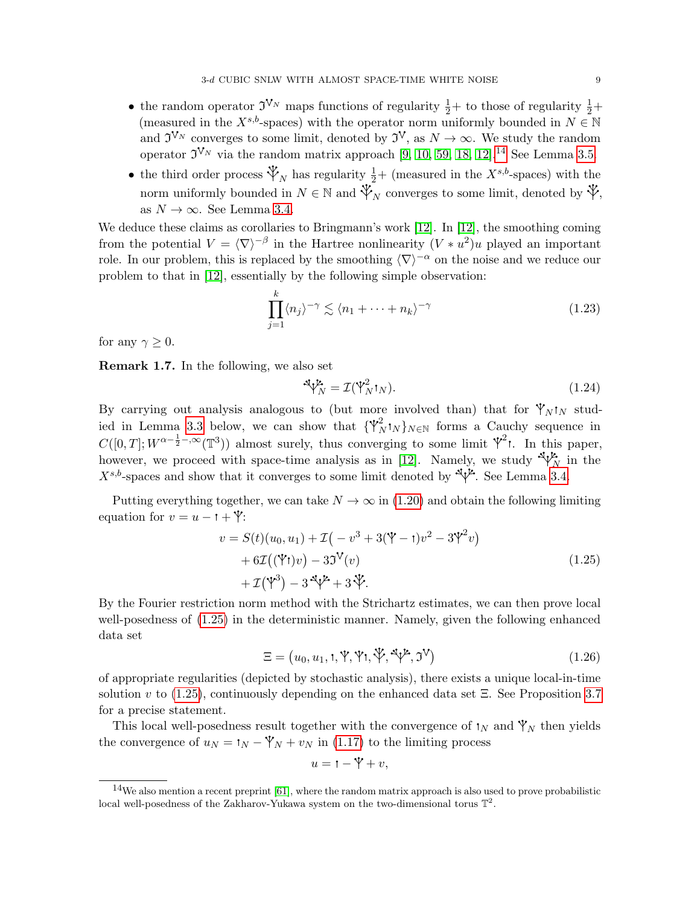- the random operator $\mathfrak{I}^{\<2>_N}$ maps functions of regularity $\frac{1}{2}+$ to those of regularity $\frac{1}{2}+$ (measured in the $X^{s,b}$-spaces) with the operator norm uniformly bounded in $N \in \mathbb{N}$ and $\mathfrak{I}^{\<2>_N}$ converges to some limit, denoted by $\mathfrak{I}^{\<2>}$, as $N \to \infty$. We study the random operator $\mathfrak{I}^{\<2>_N}$ via the random matrix approach [9, 10, 59, 18, 12].[14] See Lemma 3.5.
- the third order process $\<30>_N$ has regularity $\frac{1}{2}+$ (measured in the $X^{s,b}$-spaces) with the norm uniformly bounded in $N \in \mathbb{N}$ and $\<30>_N$ converges to some limit, denoted by $\<30>$, as $N \to \infty$. See Lemma 3.4.

We deduce these claims as corollaries to Bringmann's work [12]. In [12], the smoothing coming from the potential $V = \langle \nabla \rangle^{-\beta}$ in the Hartree nonlinearity $(V * u^2)u$ played an important role. In our problem, this is replaced by the smoothing $\langle \nabla \rangle^{-\alpha}$ on the noise and we reduce our problem to that in [12], essentially by the following simple observation:

$$
\prod_{j=1}^{k} \langle n_j \rangle^{-\gamma} \lesssim \langle n_1 + \cdots + n_k \rangle^{-\gamma} \tag{1.23}
$$

for any $\gamma \geq 0$.

**Remark 1.7.** In the following, we also set

$$
\<221>_N = \mathcal{I}(\<20>_N^2 \<1>_N). \tag{1.24}
$$

By carrying out analysis analogous to (but more involved than) that for $\<20>_N \<1>_N$ studied in Lemma 3.3 below, we can show that $\{\<20>_N^2 \<1>_N\}_{N \in \mathbb{N}}$ forms a Cauchy sequence in $C([0,T]; W^{\alpha - \frac{1}{2}-,\infty}(\mathbb{T}^3))$ almost surely, thus converging to some limit $\<20>^2 \<1>$. In this paper, however, we proceed with space-time analysis as in [12]. Namely, we study $\<221>_N$ in the $X^{s,b}$-spaces and show that it converges to some limit denoted by $\<221>$. See Lemma 3.4.

Putting everything together, we can take $N \to \infty$ in (1.20) and obtain the following limiting equation for $v = u - \<1> + \<20>$:

$$
\begin{aligned}
v = S(t)(u_0, u_1) &+ \mathcal{I}\big( -v^3 + 3(\<20> - \<1>)v^2 - 3\<20>^2 v \big) \\
&+ 6\mathcal{I}\big( (\<20>\<1>) v \big) - 3\mathfrak{I}^{\<2>}(v) \\
&+ \mathcal{I}\big( \<20>^3 \big) - 3\,\<221> + 3\,\<30>.
\end{aligned} \tag{1.25}
$$

By the Fourier restriction norm method with the Strichartz estimates, we can then prove local well-posedness of (1.25) in the deterministic manner. Namely, given the following enhanced data set

$$
\Xi = \big( u_0, u_1, \<1>, \<20>, \<20>\<1>, \<30>, \<221>, \mathfrak{I}^{\<2>} \big) \tag{1.26}
$$

of appropriate regularities (depicted by stochastic analysis), there exists a unique local-in-time solution $v$ to (1.25), continuously depending on the enhanced data set $\Xi$. See Proposition 3.7 for a precise statement.

This local well-posedness result together with the convergence of $\<1>_N$ and $\<20>_N$ then yields the convergence of $u_N = \<1>_N - \<20>_N + v_N$ in (1.17) to the limiting process

$$
u = \<1> - \<20> + v,
$$

[14] We also mention a recent preprint [61], where the random matrix approach is also used to prove probabilistic local well-posedness of the Zakharov-Yukawa system on the two-dimensional torus $\mathbb{T}^2$.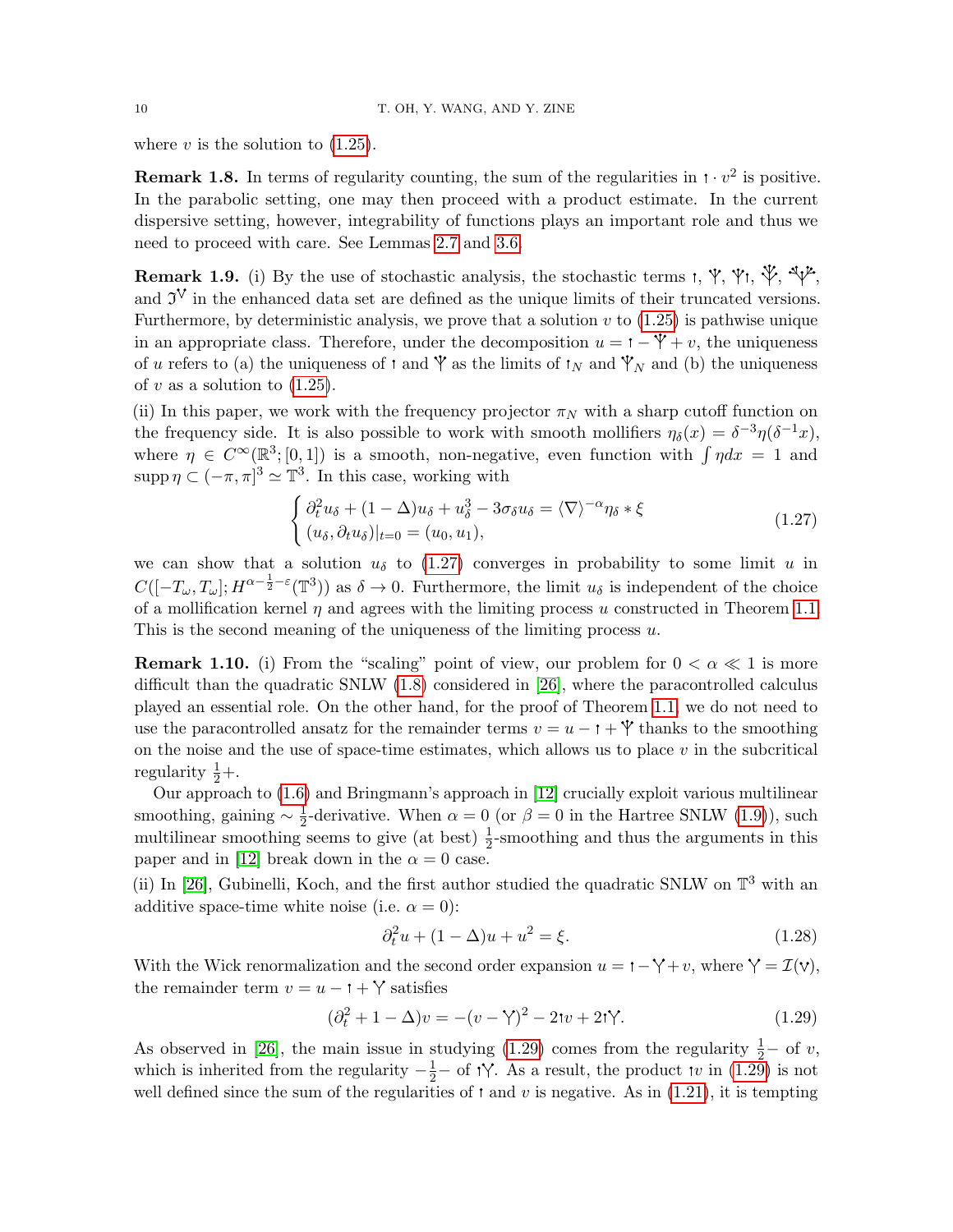where $v$ is the solution to (1.25).

**Remark 1.8.** In terms of regularity counting, the sum of the regularities in $\uparrow \cdot v^2$ is positive. In the parabolic setting, one may then proceed with a product estimate. In the current dispersive setting, however, integrability of functions plays an important role and thus we need to proceed with care. See Lemmas 2.7 and 3.6.

**Remark 1.9.** (i) By the use of stochastic analysis, the stochastic terms $\uparrow$, $\Psi$, $\Psi\uparrow$, $\<320>$, $\<3,3>$, and $\mathfrak{I}^{\vee}$ in the enhanced data set are defined as the unique limits of their truncated versions. Furthermore, by deterministic analysis, we prove that a solution $v$ to (1.25) is pathwise unique in an appropriate class. Therefore, under the decomposition $u = \uparrow - \Psi + v$, the uniqueness of $u$ refers to (a) the uniqueness of $\uparrow$ and $\Psi$ as the limits of $\uparrow_N$ and $\Psi_N$ and (b) the uniqueness of $v$ as a solution to (1.25).

(ii) In this paper, we work with the frequency projector $\pi_N$ with a sharp cutoff function on the frequency side. It is also possible to work with smooth mollifiers $\eta_\delta(x) = \delta^{-3}\eta(\delta^{-1}x)$, where $\eta \in C^\infty(\mathbb{R}^3; [0,1])$ is a smooth, non-negative, even function with $\int \eta dx = 1$ and $\operatorname{supp} \eta \subset (-\pi, \pi]^3 \simeq \mathbb{T}^3$. In this case, working with

$$
\begin{cases}
\partial_t^2 u_\delta + (1-\Delta)u_\delta + u_\delta^3 - 3\sigma_\delta u_\delta = \langle \nabla \rangle^{-\alpha} \eta_\delta * \xi \\
(u_\delta, \partial_t u_\delta)|_{t=0} = (u_0, u_1),
\end{cases}
\tag{1.27}
$$

we can show that a solution $u_\delta$ to (1.27) converges in probability to some limit $u$ in $C([-T_\omega, T_\omega]; H^{\alpha-\frac{1}{2}-\varepsilon}(\mathbb{T}^3))$ as $\delta \to 0$. Furthermore, the limit $u_\delta$ is independent of the choice of a mollification kernel $\eta$ and agrees with the limiting process $u$ constructed in Theorem 1.1. This is the second meaning of the uniqueness of the limiting process $u$.

**Remark 1.10.** (i) From the "scaling" point of view, our problem for $0 < \alpha \ll 1$ is more difficult than the quadratic SNLW (1.8) considered in [26], where the paracontrolled calculus played an essential role. On the other hand, for the proof of Theorem 1.1, we do not need to use the paracontrolled ansatz for the remainder terms $v = u - \uparrow + \Psi$ thanks to the smoothing on the noise and the use of space-time estimates, which allows us to place $v$ in the subcritical regularity $\frac{1}{2}+$.

Our approach to (1.6) and Bringmann's approach in [12] crucially exploit various multilinear smoothing, gaining $\sim \frac{1}{2}$-derivative. When $\alpha = 0$ (or $\beta = 0$ in the Hartree SNLW (1.9)), such multilinear smoothing seems to give (at best) $\frac{1}{2}$-smoothing and thus the arguments in this paper and in [12] break down in the $\alpha = 0$ case.

(ii) In [26], Gubinelli, Koch, and the first author studied the quadratic SNLW on $\mathbb{T}^3$ with an additive space-time white noise (i.e. $\alpha = 0$):

$$
\partial_t^2 u + (1-\Delta)u + u^2 = \xi.
\tag{1.28}
$$

With the Wick renormalization and the second order expansion $u = \uparrow - Y + v$, where $Y = \mathcal{I}(\vee)$, the remainder term $v = u - \uparrow + Y$ satisfies

$$
(\partial_t^2 + 1 - \Delta)v = -(v - Y)^2 - 2\uparrow v + 2\uparrow Y.
\tag{1.29}
$$

As observed in [26], the main issue in studying (1.29) comes from the regularity $\frac{1}{2}-$ of $v$, which is inherited from the regularity $-\frac{1}{2}-$ of $\uparrow Y$. As a result, the product $\uparrow v$ in (1.29) is not well defined since the sum of the regularities of $\uparrow$ and $v$ is negative. As in (1.21), it is tempting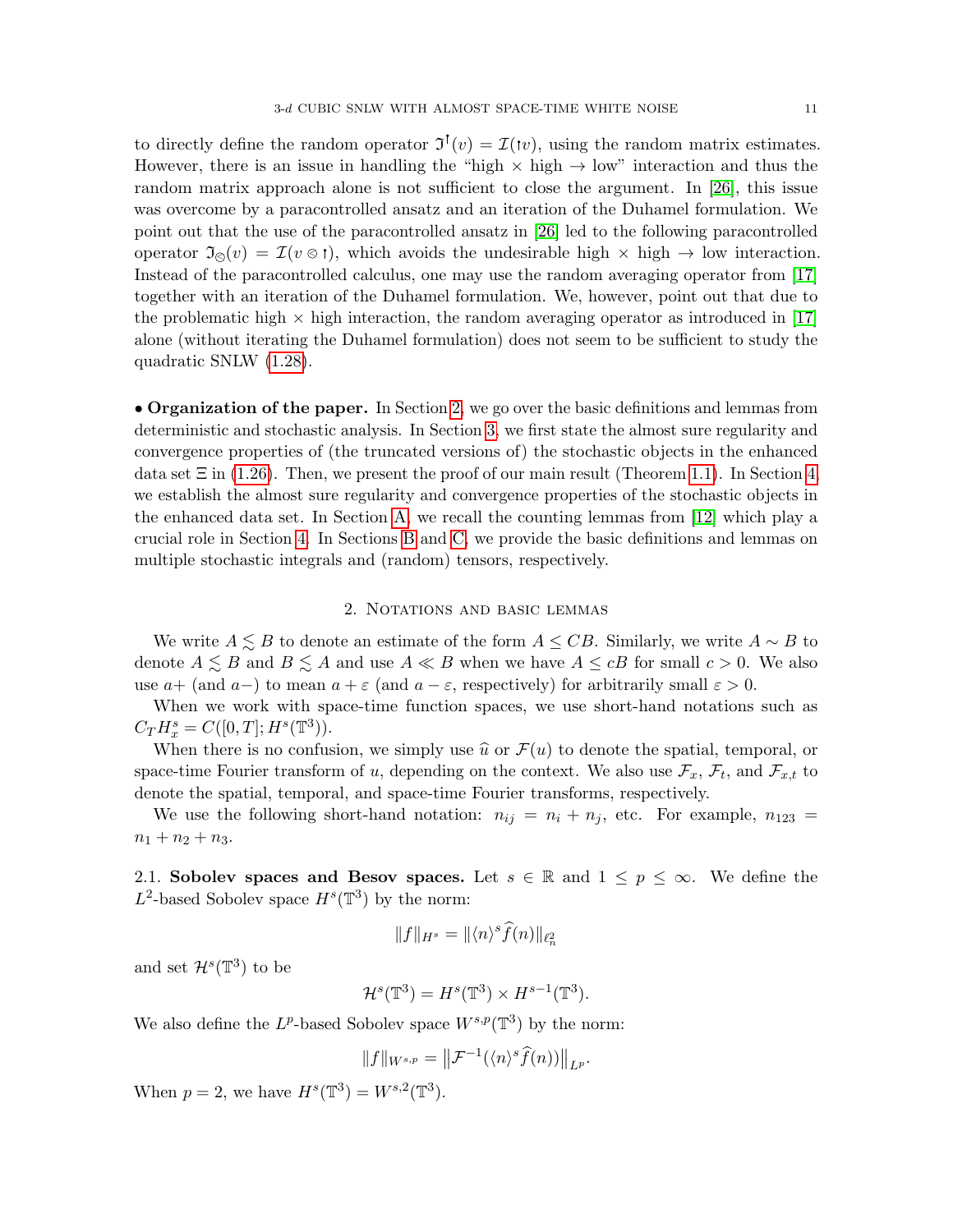to directly define the random operator $\mathfrak{I}^{\dagger}(v) = \mathcal{I}(\dagger v)$, using the random matrix estimates. However, there is an issue in handling the "high × high → low" interaction and thus the random matrix approach alone is not sufficient to close the argument. In [26], this issue was overcome by a paracontrolled ansatz and an iteration of the Duhamel formulation. We point out that the use of the paracontrolled ansatz in [26] led to the following paracontrolled operator $\mathfrak{I}_{\circledcirc}(v) = \mathcal{I}(v \circledcirc \dagger)$, which avoids the undesirable high × high → low interaction. Instead of the paracontrolled calculus, one may use the random averaging operator from [17] together with an iteration of the Duhamel formulation. We, however, point out that due to the problematic high × high interaction, the random averaging operator as introduced in [17] alone (without iterating the Duhamel formulation) does not seem to be sufficient to study the quadratic SNLW (1.28).

• **Organization of the paper.** In Section 2, we go over the basic definitions and lemmas from deterministic and stochastic analysis. In Section 3, we first state the almost sure regularity and convergence properties of (the truncated versions of) the stochastic objects in the enhanced data set $\Xi$ in (1.26). Then, we present the proof of our main result (Theorem 1.1). In Section 4, we establish the almost sure regularity and convergence properties of the stochastic objects in the enhanced data set. In Section A, we recall the counting lemmas from [12] which play a crucial role in Section 4. In Sections B and C, we provide the basic definitions and lemmas on multiple stochastic integrals and (random) tensors, respectively.

## 2. Notations and basic lemmas

We write $A \lesssim B$ to denote an estimate of the form $A \le CB$. Similarly, we write $A \sim B$ to denote $A \lesssim B$ and $B \lesssim A$ and use $A \ll B$ when we have $A \le cB$ for small $c > 0$. We also use $a+$ (and $a-$) to mean $a + \varepsilon$ (and $a - \varepsilon$, respectively) for arbitrarily small $\varepsilon > 0$.

When we work with space-time function spaces, we use short-hand notations such as $C_T H^s_x = C([0,T]; H^s(\mathbb{T}^3))$.

When there is no confusion, we simply use $\widehat{u}$ or $\mathcal{F}(u)$ to denote the spatial, temporal, or space-time Fourier transform of $u$, depending on the context. We also use $\mathcal{F}_x$, $\mathcal{F}_t$, and $\mathcal{F}_{x,t}$ to denote the spatial, temporal, and space-time Fourier transforms, respectively.

We use the following short-hand notation: $n_{ij} = n_i + n_j$, etc. For example, $n_{123} = n_1 + n_2 + n_3$.

### 2.1. Sobolev spaces and Besov spaces.

Let $s \in \mathbb{R}$ and $1 \le p \le \infty$. We define the $L^2$-based Sobolev space $H^s(\mathbb{T}^3)$ by the norm:

$$\|f\|_{H^s} = \|\langle n \rangle^s \widehat{f}(n)\|_{\ell^2_n}$$

and set $\mathcal{H}^s(\mathbb{T}^3)$ to be

$$\mathcal{H}^s(\mathbb{T}^3) = H^s(\mathbb{T}^3) \times H^{s-1}(\mathbb{T}^3).$$

We also define the $L^p$-based Sobolev space $W^{s,p}(\mathbb{T}^3)$ by the norm:

$$\|f\|_{W^{s,p}} = \big\|\mathcal{F}^{-1}(\langle n \rangle^s \widehat{f}(n))\big\|_{L^p}.$$

When $p = 2$, we have $H^s(\mathbb{T}^3) = W^{s,2}(\mathbb{T}^3)$.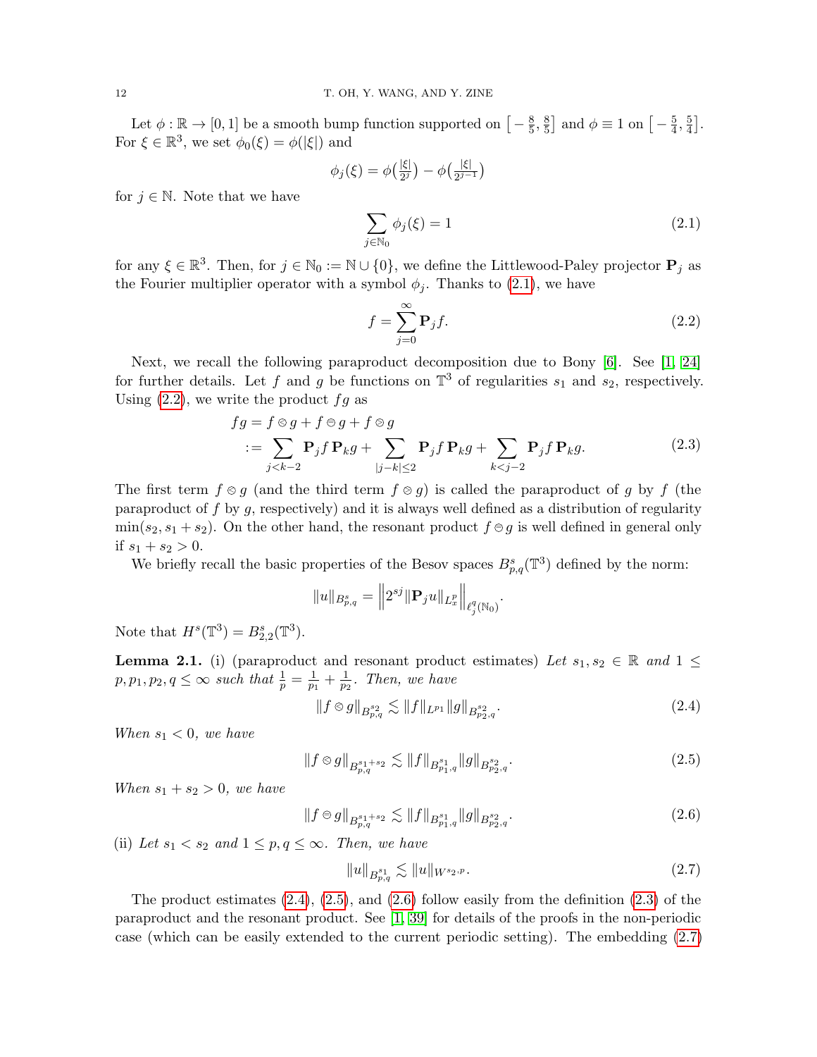Let $\phi : \mathbb{R} \to [0,1]$ be a smooth bump function supported on $\big[-\frac{8}{5}, \frac{8}{5}\big]$ and $\phi \equiv 1$ on $\big[-\frac{5}{4}, \frac{5}{4}\big]$. For $\xi \in \mathbb{R}^3$, we set $\phi_0(\xi) = \phi(|\xi|)$ and

$$\phi_j(\xi) = \phi\big(\tfrac{|\xi|}{2^j}\big) - \phi\big(\tfrac{|\xi|}{2^{j-1}}\big)$$

for $j \in \mathbb{N}$. Note that we have

$$\sum_{j \in \mathbb{N}_0} \phi_j(\xi) = 1 \tag{2.1}$$

for any $\xi \in \mathbb{R}^3$. Then, for $j \in \mathbb{N}_0 := \mathbb{N} \cup \{0\}$, we define the Littlewood-Paley projector $\mathbf{P}_j$ as the Fourier multiplier operator with a symbol $\phi_j$. Thanks to (2.1), we have

$$f = \sum_{j=0}^{\infty} \mathbf{P}_j f. \tag{2.2}$$

Next, we recall the following paraproduct decomposition due to Bony [6]. See [1, 24] for further details. Let $f$ and $g$ be functions on $\mathbb{T}^3$ of regularities $s_1$ and $s_2$, respectively. Using (2.2), we write the product $fg$ as

$$\begin{aligned} fg &= f \mathbin{\otimes\!\!\!\!<} g + f \mathbin{\ominus} g + f \mathbin{\otimes\!\!\!\!>} g \\ &:= \sum_{j<k-2} \mathbf{P}_j f \, \mathbf{P}_k g + \sum_{|j-k| \le 2} \mathbf{P}_j f \, \mathbf{P}_k g + \sum_{k<j-2} \mathbf{P}_j f \, \mathbf{P}_k g. \end{aligned} \tag{2.3}$$

The first term $f \mathbin{\otimes\!\!\!\!<} g$ (and the third term $f \mathbin{\otimes\!\!\!\!>} g$) is called the paraproduct of $g$ by $f$ (the paraproduct of $f$ by $g$, respectively) and it is always well defined as a distribution of regularity $\min(s_2, s_1 + s_2)$. On the other hand, the resonant product $f \mathbin{\ominus} g$ is well defined in general only if $s_1 + s_2 > 0$.

We briefly recall the basic properties of the Besov spaces $B^s_{p,q}(\mathbb{T}^3)$ defined by the norm:

$$\|u\|_{B^s_{p,q}} = \Big\| 2^{sj} \|\mathbf{P}_j u\|_{L^p_x} \Big\|_{\ell^q_j(\mathbb{N}_0)}.$$

Note that $H^s(\mathbb{T}^3) = B^s_{2,2}(\mathbb{T}^3)$.

**Lemma 2.1.** (i) (paraproduct and resonant product estimates) *Let $s_1, s_2 \in \mathbb{R}$ and $1 \le p, p_1, p_2, q \le \infty$ such that $\frac{1}{p} = \frac{1}{p_1} + \frac{1}{p_2}$. Then, we have*

$$\|f \mathbin{\otimes\!\!\!\!<} g\|_{B^{s_2}_{p,q}} \lesssim \|f\|_{L^{p_1}} \|g\|_{B^{s_2}_{p_2,q}}. \tag{2.4}$$

*When $s_1 < 0$, we have*

$$\|f \mathbin{\otimes\!\!\!\!<} g\|_{B^{s_1+s_2}_{p,q}} \lesssim \|f\|_{B^{s_1}_{p_1,q}} \|g\|_{B^{s_2}_{p_2,q}}. \tag{2.5}$$

*When $s_1 + s_2 > 0$, we have*

$$\|f \mathbin{\ominus} g\|_{B^{s_1+s_2}_{p,q}} \lesssim \|f\|_{B^{s_1}_{p_1,q}} \|g\|_{B^{s_2}_{p_2,q}}. \tag{2.6}$$

(ii) *Let $s_1 < s_2$ and $1 \le p, q \le \infty$. Then, we have*

$$\|u\|_{B^{s_1}_{p,q}} \lesssim \|u\|_{W^{s_2,p}}. \tag{2.7}$$

The product estimates (2.4), (2.5), and (2.6) follow easily from the definition (2.3) of the paraproduct and the resonant product. See [1, 39] for details of the proofs in the non-periodic case (which can be easily extended to the current periodic setting). The embedding (2.7)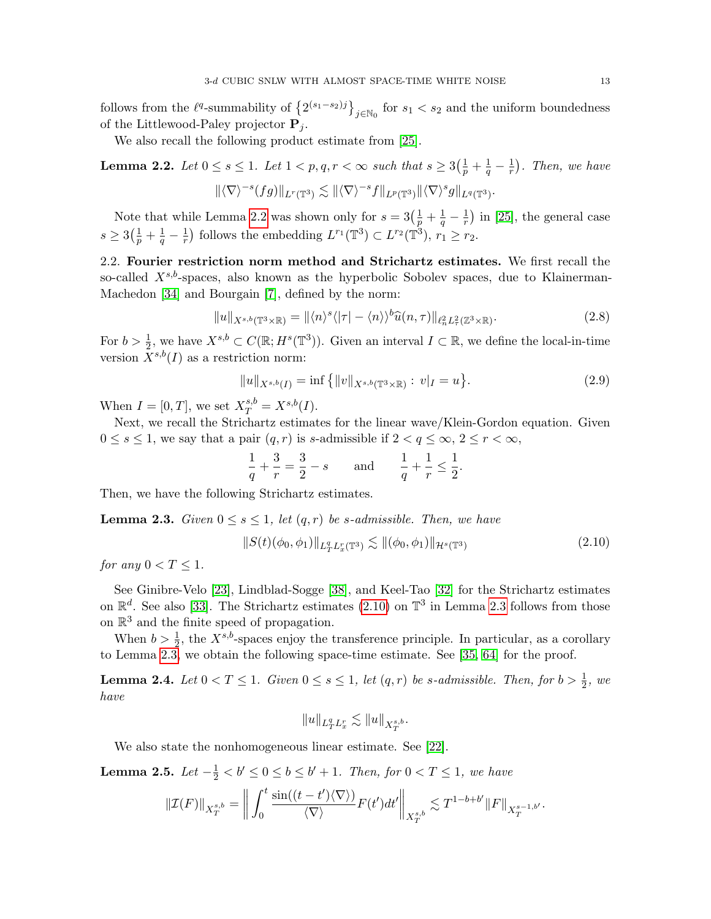follows from the $\ell^q$-summability of $\{2^{(s_1-s_2)j}\}_{j\in\mathbb{N}_0}$ for $s_1 < s_2$ and the uniform boundedness of the Littlewood-Paley projector $\mathbf{P}_j$.

We also recall the following product estimate from [25].

**Lemma 2.2.** *Let $0 \le s \le 1$. Let $1 < p, q, r < \infty$ such that $s \ge 3\big(\frac{1}{p} + \frac{1}{q} - \frac{1}{r}\big)$. Then, we have*

$$\|\langle\nabla\rangle^{-s}(fg)\|_{L^r(\mathbb{T}^3)} \lesssim \|\langle\nabla\rangle^{-s} f\|_{L^p(\mathbb{T}^3)} \|\langle\nabla\rangle^{s} g\|_{L^q(\mathbb{T}^3)}.$$

Note that while Lemma 2.2 was shown only for $s = 3\big(\frac{1}{p} + \frac{1}{q} - \frac{1}{r}\big)$ in [25], the general case $s \ge 3\big(\frac{1}{p} + \frac{1}{q} - \frac{1}{r}\big)$ follows the embedding $L^{r_1}(\mathbb{T}^3) \subset L^{r_2}(\mathbb{T}^3)$, $r_1 \ge r_2$.

## 2.2. Fourier restriction norm method and Strichartz estimates.

We first recall the so-called $X^{s,b}$-spaces, also known as the hyperbolic Sobolev spaces, due to Klainerman-Machedon [34] and Bourgain [7], defined by the norm:

$$\|u\|_{X^{s,b}(\mathbb{T}^3\times\mathbb{R})} = \|\langle n\rangle^s \langle |\tau| - \langle n\rangle\rangle^b \widehat{u}(n,\tau)\|_{\ell^2_n L^2_\tau(\mathbb{Z}^3\times\mathbb{R})}. \tag{2.8}$$

For $b > \frac{1}{2}$, we have $X^{s,b} \subset C(\mathbb{R}; H^s(\mathbb{T}^3))$. Given an interval $I \subset \mathbb{R}$, we define the local-in-time version $X^{s,b}(I)$ as a restriction norm:

$$\|u\|_{X^{s,b}(I)} = \inf\big\{\|v\|_{X^{s,b}(\mathbb{T}^3\times\mathbb{R})} : v|_I = u\big\}. \tag{2.9}$$

When $I = [0,T]$, we set $X^{s,b}_T = X^{s,b}(I)$.

Next, we recall the Strichartz estimates for the linear wave/Klein-Gordon equation. Given $0 \le s \le 1$, we say that a pair $(q,r)$ is $s$-admissible if $2 < q \le \infty$, $2 \le r < \infty$,

$$\frac{1}{q} + \frac{3}{r} = \frac{3}{2} - s \qquad \text{and} \qquad \frac{1}{q} + \frac{1}{r} \le \frac{1}{2}.$$

Then, we have the following Strichartz estimates.

**Lemma 2.3.** *Given $0 \le s \le 1$, let $(q,r)$ be $s$-admissible. Then, we have*

$$\|S(t)(\phi_0,\phi_1)\|_{L^q_T L^r_x(\mathbb{T}^3)} \lesssim \|(\phi_0,\phi_1)\|_{\mathcal{H}^s(\mathbb{T}^3)} \tag{2.10}$$

*for any $0 < T \le 1$.*

See Ginibre-Velo [23], Lindblad-Sogge [38], and Keel-Tao [32] for the Strichartz estimates on $\mathbb{R}^d$. See also [33]. The Strichartz estimates (2.10) on $\mathbb{T}^3$ in Lemma 2.3 follows from those on $\mathbb{R}^3$ and the finite speed of propagation.

When $b > \frac{1}{2}$, the $X^{s,b}$-spaces enjoy the transference principle. In particular, as a corollary to Lemma 2.3, we obtain the following space-time estimate. See [35, 64] for the proof.

**Lemma 2.4.** *Let $0 < T \le 1$. Given $0 \le s \le 1$, let $(q,r)$ be $s$-admissible. Then, for $b > \frac{1}{2}$, we have*

$$\|u\|_{L^q_T L^r_x} \lesssim \|u\|_{X^{s,b}_T}.$$

We also state the nonhomogeneous linear estimate. See [22].

**Lemma 2.5.** *Let $-\frac{1}{2} < b' \le 0 \le b \le b' + 1$. Then, for $0 < T \le 1$, we have*

$$\|\mathcal{I}(F)\|_{X^{s,b}_T} = \bigg\| \int_0^t \frac{\sin((t-t')\langle\nabla\rangle)}{\langle\nabla\rangle} F(t')dt' \bigg\|_{X^{s,b}_T} \lesssim T^{1-b+b'} \|F\|_{X^{s-1,b'}_T}.$$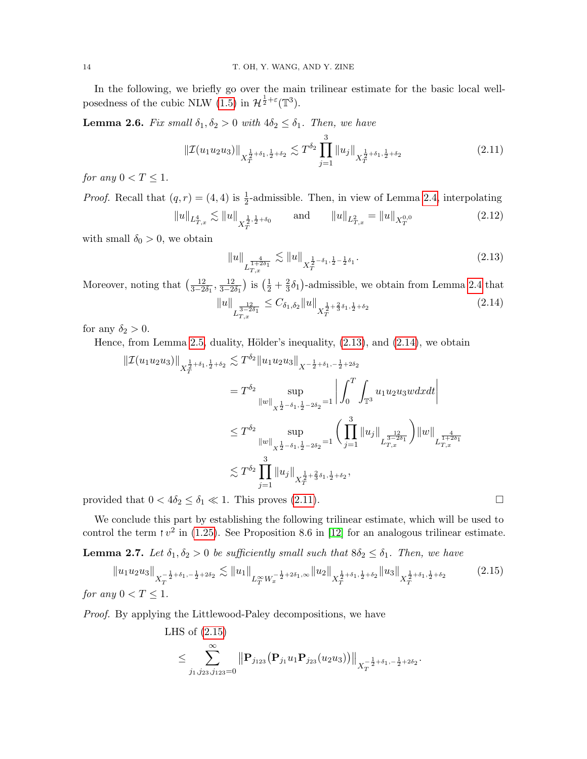In the following, we briefly go over the main trilinear estimate for the basic local well-posedness of the cubic NLW (1.5) in $\mathcal{H}^{\frac{1}{2}+\varepsilon}(\mathbb{T}^3)$.

**Lemma 2.6.** *Fix small $\delta_1, \delta_2 > 0$ with $4\delta_2 \le \delta_1$. Then, we have*

$$\|\mathcal{I}(u_1u_2u_3)\|_{X_T^{\frac{1}{2}+\delta_1,\frac{1}{2}+\delta_2}} \lesssim T^{\delta_2}\prod_{j=1}^{3}\|u_j\|_{X_T^{\frac{1}{2}+\delta_1,\frac{1}{2}+\delta_2}} \tag{2.11}$$

*for any $0 < T \le 1$.*

*Proof.* Recall that $(q,r) = (4,4)$ is $\frac{1}{2}$-admissible. Then, in view of Lemma 2.4, interpolating

$$\|u\|_{L^4_{T,x}} \lesssim \|u\|_{X_T^{\frac{1}{2},\frac{1}{2}+\delta_0}} \qquad \text{and} \qquad \|u\|_{L^2_{T,x}} = \|u\|_{X_T^{0,0}} \tag{2.12}$$

with small $\delta_0 > 0$, we obtain

$$\|u\|_{L_{T,x}^{\frac{4}{1+2\delta_1}}} \lesssim \|u\|_{X_T^{\frac{1}{2}-\delta_1,\frac{1}{2}-\frac{1}{2}\delta_1}}. \tag{2.13}$$

Moreover, noting that $\big(\frac{12}{3-2\delta_1}, \frac{12}{3-2\delta_1}\big)$ is $\big(\frac{1}{2}+\frac{2}{3}\delta_1\big)$-admissible, we obtain from Lemma 2.4 that

$$\|u\|_{L_{T,x}^{\frac{12}{3-2\delta_1}}} \le C_{\delta_1,\delta_2}\|u\|_{X_T^{\frac{1}{2}+\frac{2}{3}\delta_1,\frac{1}{2}+\delta_2}} \tag{2.14}$$

for any $\delta_2 > 0$.

Hence, from Lemma 2.5, duality, Hölder's inequality, (2.13), and (2.14), we obtain

$$\begin{aligned}
\|\mathcal{I}(u_1u_2u_3)\|_{X_T^{\frac{1}{2}+\delta_1,\frac{1}{2}+\delta_2}} &\lesssim T^{\delta_2}\|u_1u_2u_3\|_{X^{-\frac{1}{2}+\delta_1,-\frac{1}{2}+2\delta_2}}\\
&= T^{\delta_2}\sup_{\|w\|_{X^{\frac{1}{2}-\delta_1,\frac{1}{2}-2\delta_2}}=1}\bigg|\int_0^T\int_{\mathbb{T}^3}u_1u_2u_3w\,dx\,dt\bigg|\\
&\le T^{\delta_2}\sup_{\|w\|_{X^{\frac{1}{2}-\delta_1,\frac{1}{2}-2\delta_2}}=1}\bigg(\prod_{j=1}^{3}\|u_j\|_{L_{T,x}^{\frac{12}{3-2\delta_1}}}\bigg)\|w\|_{L_{T,x}^{\frac{4}{1+2\delta_1}}}\\
&\lesssim T^{\delta_2}\prod_{j=1}^{3}\|u_j\|_{X_T^{\frac{1}{2}+\frac{2}{3}\delta_1,\frac{1}{2}+\delta_2}},
\end{aligned}$$

provided that $0 < 4\delta_2 \le \delta_1 \ll 1$. This proves (2.11). $\square$

We conclude this part by establishing the following trilinear estimate, which will be used to control the term $\upharpoonright v^2$ in (1.25). See Proposition 8.6 in [12] for an analogous trilinear estimate.

**Lemma 2.7.** *Let $\delta_1, \delta_2 > 0$ be sufficiently small such that $8\delta_2 \le \delta_1$. Then, we have*

$$\|u_1u_2u_3\|_{X_T^{-\frac{1}{2}+\delta_1,-\frac{1}{2}+2\delta_2}} \lesssim \|u_1\|_{L_T^\infty W_x^{-\frac{1}{2}+2\delta_1,\infty}}\|u_2\|_{X_T^{\frac{1}{2}+\delta_1,\frac{1}{2}+\delta_2}}\|u_3\|_{X_T^{\frac{1}{2}+\delta_1,\frac{1}{2}+\delta_2}} \tag{2.15}$$

*for any $0 < T \le 1$.*

*Proof.* By applying the Littlewood-Paley decompositions, we have

$$\begin{aligned}
&\text{LHS of (2.15)}\\
&\le \sum_{j_1,j_{23},j_{123}=0}^{\infty}\big\|\mathbf{P}_{j_{123}}\big(\mathbf{P}_{j_1}u_1\mathbf{P}_{j_{23}}(u_2u_3)\big)\big\|_{X_T^{-\frac{1}{2}+\delta_1,-\frac{1}{2}+2\delta_2}}.
\end{aligned}$$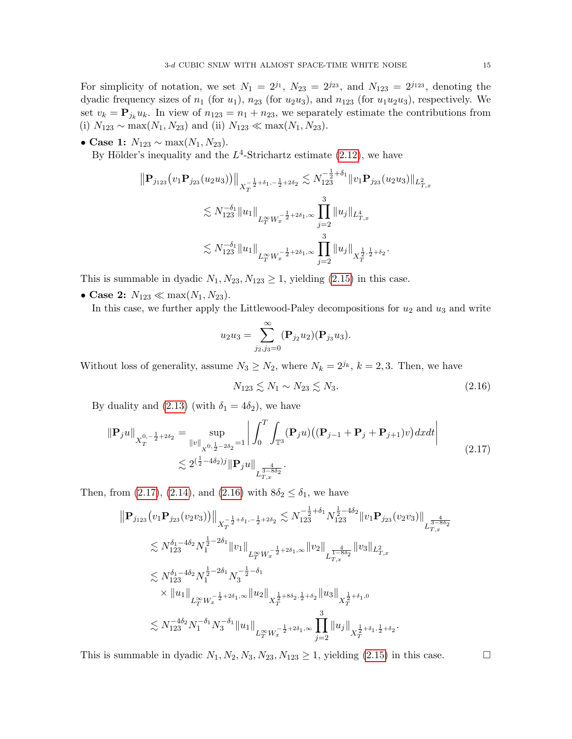For simplicity of notation, we set $N_1 = 2^{j_1}$, $N_{23} = 2^{j_{23}}$, and $N_{123} = 2^{j_{123}}$, denoting the dyadic frequency sizes of $n_1$ (for $u_1$), $n_{23}$ (for $u_2u_3$), and $n_{123}$ (for $u_1u_2u_3$), respectively. We set $v_k = \mathbf{P}_{j_k}u_k$. In view of $n_{123} = n_1 + n_{23}$, we separately estimate the contributions from (i) $N_{123} \sim \max(N_1, N_{23})$ and (ii) $N_{123} \ll \max(N_1, N_{23})$.

- **Case 1:** $N_{123} \sim \max(N_1, N_{23})$.
  By Hölder's inequality and the $L^4$-Strichartz estimate (2.12), we have

$$
\begin{aligned}
\big\| \mathbf{P}_{j_{123}}\big(v_1 \mathbf{P}_{j_{23}}(u_2u_3)\big)\big\|_{X_T^{-\frac{1}{2}+\delta_1, -\frac{1}{2}+2\delta_2}} &\lesssim N_{123}^{-\frac{1}{2}+\delta_1} \|v_1 \mathbf{P}_{j_{23}}(u_2u_3)\|_{L^2_{T,x}} \\
&\lesssim N_{123}^{-\delta_1} \|u_1\|_{L^\infty_T W_x^{-\frac{1}{2}+2\delta_1, \infty}} \prod_{j=2}^{3} \|u_j\|_{L^4_{T,x}} \\
&\lesssim N_{123}^{-\delta_1} \|u_1\|_{L^\infty_T W_x^{-\frac{1}{2}+2\delta_1, \infty}} \prod_{j=2}^{3} \|u_j\|_{X_T^{\frac{1}{2}, \frac{1}{2}+\delta_2}}.
\end{aligned}
$$

This is summable in dyadic $N_1, N_{23}, N_{123} \geq 1$, yielding (2.15) in this case.

- **Case 2:** $N_{123} \ll \max(N_1, N_{23})$.
  In this case, we further apply the Littlewood-Paley decompositions for $u_2$ and $u_3$ and write

$$
u_2u_3 = \sum_{j_2, j_3 = 0}^{\infty} (\mathbf{P}_{j_2}u_2)(\mathbf{P}_{j_3}u_3).
$$

Without loss of generality, assume $N_3 \geq N_2$, where $N_k = 2^{j_k}$, $k = 2, 3$. Then, we have

$$
N_{123} \lesssim N_1 \sim N_{23} \lesssim N_3. \tag{2.16}
$$

By duality and (2.13) (with $\delta_1 = 4\delta_2$), we have

$$
\begin{aligned}
\|\mathbf{P}_j u\|_{X_T^{0, -\frac{1}{2}+2\delta_2}} &= \sup_{\|v\|_{X^{0,\frac{1}{2}-2\delta_2}}=1} \bigg| \int_0^T \int_{\mathbb{T}^3} (\mathbf{P}_j u)\big((\mathbf{P}_{j-1} + \mathbf{P}_j + \mathbf{P}_{j+1})v\big) dx dt \bigg| \\
&\lesssim 2^{(\frac{1}{2}-4\delta_2)j} \|\mathbf{P}_j u\|_{L^{\frac{4}{3-8\delta_2}}_{T,x}}.
\end{aligned} \tag{2.17}
$$

Then, from (2.17), (2.14), and (2.16) with $8\delta_2 \leq \delta_1$, we have

$$
\begin{aligned}
\big\| \mathbf{P}_{j_{123}}\big(v_1 \mathbf{P}_{j_{23}}(v_2v_3)\big)\big\|_{X_T^{-\frac{1}{2}+\delta_1, -\frac{1}{2}+2\delta_2}} &\lesssim N_{123}^{-\frac{1}{2}+\delta_1} N_{123}^{\frac{1}{2}-4\delta_2} \|v_1 \mathbf{P}_{j_{23}}(v_2v_3)\|_{L^{\frac{4}{3-8\delta_2}}_{T,x}} \\
&\lesssim N_{123}^{\delta_1 - 4\delta_2} N_1^{\frac{1}{2}-2\delta_1} \|v_1\|_{L^\infty_T W_x^{-\frac{1}{2}+2\delta_1, \infty}} \|v_2\|_{L^{\frac{4}{1-8\delta_2}}_{T,x}} \|v_3\|_{L^2_{T,x}} \\
&\lesssim N_{123}^{\delta_1 - 4\delta_2} N_1^{\frac{1}{2}-2\delta_1} N_3^{-\frac{1}{2}-\delta_1} \\
&\quad \times \|u_1\|_{L^\infty_T W_x^{-\frac{1}{2}+2\delta_1, \infty}} \|u_2\|_{X_T^{\frac{1}{2}+8\delta_2, \frac{1}{2}+\delta_2}} \|u_3\|_{X_T^{\frac{1}{2}+\delta_1, 0}} \\
&\lesssim N_{123}^{-4\delta_2} N_1^{-\delta_1} N_3^{-\delta_1} \|u_1\|_{L^\infty_T W_x^{-\frac{1}{2}+2\delta_1, \infty}} \prod_{j=2}^{3} \|u_j\|_{X_T^{\frac{1}{2}+\delta_1, \frac{1}{2}+\delta_2}}.
\end{aligned}
$$

This is summable in dyadic $N_1, N_2, N_3, N_{23}, N_{123} \geq 1$, yielding (2.15) in this case. □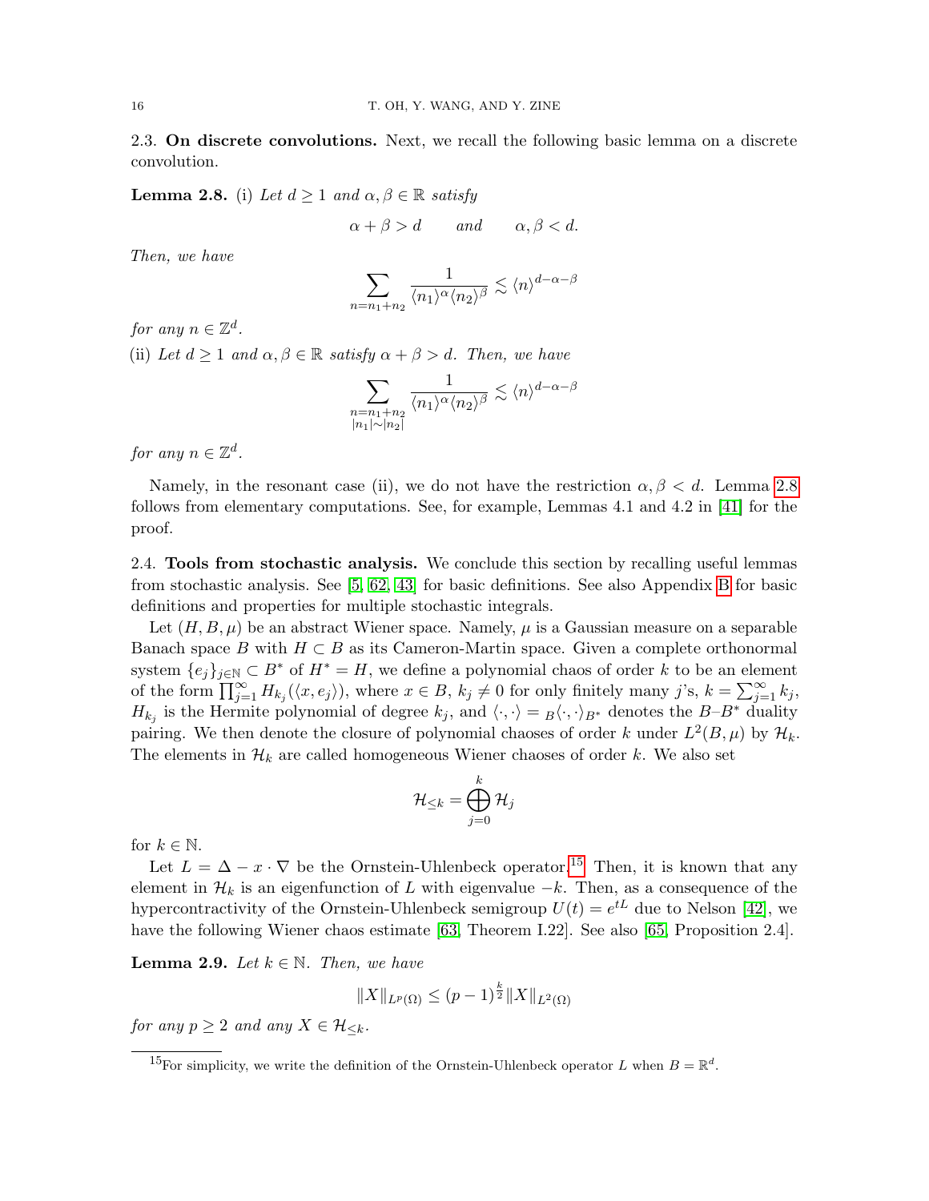### 2.3. On discrete convolutions.

Next, we recall the following basic lemma on a discrete convolution.

**Lemma 2.8.** (i) *Let $d \geq 1$ and $\alpha, \beta \in \mathbb{R}$ satisfy*

$$\alpha + \beta > d \qquad \text{and} \qquad \alpha, \beta < d.$$

*Then, we have*

$$\sum_{n = n_1 + n_2} \frac{1}{\langle n_1 \rangle^\alpha \langle n_2 \rangle^\beta} \lesssim \langle n \rangle^{d - \alpha - \beta}$$

*for any $n \in \mathbb{Z}^d$.*

(ii) *Let $d \geq 1$ and $\alpha, \beta \in \mathbb{R}$ satisfy $\alpha + \beta > d$. Then, we have*

$$\sum_{\substack{n = n_1 + n_2 \\ |n_1| \sim |n_2|}} \frac{1}{\langle n_1 \rangle^\alpha \langle n_2 \rangle^\beta} \lesssim \langle n \rangle^{d - \alpha - \beta}$$

*for any $n \in \mathbb{Z}^d$.*

Namely, in the resonant case (ii), we do not have the restriction $\alpha, \beta < d$. Lemma 2.8 follows from elementary computations. See, for example, Lemmas 4.1 and 4.2 in [41] for the proof.

### 2.4. Tools from stochastic analysis.

We conclude this section by recalling useful lemmas from stochastic analysis. See [5, 62, 43] for basic definitions. See also Appendix B for basic definitions and properties for multiple stochastic integrals.

Let $(H, B, \mu)$ be an abstract Wiener space. Namely, $\mu$ is a Gaussian measure on a separable Banach space $B$ with $H \subset B$ as its Cameron-Martin space. Given a complete orthonormal system $\{e_j\}_{j \in \mathbb{N}} \subset B^*$ of $H^* = H$, we define a polynomial chaos of order $k$ to be an element of the form $\prod_{j=1}^\infty H_{k_j}(\langle x, e_j \rangle)$, where $x \in B$, $k_j \neq 0$ for only finitely many $j$'s, $k = \sum_{j=1}^\infty k_j$, $H_{k_j}$ is the Hermite polynomial of degree $k_j$, and $\langle \cdot, \cdot \rangle = {}_B\langle \cdot, \cdot \rangle_{B^*}$ denotes the $B$–$B^*$ duality pairing. We then denote the closure of polynomial chaoses of order $k$ under $L^2(B, \mu)$ by $\mathcal{H}_k$. The elements in $\mathcal{H}_k$ are called homogeneous Wiener chaoses of order $k$. We also set

$$\mathcal{H}_{\leq k} = \bigoplus_{j=0}^{k} \mathcal{H}_j$$

for $k \in \mathbb{N}$.

Let $L = \Delta - x \cdot \nabla$ be the Ornstein-Uhlenbeck operator.[15] Then, it is known that any element in $\mathcal{H}_k$ is an eigenfunction of $L$ with eigenvalue $-k$. Then, as a consequence of the hypercontractivity of the Ornstein-Uhlenbeck semigroup $U(t) = e^{tL}$ due to Nelson [42], we have the following Wiener chaos estimate [63, Theorem I.22]. See also [65, Proposition 2.4].

**Lemma 2.9.** *Let $k \in \mathbb{N}$. Then, we have*

$$\|X\|_{L^p(\Omega)} \leq (p-1)^{\frac{k}{2}} \|X\|_{L^2(\Omega)}$$

*for any $p \geq 2$ and any $X \in \mathcal{H}_{\leq k}$.*

---

[15] For simplicity, we write the definition of the Ornstein-Uhlenbeck operator $L$ when $B = \mathbb{R}^d$.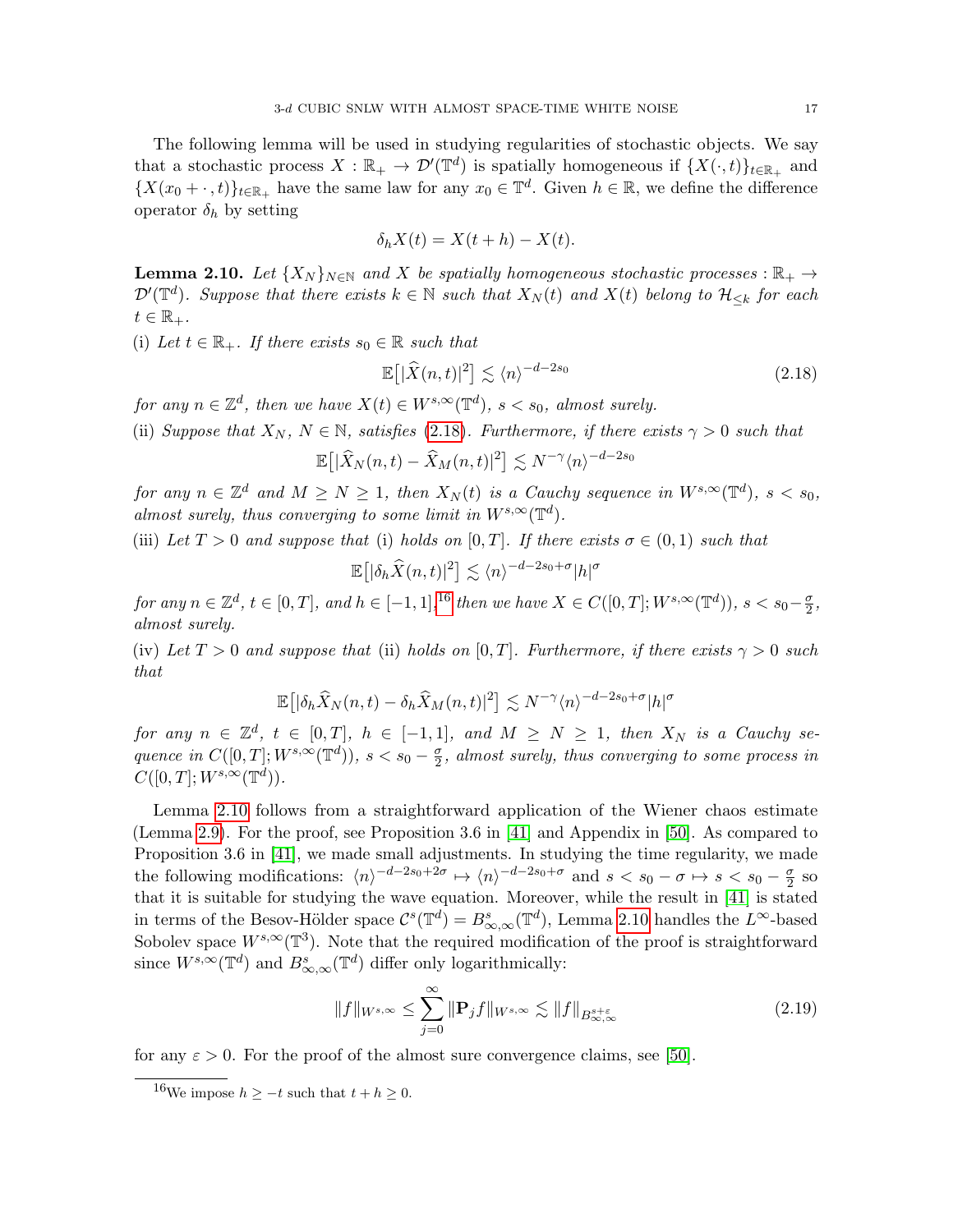The following lemma will be used in studying regularities of stochastic objects. We say that a stochastic process $X : \mathbb{R}_+ \to \mathcal{D}'(\mathbb{T}^d)$ is spatially homogeneous if $\{X(\cdot,t)\}_{t\in\mathbb{R}_+}$ and $\{X(x_0+\cdot,t)\}_{t\in\mathbb{R}_+}$ have the same law for any $x_0 \in \mathbb{T}^d$. Given $h \in \mathbb{R}$, we define the difference operator $\delta_h$ by setting

$$\delta_h X(t) = X(t+h) - X(t).$$

**Lemma 2.10.** *Let $\{X_N\}_{N\in\mathbb{N}}$ and $X$ be spatially homogeneous stochastic processes $: \mathbb{R}_+ \to \mathcal{D}'(\mathbb{T}^d)$. Suppose that there exists $k \in \mathbb{N}$ such that $X_N(t)$ and $X(t)$ belong to $\mathcal{H}_{\leq k}$ for each $t \in \mathbb{R}_+$.*

(i) *Let $t \in \mathbb{R}_+$. If there exists $s_0 \in \mathbb{R}$ such that*

$$\mathbb{E}\big[|\widehat{X}(n,t)|^2\big] \lesssim \langle n\rangle^{-d-2s_0} \tag{2.18}$$

*for any $n \in \mathbb{Z}^d$, then we have $X(t) \in W^{s,\infty}(\mathbb{T}^d)$, $s < s_0$, almost surely.*

(ii) *Suppose that $X_N$, $N \in \mathbb{N}$, satisfies (2.18). Furthermore, if there exists $\gamma > 0$ such that*

$$\mathbb{E}\big[|\widehat{X}_N(n,t) - \widehat{X}_M(n,t)|^2\big] \lesssim N^{-\gamma}\langle n\rangle^{-d-2s_0}$$

*for any $n \in \mathbb{Z}^d$ and $M \geq N \geq 1$, then $X_N(t)$ is a Cauchy sequence in $W^{s,\infty}(\mathbb{T}^d)$, $s < s_0$, almost surely, thus converging to some limit in $W^{s,\infty}(\mathbb{T}^d)$.*

(iii) *Let $T > 0$ and suppose that* (i) *holds on $[0,T]$. If there exists $\sigma \in (0,1)$ such that*

$$\mathbb{E}\big[|\delta_h\widehat{X}(n,t)|^2\big] \lesssim \langle n\rangle^{-d-2s_0+\sigma}|h|^\sigma$$

*for any $n \in \mathbb{Z}^d$, $t \in [0,T]$, and $h \in [-1,1]$,[16] then we have $X \in C([0,T];W^{s,\infty}(\mathbb{T}^d))$, $s < s_0 - \frac{\sigma}{2}$, almost surely.*

(iv) *Let $T > 0$ and suppose that* (ii) *holds on $[0,T]$. Furthermore, if there exists $\gamma > 0$ such that*

$$\mathbb{E}\big[|\delta_h\widehat{X}_N(n,t) - \delta_h\widehat{X}_M(n,t)|^2\big] \lesssim N^{-\gamma}\langle n\rangle^{-d-2s_0+\sigma}|h|^\sigma$$

*for any $n \in \mathbb{Z}^d$, $t \in [0,T]$, $h \in [-1,1]$, and $M \geq N \geq 1$, then $X_N$ is a Cauchy sequence in $C([0,T];W^{s,\infty}(\mathbb{T}^d))$, $s < s_0 - \frac{\sigma}{2}$, almost surely, thus converging to some process in $C([0,T];W^{s,\infty}(\mathbb{T}^d))$.*

Lemma 2.10 follows from a straightforward application of the Wiener chaos estimate (Lemma 2.9). For the proof, see Proposition 3.6 in [41] and Appendix in [50]. As compared to Proposition 3.6 in [41], we made small adjustments. In studying the time regularity, we made the following modifications: $\langle n\rangle^{-d-2s_0+2\sigma} \mapsto \langle n\rangle^{-d-2s_0+\sigma}$ and $s < s_0 - \sigma \mapsto s < s_0 - \frac{\sigma}{2}$ so that it is suitable for studying the wave equation. Moreover, while the result in [41] is stated in terms of the Besov-Hölder space $\mathcal{C}^s(\mathbb{T}^d) = B^s_{\infty,\infty}(\mathbb{T}^d)$, Lemma 2.10 handles the $L^\infty$-based Sobolev space $W^{s,\infty}(\mathbb{T}^3)$. Note that the required modification of the proof is straightforward since $W^{s,\infty}(\mathbb{T}^d)$ and $B^s_{\infty,\infty}(\mathbb{T}^d)$ differ only logarithmically:

$$\|f\|_{W^{s,\infty}} \leq \sum_{j=0}^{\infty}\|\mathbf{P}_j f\|_{W^{s,\infty}} \lesssim \|f\|_{B^{s+\varepsilon}_{\infty,\infty}} \tag{2.19}$$

for any $\varepsilon > 0$. For the proof of the almost sure convergence claims, see [50].

[16] We impose $h \geq -t$ such that $t + h \geq 0$.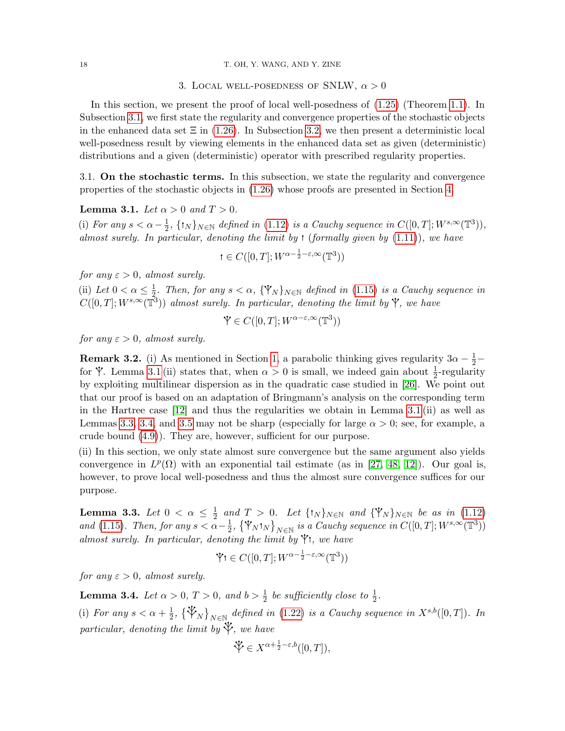## 3. Local well-posedness of SNLW, $\alpha > 0$

In this section, we present the proof of local well-posedness of (1.25) (Theorem 1.1). In Subsection 3.1, we first state the regularity and convergence properties of the stochastic objects in the enhanced data set $\Xi$ in (1.26). In Subsection 3.2, we then present a deterministic local well-posedness result by viewing elements in the enhanced data set as given (deterministic) distributions and a given (deterministic) operator with prescribed regularity properties.

### 3.1. On the stochastic terms.

In this subsection, we state the regularity and convergence properties of the stochastic objects in (1.26) whose proofs are presented in Section 4.

**Lemma 3.1.** *Let $\alpha > 0$ and $T > 0$.*

(i) *For any $s < \alpha - \frac{1}{2}$, $\{\upharpoonleft_N\}_{N \in \mathbb{N}}$ defined in (1.12) is a Cauchy sequence in $C([0,T]; W^{s,\infty}(\mathbb{T}^3))$, almost surely. In particular, denoting the limit by $\upharpoonleft$ (formally given by (1.11)), we have*

$$\upharpoonleft \in C([0,T]; W^{\alpha - \frac{1}{2} - \varepsilon, \infty}(\mathbb{T}^3))$$

*for any $\varepsilon > 0$, almost surely.*

(ii) *Let $0 < \alpha \le \frac{1}{2}$. Then, for any $s < \alpha$, $\{\Psi_N\}_{N \in \mathbb{N}}$ defined in (1.15) is a Cauchy sequence in $C([0,T]; W^{s,\infty}(\mathbb{T}^3))$ almost surely. In particular, denoting the limit by $\Psi$, we have*

$$\Psi \in C([0,T]; W^{\alpha - \varepsilon, \infty}(\mathbb{T}^3))$$

*for any $\varepsilon > 0$, almost surely.*

**Remark 3.2.** (i) As mentioned in Section 1, a parabolic thinking gives regularity $3\alpha - \frac{1}{2}-$ for $\Psi$. Lemma 3.1 (ii) states that, when $\alpha > 0$ is small, we indeed gain about $\frac{1}{2}$-regularity by exploiting multilinear dispersion as in the quadratic case studied in [26]. We point out that our proof is based on an adaptation of Bringmann's analysis on the corresponding term in the Hartree case [12] and thus the regularities we obtain in Lemma 3.1 (ii) as well as Lemmas 3.3, 3.4, and 3.5 may not be sharp (especially for large $\alpha > 0$; see, for example, a crude bound (4.9)). They are, however, sufficient for our purpose.

(ii) In this section, we only state almost sure convergence but the same argument also yields convergence in $L^p(\Omega)$ with an exponential tail estimate (as in [27, 48, 12]). Our goal is, however, to prove local well-posedness and thus the almost sure convergence suffices for our purpose.

**Lemma 3.3.** *Let $0 < \alpha \le \frac{1}{2}$ and $T > 0$. Let $\{\upharpoonleft_N\}_{N \in \mathbb{N}}$ and $\{\Psi_N\}_{N \in \mathbb{N}}$ be as in (1.12) and (1.15). Then, for any $s < \alpha - \frac{1}{2}$, $\{\Psi_N \upharpoonleft_N\}_{N \in \mathbb{N}}$ is a Cauchy sequence in $C([0,T]; W^{s,\infty}(\mathbb{T}^3))$ almost surely. In particular, denoting the limit by $\Psi\upharpoonleft$, we have*

$$\Psi\upharpoonleft \in C([0,T]; W^{\alpha - \frac{1}{2} - \varepsilon, \infty}(\mathbb{T}^3))$$

*for any $\varepsilon > 0$, almost surely.*

**Lemma 3.4.** *Let $\alpha > 0$, $T > 0$, and $b > \frac{1}{2}$ be sufficiently close to $\frac{1}{2}$.*

(i) *For any $s < \alpha + \frac{1}{2}$, $\{\mathcal{I}(\Psi\upharpoonleft)_N\}_{N \in \mathbb{N}}$ defined in (1.22) is a Cauchy sequence in $X^{s,b}([0,T])$. In particular, denoting the limit by $\mathcal{I}(\Psi\upharpoonleft)$, we have*

$$\mathcal{I}(\Psi\upharpoonleft) \in X^{\alpha + \frac{1}{2} - \varepsilon, b}([0,T]),$$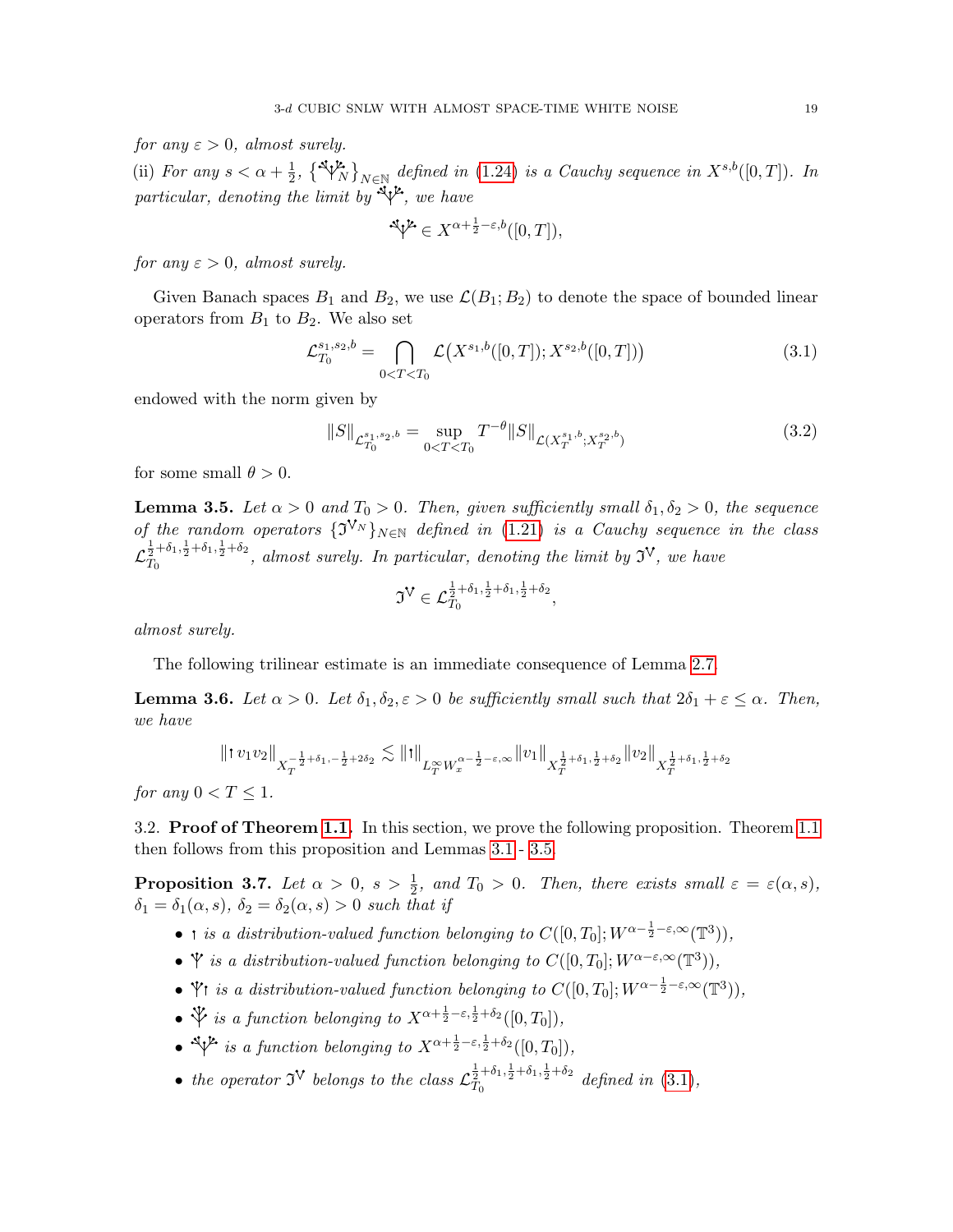*for any $\varepsilon > 0$, almost surely.*

(ii) *For any $s < \alpha + \frac{1}{2}$, $\{\Psi^{\Psi\,\Psi}_N\}_{N\in\mathbb{N}}$ defined in (1.24) is a Cauchy sequence in $X^{s,b}([0,T])$. In particular, denoting the limit by $\Psi^{\Psi\,\Psi}$, we have*

$$\Psi^{\Psi\,\Psi} \in X^{\alpha+\frac{1}{2}-\varepsilon,b}([0,T]),$$

*for any $\varepsilon > 0$, almost surely.*

Given Banach spaces $B_1$ and $B_2$, we use $\mathcal{L}(B_1; B_2)$ to denote the space of bounded linear operators from $B_1$ to $B_2$. We also set

$$\mathcal{L}^{s_1,s_2,b}_{T_0} = \bigcap_{0<T<T_0} \mathcal{L}\big(X^{s_1,b}([0,T]); X^{s_2,b}([0,T])\big) \tag{3.1}$$

endowed with the norm given by

$$\|S\|_{\mathcal{L}^{s_1,s_2,b}_{T_0}} = \sup_{0<T<T_0} T^{-\theta}\|S\|_{\mathcal{L}(X^{s_1,b}_T; X^{s_2,b}_T)} \tag{3.2}$$

for some small $\theta > 0$.

**Lemma 3.5.** *Let $\alpha > 0$ and $T_0 > 0$. Then, given sufficiently small $\delta_1, \delta_2 > 0$, the sequence of the random operators $\{\mathfrak{I}^{\mathsf{V}_N}\}_{N\in\mathbb{N}}$ defined in (1.21) is a Cauchy sequence in the class $\mathcal{L}^{\frac{1}{2}+\delta_1,\frac{1}{2}+\delta_1,\frac{1}{2}+\delta_2}_{T_0}$, almost surely. In particular, denoting the limit by $\mathfrak{I}^{\mathsf{V}}$, we have*

$$\mathfrak{I}^{\mathsf{V}} \in \mathcal{L}^{\frac{1}{2}+\delta_1,\frac{1}{2}+\delta_1,\frac{1}{2}+\delta_2}_{T_0},$$

*almost surely.*

The following trilinear estimate is an immediate consequence of Lemma 2.7.

**Lemma 3.6.** *Let $\alpha > 0$. Let $\delta_1, \delta_2, \varepsilon > 0$ be sufficiently small such that $2\delta_1 + \varepsilon \leq \alpha$. Then, we have*

$$\|\upharpoonright v_1 v_2\|_{X_T^{-\frac{1}{2}+\delta_1,-\frac{1}{2}+2\delta_2}} \lesssim \|\upharpoonright\|_{L^\infty_T W^{\alpha-\frac{1}{2}-\varepsilon,\infty}_x} \|v_1\|_{X_T^{\frac{1}{2}+\delta_1,\frac{1}{2}+\delta_2}} \|v_2\|_{X_T^{\frac{1}{2}+\delta_1,\frac{1}{2}+\delta_2}}$$

*for any $0 < T \leq 1$.*

3.2. **Proof of Theorem 1.1.** In this section, we prove the following proposition. Theorem 1.1 then follows from this proposition and Lemmas 3.1 - 3.5.

**Proposition 3.7.** *Let $\alpha > 0$, $s > \frac{1}{2}$, and $T_0 > 0$. Then, there exists small $\varepsilon = \varepsilon(\alpha, s)$, $\delta_1 = \delta_1(\alpha, s)$, $\delta_2 = \delta_2(\alpha, s) > 0$ such that if*

- *$\upharpoonright$ is a distribution-valued function belonging to $C([0,T_0]; W^{\alpha-\frac{1}{2}-\varepsilon,\infty}(\mathbb{T}^3))$,*
- *$\Psi$ is a distribution-valued function belonging to $C([0,T_0]; W^{\alpha-\varepsilon,\infty}(\mathbb{T}^3))$,*
- *$\Psi\!\upharpoonright$ is a distribution-valued function belonging to $C([0,T_0]; W^{\alpha-\frac{1}{2}-\varepsilon,\infty}(\mathbb{T}^3))$,*
- *$\overset{\Psi}{\Psi}$ is a function belonging to $X^{\alpha+\frac{1}{2}-\varepsilon,\frac{1}{2}+\delta_2}([0,T_0])$,*
- *$\Psi^{\Psi\,\Psi}$ is a function belonging to $X^{\alpha+\frac{1}{2}-\varepsilon,\frac{1}{2}+\delta_2}([0,T_0])$,*
- *the operator $\mathfrak{I}^{\mathsf{V}}$ belongs to the class $\mathcal{L}^{\frac{1}{2}+\delta_1,\frac{1}{2}+\delta_1,\frac{1}{2}+\delta_2}_{T_0}$ defined in (3.1),*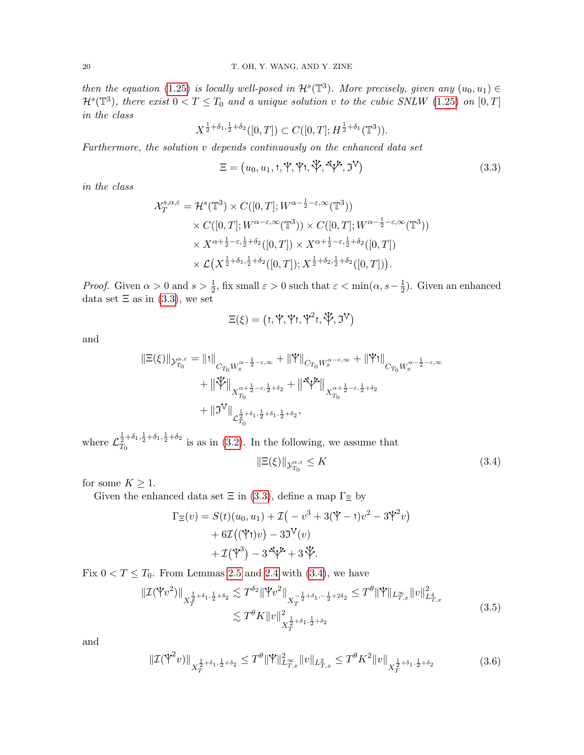*then the equation* (1.25) *is locally well-posed in* $\mathcal{H}^s(\mathbb{T}^3)$. *More precisely, given any* $(u_0, u_1) \in \mathcal{H}^s(\mathbb{T}^3)$, *there exist* $0 < T \le T_0$ *and a unique solution* $v$ *to the cubic SNLW* (1.25) *on* $[0, T]$ *in the class*

$$
X^{\frac{1}{2}+\delta_1, \frac{1}{2}+\delta_2}([0,T]) \subset C([0,T]; H^{\frac{1}{2}+\delta_1}(\mathbb{T}^3)).
$$

*Furthermore, the solution* $v$ *depends continuously on the enhanced data set*

$$
\Xi = \big(u_0, u_1, \uparrow, \Psi, \Psi\!\uparrow, \Psi_3, \Psi_{21}, \mathfrak{I}^{\vee}\big) \tag{3.3}
$$

*in the class*

$$
\begin{aligned}
\mathcal{X}_T^{s,\alpha,\varepsilon} = \mathcal{H}^s(\mathbb{T}^3) &\times C([0,T]; W^{\alpha-\frac{1}{2}-\varepsilon, \infty}(\mathbb{T}^3)) \\
&\times C([0,T]; W^{\alpha-\varepsilon, \infty}(\mathbb{T}^3)) \times C([0,T]; W^{\alpha-\frac{1}{2}-\varepsilon, \infty}(\mathbb{T}^3)) \\
&\times X^{\alpha+\frac{1}{2}-\varepsilon, \frac{1}{2}+\delta_2}([0,T]) \times X^{\alpha+\frac{1}{2}-\varepsilon, \frac{1}{2}+\delta_2}([0,T]) \\
&\times \mathcal{L}\big(X^{\frac{1}{2}+\delta_1, \frac{1}{2}+\delta_2}([0,T]); X^{\frac{1}{2}+\delta_2, \frac{1}{2}+\delta_2}([0,T])\big).
\end{aligned}
$$

*Proof.* Given $\alpha > 0$ and $s > \frac{1}{2}$, fix small $\varepsilon > 0$ such that $\varepsilon < \min(\alpha, s - \frac{1}{2})$. Given an enhanced data set $\Xi$ as in (3.3), we set

$$
\Xi(\xi) = \big(\uparrow, \Psi, \Psi\!\uparrow, \Psi^2\!\uparrow, \Psi_3, \mathfrak{I}^{\vee}\big)
$$

and

$$
\begin{aligned}
\|\Xi(\xi)\|_{\mathcal{Y}_{T_0}^{\alpha,\varepsilon}} = \|\uparrow\|_{C_{T_0} W_x^{\alpha-\frac{1}{2}-\varepsilon,\infty}} &+ \|\Psi\|_{C_{T_0} W_x^{\alpha-\varepsilon,\infty}} + \|\Psi\!\uparrow\|_{C_{T_0} W_x^{\alpha-\frac{1}{2}-\varepsilon,\infty}} \\
&+ \|\Psi_3\|_{X_{T_0}^{\alpha+\frac{1}{2}-\varepsilon, \frac{1}{2}+\delta_2}} + \|\Psi_{21}\|_{X_{T_0}^{\alpha+\frac{1}{2}-\varepsilon, \frac{1}{2}+\delta_2}} \\
&+ \|\mathfrak{I}^{\vee}\|_{\mathcal{L}_{T_0}^{\frac{1}{2}+\delta_1, \frac{1}{2}+\delta_1, \frac{1}{2}+\delta_2}},
\end{aligned}
$$

where $\mathcal{L}_{T_0}^{\frac{1}{2}+\delta_1, \frac{1}{2}+\delta_1, \frac{1}{2}+\delta_2}$ is as in (3.2). In the following, we assume that

$$
\|\Xi(\xi)\|_{\mathcal{Y}_{T_0}^{\alpha,\varepsilon}} \le K \tag{3.4}
$$

for some $K \ge 1$.

Given the enhanced data set $\Xi$ in (3.3), define a map $\Gamma_\Xi$ by

$$
\begin{aligned}
\Gamma_\Xi(v) = S(t)(u_0, u_1) &+ \mathcal{I}\big(-v^3 + 3(\Psi - \uparrow)v^2 - 3\Psi^2 v\big) \\
&+ 6\mathcal{I}\big((\Psi\!\uparrow)v\big) - 3\mathfrak{I}^{\vee}(v) \\
&+ \mathcal{I}\big(\Psi^3\big) - 3\,\Psi_{21} + 3\,\Psi_3.
\end{aligned}
$$

Fix $0 < T \le T_0$. From Lemmas 2.5 and 2.4 with (3.4), we have

$$
\begin{aligned}
\|\mathcal{I}(\Psi v^2)\|_{X_T^{\frac{1}{2}+\delta_1, \frac{1}{2}+\delta_2}} &\lesssim T^{\delta_2} \|\Psi v^2\|_{X_T^{-\frac{1}{2}+\delta_1, -\frac{1}{2}+2\delta_2}} \le T^\theta \|\Psi\|_{L^\infty_{T,x}} \|v\|^2_{L^4_{T,x}} \\
&\lesssim T^\theta K \|v\|^2_{X_T^{\frac{1}{2}+\delta_1, \frac{1}{2}+\delta_2}}
\end{aligned} \tag{3.5}
$$

and

$$
\|\mathcal{I}(\Psi^2 v)\|_{X_T^{\frac{1}{2}+\delta_1, \frac{1}{2}+\delta_2}} \le T^\theta \|\Psi\|^2_{L^\infty_{T,x}} \|v\|_{L^2_{T,x}} \le T^\theta K^2 \|v\|_{X_T^{\frac{1}{2}+\delta_1, \frac{1}{2}+\delta_2}} \tag{3.6}
$$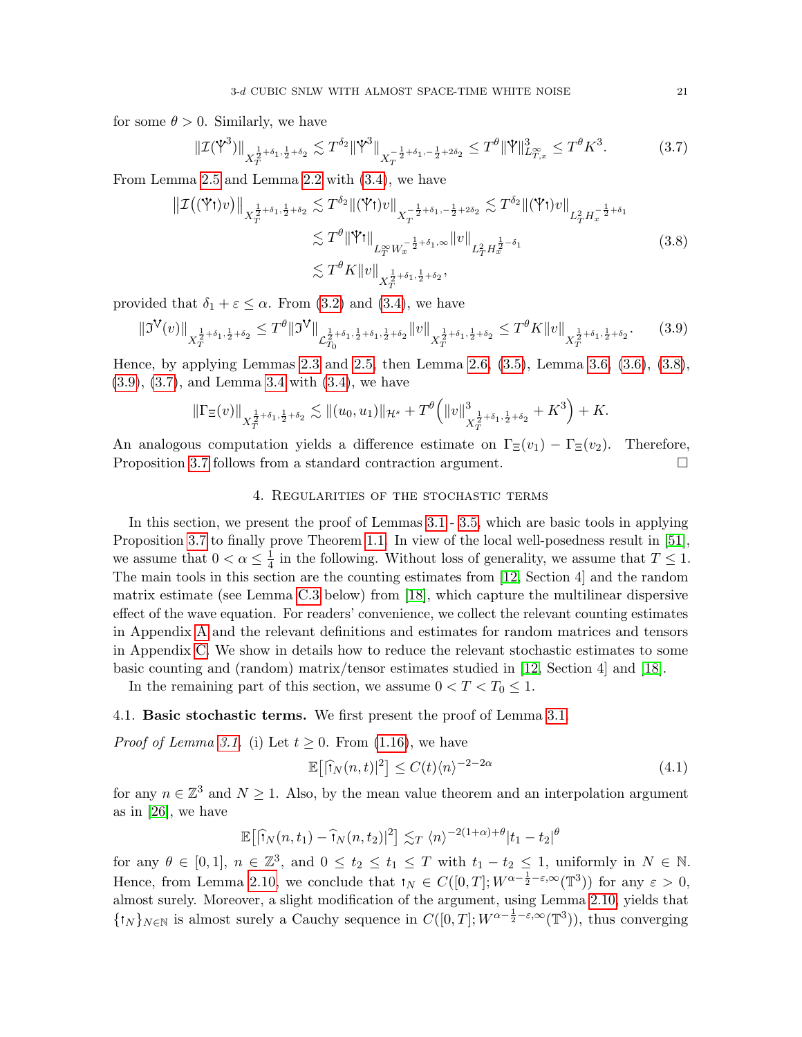for some $\theta > 0$. Similarly, we have

$$\|\mathcal{I}(\Upsilon^3)\|_{X_T^{\frac{1}{2}+\delta_1,\frac{1}{2}+\delta_2}} \lesssim T^{\delta_2}\|\Upsilon^3\|_{X_T^{-\frac{1}{2}+\delta_1,-\frac{1}{2}+2\delta_2}} \le T^\theta \|\Upsilon\|^3_{L^\infty_{T,x}} \le T^\theta K^3. \tag{3.7}$$

From Lemma 2.5 and Lemma 2.2 with (3.4), we have

$$\begin{aligned}
\big\|\mathcal{I}\big((\Upsilon\upharpoonright)v\big)\big\|_{X_T^{\frac{1}{2}+\delta_1,\frac{1}{2}+\delta_2}} &\lesssim T^{\delta_2}\|(\Upsilon\upharpoonright)v\|_{X_T^{-\frac{1}{2}+\delta_1,-\frac{1}{2}+2\delta_2}} \lesssim T^{\delta_2}\|(\Upsilon\upharpoonright)v\|_{L^2_T H_x^{-\frac{1}{2}+\delta_1}} \\
&\lesssim T^\theta \|\Upsilon\upharpoonright\|_{L^\infty_T W_x^{-\frac{1}{2}+\delta_1,\infty}} \|v\|_{L^2_T H_x^{\frac{1}{2}-\delta_1}} \\
&\lesssim T^\theta K \|v\|_{X_T^{\frac{1}{2}+\delta_1,\frac{1}{2}+\delta_2}},
\end{aligned} \tag{3.8}$$

provided that $\delta_1 + \varepsilon \le \alpha$. From (3.2) and (3.4), we have

$$\|\mathfrak{I}^{\mathsf{V}}(v)\|_{X_T^{\frac{1}{2}+\delta_1,\frac{1}{2}+\delta_2}} \le T^\theta \|\mathfrak{I}^{\mathsf{V}}\|_{\mathcal{L}_{T_0}^{\frac{1}{2}+\delta_1,\frac{1}{2}+\delta_1,\frac{1}{2}+\delta_2}} \|v\|_{X_T^{\frac{1}{2}+\delta_1,\frac{1}{2}+\delta_2}} \le T^\theta K \|v\|_{X_T^{\frac{1}{2}+\delta_1,\frac{1}{2}+\delta_2}}. \tag{3.9}$$

Hence, by applying Lemmas 2.3 and 2.5, then Lemma 2.6, (3.5), Lemma 3.6, (3.6), (3.8), (3.9), (3.7), and Lemma 3.4 with (3.4), we have

$$\|\Gamma_\Xi(v)\|_{X_T^{\frac{1}{2}+\delta_1,\frac{1}{2}+\delta_2}} \lesssim \|(u_0,u_1)\|_{\mathcal{H}^s} + T^\theta\Big(\|v\|^3_{X_T^{\frac{1}{2}+\delta_1,\frac{1}{2}+\delta_2}} + K^3\Big) + K.$$

An analogous computation yields a difference estimate on $\Gamma_\Xi(v_1) - \Gamma_\Xi(v_2)$. Therefore, Proposition 3.7 follows from a standard contraction argument. $\square$

## 4. Regularities of the stochastic terms

In this section, we present the proof of Lemmas 3.1 - 3.5, which are basic tools in applying Proposition 3.7 to finally prove Theorem 1.1. In view of the local well-posedness result in [51], we assume that $0 < \alpha \le \frac{1}{4}$ in the following. Without loss of generality, we assume that $T \le 1$. The main tools in this section are the counting estimates from [12, Section 4] and the random matrix estimate (see Lemma C.3 below) from [18], which capture the multilinear dispersive effect of the wave equation. For readers' convenience, we collect the relevant counting estimates in Appendix A and the relevant definitions and estimates for random matrices and tensors in Appendix C. We show in details how to reduce the relevant stochastic estimates to some basic counting and (random) matrix/tensor estimates studied in [12, Section 4] and [18].

In the remaining part of this section, we assume $0 < T < T_0 \le 1$.

### 4.1. Basic stochastic terms.

We first present the proof of Lemma 3.1.

*Proof of Lemma 3.1.* (i) Let $t \ge 0$. From (1.16), we have

$$\mathbb{E}\big[|\widehat{\upharpoonright}_N(n,t)|^2\big] \le C(t)\langle n\rangle^{-2-2\alpha} \tag{4.1}$$

for any $n \in \mathbb{Z}^3$ and $N \ge 1$. Also, by the mean value theorem and an interpolation argument as in [26], we have

$$\mathbb{E}\big[|\widehat{\upharpoonright}_N(n,t_1) - \widehat{\upharpoonright}_N(n,t_2)|^2\big] \lesssim_T \langle n\rangle^{-2(1+\alpha)+\theta}|t_1 - t_2|^\theta$$

for any $\theta \in [0,1]$, $n \in \mathbb{Z}^3$, and $0 \le t_2 \le t_1 \le T$ with $t_1 - t_2 \le 1$, uniformly in $N \in \mathbb{N}$. Hence, from Lemma 2.10, we conclude that $\upharpoonright_N \in C([0,T]; W^{\alpha-\frac{1}{2}-\varepsilon,\infty}(\mathbb{T}^3))$ for any $\varepsilon > 0$, almost surely. Moreover, a slight modification of the argument, using Lemma 2.10, yields that $\{\upharpoonright_N\}_{N\in\mathbb{N}}$ is almost surely a Cauchy sequence in $C([0,T]; W^{\alpha-\frac{1}{2}-\varepsilon,\infty}(\mathbb{T}^3))$, thus converging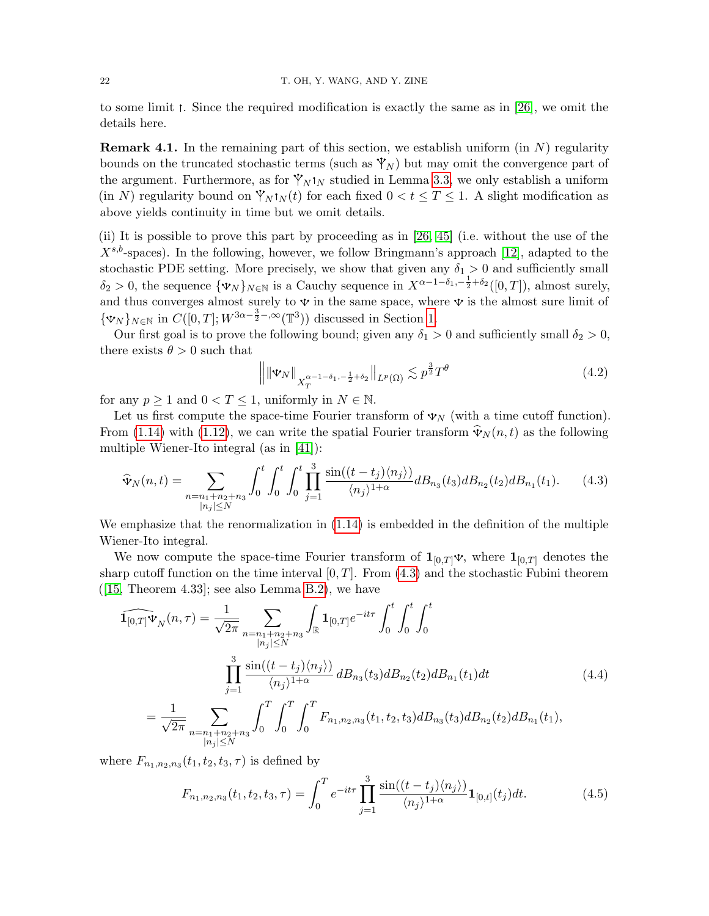to some limit $\mathbin{\rotatebox[origin=c]{0}{$\upharpoonleft$}}$. Since the required modification is exactly the same as in [26], we omit the details here.

**Remark 4.1.** In the remaining part of this section, we establish uniform (in $N$) regularity bounds on the truncated stochastic terms (such as $\Psi_N$) but may omit the convergence part of the argument. Furthermore, as for $\Psi_N \upharpoonleft_N$ studied in Lemma 3.3, we only establish a uniform (in $N$) regularity bound on $\Psi_N \upharpoonleft_N(t)$ for each fixed $0 < t \le T \le 1$. A slight modification as above yields continuity in time but we omit details.

(ii) It is possible to prove this part by proceeding as in [26, 45] (i.e. without the use of the $X^{s,b}$-spaces). In the following, however, we follow Bringmann's approach [12], adapted to the stochastic PDE setting. More precisely, we show that given any $\delta_1 > 0$ and sufficiently small $\delta_2 > 0$, the sequence $\{\Psi_N\}_{N\in\mathbb{N}}$ is a Cauchy sequence in $X^{\alpha-1-\delta_1,-\frac{1}{2}+\delta_2}([0,T])$, almost surely, and thus converges almost surely to $\Psi$ in the same space, where $\Psi$ is the almost sure limit of $\{\Psi_N\}_{N\in\mathbb{N}}$ in $C([0,T];W^{3\alpha-\frac{3}{2}-,\infty}(\mathbb{T}^3))$ discussed in Section 1.

Our first goal is to prove the following bound; given any $\delta_1 > 0$ and sufficiently small $\delta_2 > 0$, there exists $\theta > 0$ such that

$$\Big\| \|\Psi_N\|_{X_T^{\alpha-1-\delta_1,-\frac{1}{2}+\delta_2}} \Big\|_{L^p(\Omega)} \lesssim p^{\frac{3}{2}} T^{\theta} \tag{4.2}$$

for any $p \ge 1$ and $0 < T \le 1$, uniformly in $N \in \mathbb{N}$.

Let us first compute the space-time Fourier transform of $\Psi_N$ (with a time cutoff function). From (1.14) with (1.12), we can write the spatial Fourier transform $\widehat{\Psi}_N(n,t)$ as the following multiple Wiener-Ito integral (as in [41]):

$$\widehat{\Psi}_N(n,t) = \sum_{\substack{n=n_1+n_2+n_3\\|n_j|\le N}} \int_0^t \int_0^t \int_0^t \prod_{j=1}^3 \frac{\sin((t-t_j)\langle n_j\rangle)}{\langle n_j\rangle^{1+\alpha}} dB_{n_3}(t_3) dB_{n_2}(t_2) dB_{n_1}(t_1). \tag{4.3}$$

We emphasize that the renormalization in (1.14) is embedded in the definition of the multiple Wiener-Ito integral.

We now compute the space-time Fourier transform of $\mathbf{1}_{[0,T]}\Psi$, where $\mathbf{1}_{[0,T]}$ denotes the sharp cutoff function on the time interval $[0,T]$. From (4.3) and the stochastic Fubini theorem ([15, Theorem 4.33]; see also Lemma B.2), we have

$$\begin{aligned}
\widehat{\mathbf{1}_{[0,T]}\Psi}_N(n,\tau) &= \frac{1}{\sqrt{2\pi}} \sum_{\substack{n=n_1+n_2+n_3\\|n_j|\le N}} \int_{\mathbb{R}} \mathbf{1}_{[0,T]} e^{-it\tau} \int_0^t \int_0^t \int_0^t \\
&\qquad \prod_{j=1}^3 \frac{\sin((t-t_j)\langle n_j\rangle)}{\langle n_j\rangle^{1+\alpha}}\, dB_{n_3}(t_3) dB_{n_2}(t_2) dB_{n_1}(t_1) dt \\
&= \frac{1}{\sqrt{2\pi}} \sum_{\substack{n=n_1+n_2+n_3\\|n_j|\le N}} \int_0^T \int_0^T \int_0^T F_{n_1,n_2,n_3}(t_1,t_2,t_3) dB_{n_3}(t_3) dB_{n_2}(t_2) dB_{n_1}(t_1),
\end{aligned} \tag{4.4}$$

where $F_{n_1,n_2,n_3}(t_1,t_2,t_3,\tau)$ is defined by

$$F_{n_1,n_2,n_3}(t_1,t_2,t_3,\tau) = \int_0^T e^{-it\tau} \prod_{j=1}^3 \frac{\sin((t-t_j)\langle n_j\rangle)}{\langle n_j\rangle^{1+\alpha}} \mathbf{1}_{[0,t]}(t_j) dt. \tag{4.5}$$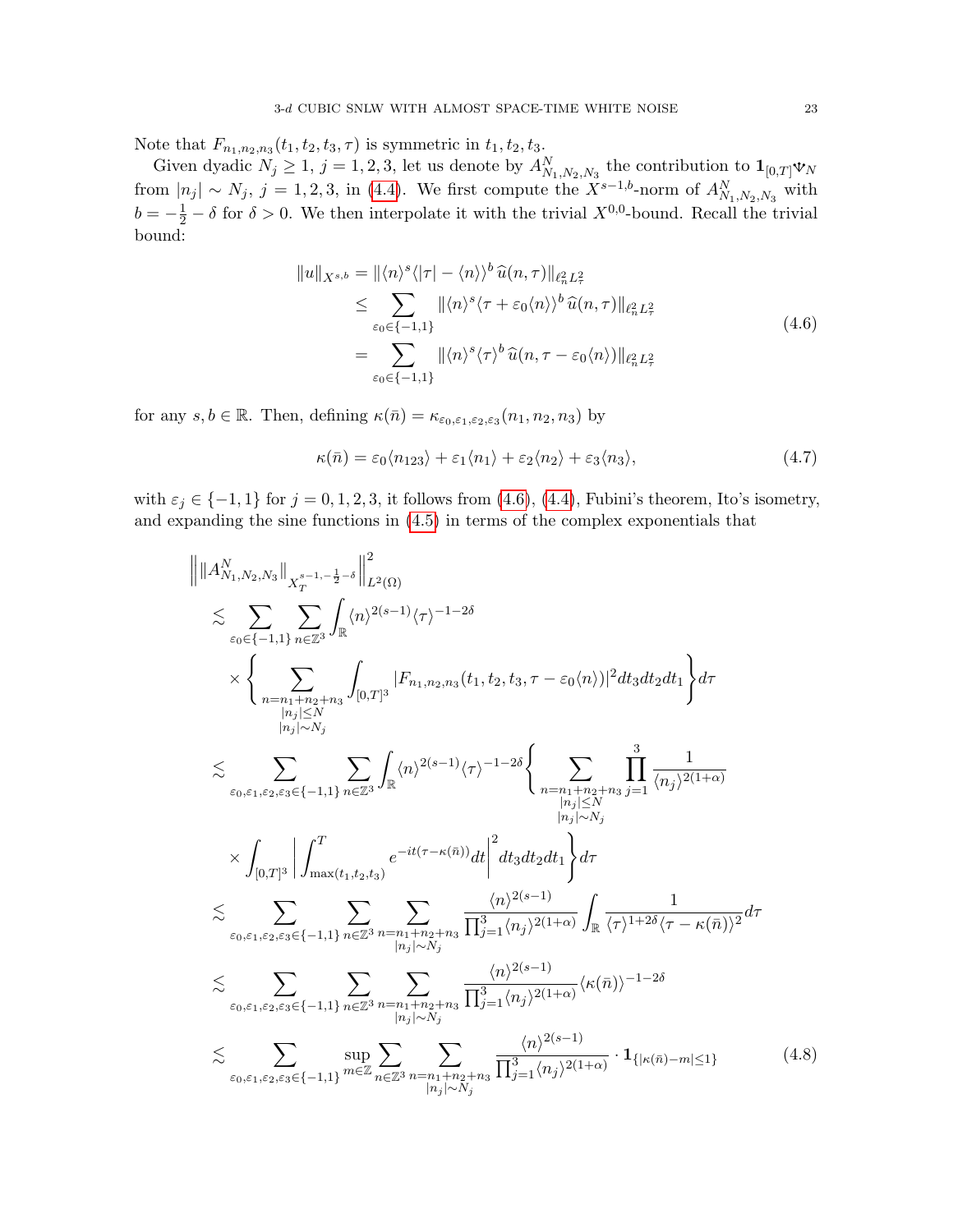Note that $F_{n_1,n_2,n_3}(t_1,t_2,t_3,\tau)$ is symmetric in $t_1,t_2,t_3$.

Given dyadic $N_j \geq 1$, $j=1,2,3$, let us denote by $A^N_{N_1,N_2,N_3}$ the contribution to $\mathbf{1}_{[0,T]}\Psi_N$ from $|n_j| \sim N_j$, $j=1,2,3$, in (4.4). We first compute the $X^{s-1,b}$-norm of $A^N_{N_1,N_2,N_3}$ with $b = -\frac{1}{2} - \delta$ for $\delta > 0$. We then interpolate it with the trivial $X^{0,0}$-bound. Recall the trivial bound:

$$
\begin{aligned}
\|u\|_{X^{s,b}} &= \|\langle n\rangle^s \langle |\tau| - \langle n\rangle\rangle^b \widehat{u}(n,\tau)\|_{\ell^2_n L^2_\tau} \\
&\leq \sum_{\varepsilon_0 \in \{-1,1\}} \|\langle n\rangle^s \langle \tau + \varepsilon_0 \langle n\rangle\rangle^b \widehat{u}(n,\tau)\|_{\ell^2_n L^2_\tau} \\
&= \sum_{\varepsilon_0 \in \{-1,1\}} \|\langle n\rangle^s \langle \tau\rangle^b \widehat{u}(n,\tau - \varepsilon_0\langle n\rangle)\|_{\ell^2_n L^2_\tau}
\end{aligned}
\tag{4.6}
$$

for any $s,b \in \mathbb{R}$. Then, defining $\kappa(\bar{n}) = \kappa_{\varepsilon_0,\varepsilon_1,\varepsilon_2,\varepsilon_3}(n_1,n_2,n_3)$ by

$$
\kappa(\bar{n}) = \varepsilon_0\langle n_{123}\rangle + \varepsilon_1\langle n_1\rangle + \varepsilon_2\langle n_2\rangle + \varepsilon_3\langle n_3\rangle,
\tag{4.7}
$$

with $\varepsilon_j \in \{-1,1\}$ for $j=0,1,2,3$, it follows from (4.6), (4.4), Fubini's theorem, Ito's isometry, and expanding the sine functions in (4.5) in terms of the complex exponentials that

$$
\begin{aligned}
&\Big\| \|A^N_{N_1,N_2,N_3}\|_{X_T^{s-1,-\frac{1}{2}-\delta}} \Big\|^2_{L^2(\Omega)} \\
&\lesssim \sum_{\varepsilon_0 \in \{-1,1\}} \sum_{n \in \mathbb{Z}^3} \int_{\mathbb{R}} \langle n\rangle^{2(s-1)} \langle \tau\rangle^{-1-2\delta} \\
&\quad \times \Bigg\{ \sum_{\substack{n = n_1+n_2+n_3 \\ |n_j| \leq N \\ |n_j| \sim N_j}} \int_{[0,T]^3} |F_{n_1,n_2,n_3}(t_1,t_2,t_3,\tau - \varepsilon_0\langle n\rangle)|^2 dt_3 dt_2 dt_1 \Bigg\} d\tau \\
&\lesssim \sum_{\varepsilon_0,\varepsilon_1,\varepsilon_2,\varepsilon_3 \in \{-1,1\}} \sum_{n \in \mathbb{Z}^3} \int_{\mathbb{R}} \langle n\rangle^{2(s-1)} \langle \tau\rangle^{-1-2\delta} \Bigg\{ \sum_{\substack{n = n_1+n_2+n_3 \\ |n_j| \leq N \\ |n_j| \sim N_j}} \prod_{j=1}^3 \frac{1}{\langle n_j\rangle^{2(1+\alpha)}} \\
&\quad \times \int_{[0,T]^3} \bigg| \int_{\max(t_1,t_2,t_3)}^T e^{-it(\tau - \kappa(\bar{n}))} dt \bigg|^2 dt_3 dt_2 dt_1 \Bigg\} d\tau \\
&\lesssim \sum_{\varepsilon_0,\varepsilon_1,\varepsilon_2,\varepsilon_3 \in \{-1,1\}} \sum_{n \in \mathbb{Z}^3} \sum_{\substack{n = n_1+n_2+n_3 \\ |n_j| \sim N_j}} \frac{\langle n\rangle^{2(s-1)}}{\prod_{j=1}^3 \langle n_j\rangle^{2(1+\alpha)}} \int_{\mathbb{R}} \frac{1}{\langle \tau\rangle^{1+2\delta} \langle \tau - \kappa(\bar{n})\rangle^2} d\tau \\
&\lesssim \sum_{\varepsilon_0,\varepsilon_1,\varepsilon_2,\varepsilon_3 \in \{-1,1\}} \sum_{n \in \mathbb{Z}^3} \sum_{\substack{n = n_1+n_2+n_3 \\ |n_j| \sim N_j}} \frac{\langle n\rangle^{2(s-1)}}{\prod_{j=1}^3 \langle n_j\rangle^{2(1+\alpha)}} \langle \kappa(\bar{n})\rangle^{-1-2\delta} \\
&\lesssim \sum_{\varepsilon_0,\varepsilon_1,\varepsilon_2,\varepsilon_3 \in \{-1,1\}} \sup_{m \in \mathbb{Z}} \sum_{n \in \mathbb{Z}^3} \sum_{\substack{n = n_1+n_2+n_3 \\ |n_j| \sim N_j}} \frac{\langle n\rangle^{2(s-1)}}{\prod_{j=1}^3 \langle n_j\rangle^{2(1+\alpha)}} \cdot \mathbf{1}_{\{|\kappa(\bar{n}) - m| \leq 1\}}
\end{aligned}
\tag{4.8}
$$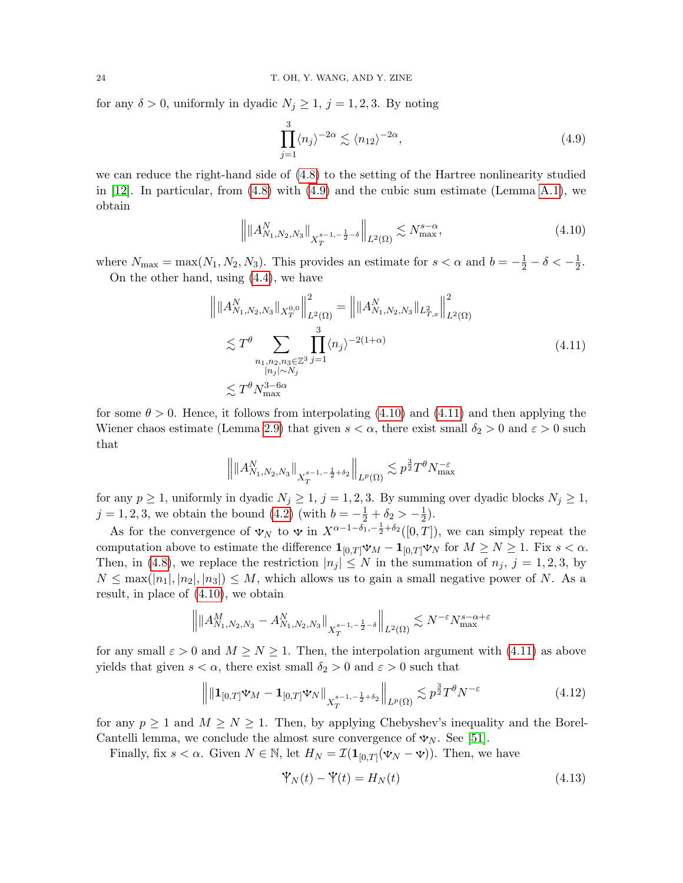for any $\delta > 0$, uniformly in dyadic $N_j \geq 1$, $j = 1, 2, 3$. By noting

$$\prod_{j=1}^{3} \langle n_j \rangle^{-2\alpha} \lesssim \langle n_{12} \rangle^{-2\alpha}, \tag{4.9}$$

we can reduce the right-hand side of (4.8) to the setting of the Hartree nonlinearity studied in [12]. In particular, from (4.8) with (4.9) and the cubic sum estimate (Lemma A.1), we obtain

$$\Big\| \| A^N_{N_1, N_2, N_3} \|_{X_T^{s-1, -\frac{1}{2}-\delta}} \Big\|_{L^2(\Omega)} \lesssim N_{\max}^{s-\alpha}, \tag{4.10}$$

where $N_{\max} = \max(N_1, N_2, N_3)$. This provides an estimate for $s < \alpha$ and $b = -\frac{1}{2} - \delta < -\frac{1}{2}$.

On the other hand, using (4.4), we have

$$\begin{aligned}
\Big\| \| A^N_{N_1, N_2, N_3} \|_{X_T^{0,0}} \Big\|^2_{L^2(\Omega)} &= \Big\| \| A^N_{N_1, N_2, N_3} \|_{L^2_{T,x}} \Big\|^2_{L^2(\Omega)} \\
&\lesssim T^\theta \sum_{\substack{n_1, n_2, n_3 \in \mathbb{Z}^3 \\ |n_j| \sim N_j}} \prod_{j=1}^{3} \langle n_j \rangle^{-2(1+\alpha)} \\
&\lesssim T^\theta N_{\max}^{3-6\alpha}
\end{aligned} \tag{4.11}$$

for some $\theta > 0$. Hence, it follows from interpolating (4.10) and (4.11) and then applying the Wiener chaos estimate (Lemma 2.9) that given $s < \alpha$, there exist small $\delta_2 > 0$ and $\varepsilon > 0$ such that

$$\Big\| \| A^N_{N_1, N_2, N_3} \|_{X_T^{s-1, -\frac{1}{2}+\delta_2}} \Big\|_{L^p(\Omega)} \lesssim p^{\frac{3}{2}} T^\theta N_{\max}^{-\varepsilon}$$

for any $p \geq 1$, uniformly in dyadic $N_j \geq 1$, $j = 1, 2, 3$. By summing over dyadic blocks $N_j \geq 1$, $j = 1, 2, 3$, we obtain the bound (4.2) (with $b = -\frac{1}{2} + \delta_2 > -\frac{1}{2}$).

As for the convergence of $\Psi_N$ to $\Psi$ in $X^{\alpha-1-\delta_1, -\frac{1}{2}+\delta_2}([0,T])$, we can simply repeat the computation above to estimate the difference $\mathbf{1}_{[0,T]}\Psi_M - \mathbf{1}_{[0,T]}\Psi_N$ for $M \geq N \geq 1$. Fix $s < \alpha$. Then, in (4.8), we replace the restriction $|n_j| \leq N$ in the summation of $n_j$, $j = 1, 2, 3$, by $N \leq \max(|n_1|, |n_2|, |n_3|) \leq M$, which allows us to gain a small negative power of $N$. As a result, in place of (4.10), we obtain

$$\Big\| \| A^M_{N_1, N_2, N_3} - A^N_{N_1, N_2, N_3} \|_{X_T^{s-1, -\frac{1}{2}-\delta}} \Big\|_{L^2(\Omega)} \lesssim N^{-\varepsilon} N_{\max}^{s-\alpha+\varepsilon}$$

for any small $\varepsilon > 0$ and $M \geq N \geq 1$. Then, the interpolation argument with (4.11) as above yields that given $s < \alpha$, there exist small $\delta_2 > 0$ and $\varepsilon > 0$ such that

$$\Big\| \| \mathbf{1}_{[0,T]}\Psi_M - \mathbf{1}_{[0,T]}\Psi_N \|_{X_T^{s-1, -\frac{1}{2}+\delta_2}} \Big\|_{L^p(\Omega)} \lesssim p^{\frac{3}{2}} T^\theta N^{-\varepsilon} \tag{4.12}$$

for any $p \geq 1$ and $M \geq N \geq 1$. Then, by applying Chebyshev's inequality and the Borel-Cantelli lemma, we conclude the almost sure convergence of $\Psi_N$. See [51].

Finally, fix $s < \alpha$. Given $N \in \mathbb{N}$, let $H_N = \mathcal{I}(\mathbf{1}_{[0,T]}(\Psi_N - \Psi))$. Then, we have

$$\Upsilon_N(t) - \Upsilon(t) = H_N(t) \tag{4.13}$$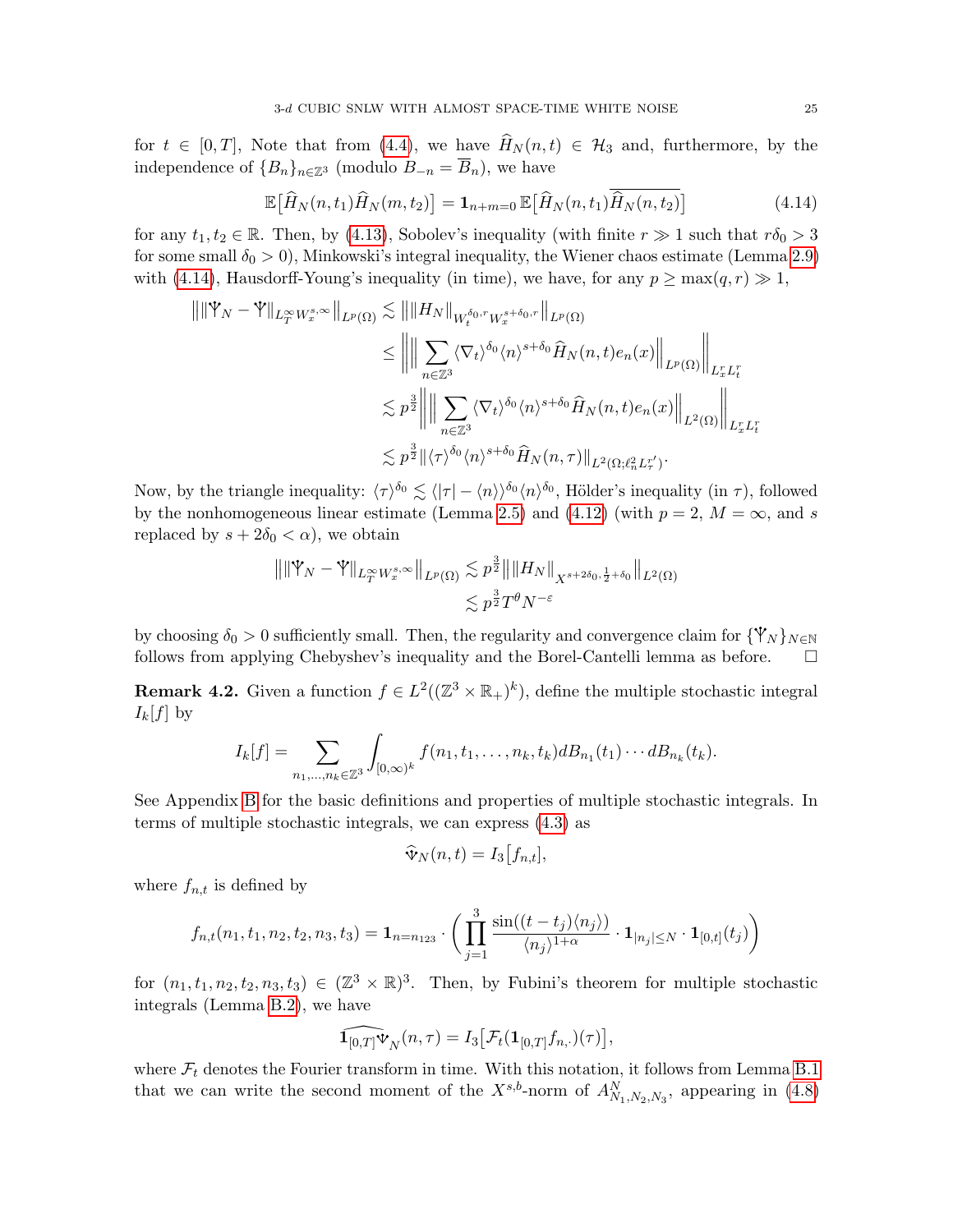for $t \in [0,T]$, Note that from (4.4), we have $\widehat{H}_N(n,t) \in \mathcal{H}_3$ and, furthermore, by the independence of $\{B_n\}_{n\in\mathbb{Z}^3}$ (modulo $B_{-n} = \overline{B}_n$), we have

$$\mathbb{E}\big[\widehat{H}_N(n,t_1)\widehat{H}_N(m,t_2)\big] = \mathbf{1}_{n+m=0}\,\mathbb{E}\big[\widehat{H}_N(n,t_1)\overline{\widehat{H}_N(n,t_2)}\big] \tag{4.14}$$

for any $t_1, t_2 \in \mathbb{R}$. Then, by (4.13), Sobolev's inequality (with finite $r \gg 1$ such that $r\delta_0 > 3$ for some small $\delta_0 > 0$), Minkowski's integral inequality, the Wiener chaos estimate (Lemma 2.9) with (4.14), Hausdorff-Young's inequality (in time), we have, for any $p \geq \max(q,r) \gg 1$,

$$\begin{aligned}
\big\|\|\Upsilon_N - \Upsilon\|_{L^\infty_T W^{s,\infty}_x}\big\|_{L^p(\Omega)} &\lesssim \big\|\|H_N\|_{W^{\delta_0,r}_t W^{s+\delta_0,r}_x}\big\|_{L^p(\Omega)} \\
&\leq \bigg\|\Big\|\sum_{n\in\mathbb{Z}^3}\langle\nabla_t\rangle^{\delta_0}\langle n\rangle^{s+\delta_0}\widehat{H}_N(n,t)e_n(x)\Big\|_{L^p(\Omega)}\bigg\|_{L^r_x L^r_t} \\
&\lesssim p^{\frac32}\bigg\|\Big\|\sum_{n\in\mathbb{Z}^3}\langle\nabla_t\rangle^{\delta_0}\langle n\rangle^{s+\delta_0}\widehat{H}_N(n,t)e_n(x)\Big\|_{L^2(\Omega)}\bigg\|_{L^r_x L^r_t} \\
&\lesssim p^{\frac32}\|\langle\tau\rangle^{\delta_0}\langle n\rangle^{s+\delta_0}\widehat{H}_N(n,\tau)\|_{L^2(\Omega;\ell^2_n L^{r'}_\tau)}.
\end{aligned}$$

Now, by the triangle inequality: $\langle\tau\rangle^{\delta_0} \lesssim \langle|\tau| - \langle n\rangle\rangle^{\delta_0}\langle n\rangle^{\delta_0}$, Hölder's inequality (in $\tau$), followed by the nonhomogeneous linear estimate (Lemma 2.5) and (4.12) (with $p=2$, $M=\infty$, and $s$ replaced by $s + 2\delta_0 < \alpha$), we obtain

$$\begin{aligned}
\big\|\|\Upsilon_N - \Upsilon\|_{L^\infty_T W^{s,\infty}_x}\big\|_{L^p(\Omega)} &\lesssim p^{\frac32}\big\|\|H_N\|_{X^{s+2\delta_0,\frac12+\delta_0}}\big\|_{L^2(\Omega)} \\
&\lesssim p^{\frac32}T^\theta N^{-\varepsilon}
\end{aligned}$$

by choosing $\delta_0 > 0$ sufficiently small. Then, the regularity and convergence claim for $\{\Upsilon_N\}_{N\in\mathbb{N}}$ follows from applying Chebyshev's inequality and the Borel-Cantelli lemma as before. $\square$

**Remark 4.2.** Given a function $f \in L^2((\mathbb{Z}^3\times\mathbb{R}_+)^k)$, define the multiple stochastic integral $I_k[f]$ by

$$I_k[f] = \sum_{n_1,\dots,n_k\in\mathbb{Z}^3}\int_{[0,\infty)^k} f(n_1,t_1,\dots,n_k,t_k)dB_{n_1}(t_1)\cdots dB_{n_k}(t_k).$$

See Appendix B for the basic definitions and properties of multiple stochastic integrals. In terms of multiple stochastic integrals, we can express (4.3) as

$$\widehat{\Psi}_N(n,t) = I_3\big[f_{n,t}\big],$$

where $f_{n,t}$ is defined by

$$f_{n,t}(n_1,t_1,n_2,t_2,n_3,t_3) = \mathbf{1}_{n=n_{123}}\cdot\bigg(\prod_{j=1}^3\frac{\sin((t-t_j)\langle n_j\rangle)}{\langle n_j\rangle^{1+\alpha}}\cdot\mathbf{1}_{|n_j|\leq N}\cdot\mathbf{1}_{[0,t]}(t_j)\bigg)$$

for $(n_1,t_1,n_2,t_2,n_3,t_3) \in (\mathbb{Z}^3\times\mathbb{R})^3$. Then, by Fubini's theorem for multiple stochastic integrals (Lemma B.2), we have

$$\widehat{\mathbf{1}_{[0,T]}\Psi}_N(n,\tau) = I_3\big[\mathcal{F}_t(\mathbf{1}_{[0,T]}f_{n,\cdot})(\tau)\big],$$

where $\mathcal{F}_t$ denotes the Fourier transform in time. With this notation, it follows from Lemma B.1 that we can write the second moment of the $X^{s,b}$-norm of $A^N_{N_1,N_2,N_3}$, appearing in (4.8)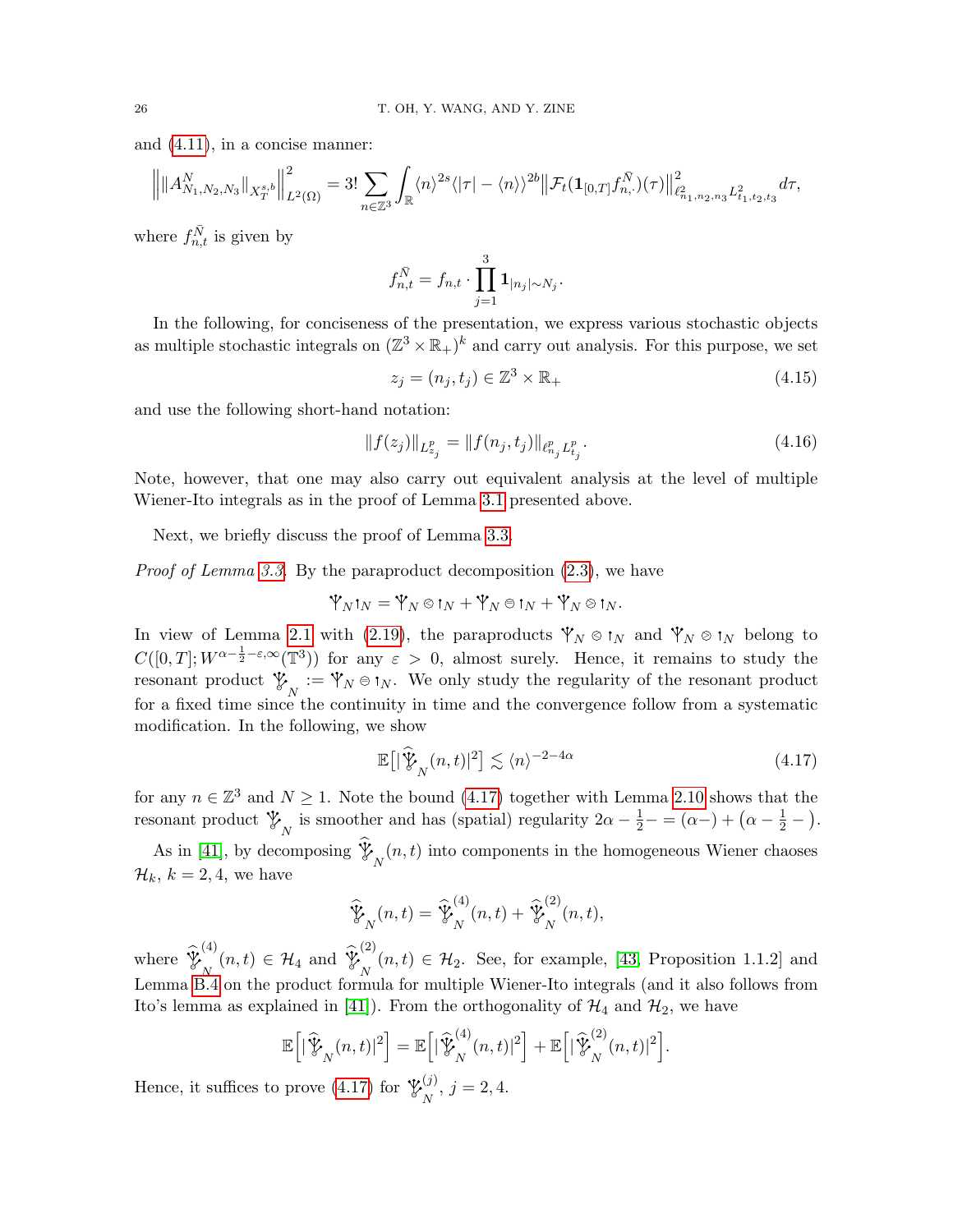and (4.11), in a concise manner:

$$\Big\| \| A^N_{N_1,N_2,N_3} \|_{X^{s,b}_T} \Big\|^2_{L^2(\Omega)} = 3! \sum_{n\in\mathbb{Z}^3} \int_{\mathbb{R}} \langle n\rangle^{2s} \langle |\tau| - \langle n\rangle\rangle^{2b} \big\| \mathcal{F}_t(\mathbf{1}_{[0,T]} f^{\bar N}_{n,\cdot})(\tau) \big\|^2_{\ell^2_{n_1,n_2,n_3} L^2_{t_1,t_2,t_3}} d\tau,$$

where $f^{\bar N}_{n,t}$ is given by

$$f^{\bar N}_{n,t} = f_{n,t} \cdot \prod_{j=1}^{3} \mathbf{1}_{|n_j|\sim N_j}.$$

In the following, for conciseness of the presentation, we express various stochastic objects as multiple stochastic integrals on $(\mathbb{Z}^3 \times \mathbb{R}_+)^k$ and carry out analysis. For this purpose, we set

$$z_j = (n_j, t_j) \in \mathbb{Z}^3 \times \mathbb{R}_+ \tag{4.15}$$

and use the following short-hand notation:

$$\|f(z_j)\|_{L^p_{z_j}} = \|f(n_j,t_j)\|_{\ell^p_{n_j} L^p_{t_j}}. \tag{4.16}$$

Note, however, that one may also carry out equivalent analysis at the level of multiple Wiener-Ito integrals as in the proof of Lemma 3.1 presented above.

Next, we briefly discuss the proof of Lemma 3.3.

*Proof of Lemma 3.3.* By the paraproduct decomposition (2.3), we have

$$\Psi_N \mathord{\upharpoonleft}_N = \Psi_N \otimes \mathord{\upharpoonleft}_N + \Psi_N \ominus \mathord{\upharpoonleft}_N + \Psi_N \oslash \mathord{\upharpoonleft}_N.$$

In view of Lemma 2.1 with (2.19), the paraproducts $\Psi_N \otimes \mathord{\upharpoonleft}_N$ and $\Psi_N \oslash \mathord{\upharpoonleft}_N$ belong to $C([0,T]; W^{\alpha-\frac12-\varepsilon,\infty}(\mathbb{T}^3))$ for any $\varepsilon > 0$, almost surely. Hence, it remains to study the resonant product $\Psi_N := \Psi_N \ominus \mathord{\upharpoonleft}_N$. We only study the regularity of the resonant product for a fixed time since the continuity in time and the convergence follow from a systematic modification. In the following, we show

$$\mathbb{E}\big[|\widehat{\Psi}_N(n,t)|^2\big] \lesssim \langle n\rangle^{-2-4\alpha} \tag{4.17}$$

for any $n \in \mathbb{Z}^3$ and $N \geq 1$. Note the bound (4.17) together with Lemma 2.10 shows that the resonant product $\Psi_N$ is smoother and has (spatial) regularity $2\alpha - \frac12 - = (\alpha-) + \big(\alpha - \frac12 -\big)$.

As in [41], by decomposing $\widehat{\Psi}_N(n,t)$ into components in the homogeneous Wiener chaoses $\mathcal{H}_k$, $k = 2,4$, we have

$$\widehat{\Psi}_N(n,t) = \widehat{\Psi}^{(4)}_N(n,t) + \widehat{\Psi}^{(2)}_N(n,t),$$

where $\widehat{\Psi}^{(4)}_N(n,t) \in \mathcal{H}_4$ and $\widehat{\Psi}^{(2)}_N(n,t) \in \mathcal{H}_2$. See, for example, [43, Proposition 1.1.2] and Lemma B.4 on the product formula for multiple Wiener-Ito integrals (and it also follows from Ito's lemma as explained in [41]). From the orthogonality of $\mathcal{H}_4$ and $\mathcal{H}_2$, we have

$$\mathbb{E}\Big[|\widehat{\Psi}_N(n,t)|^2\Big] = \mathbb{E}\Big[|\widehat{\Psi}^{(4)}_N(n,t)|^2\Big] + \mathbb{E}\Big[|\widehat{\Psi}^{(2)}_N(n,t)|^2\Big].$$

Hence, it suffices to prove (4.17) for $\Psi^{(j)}_N$, $j = 2,4$.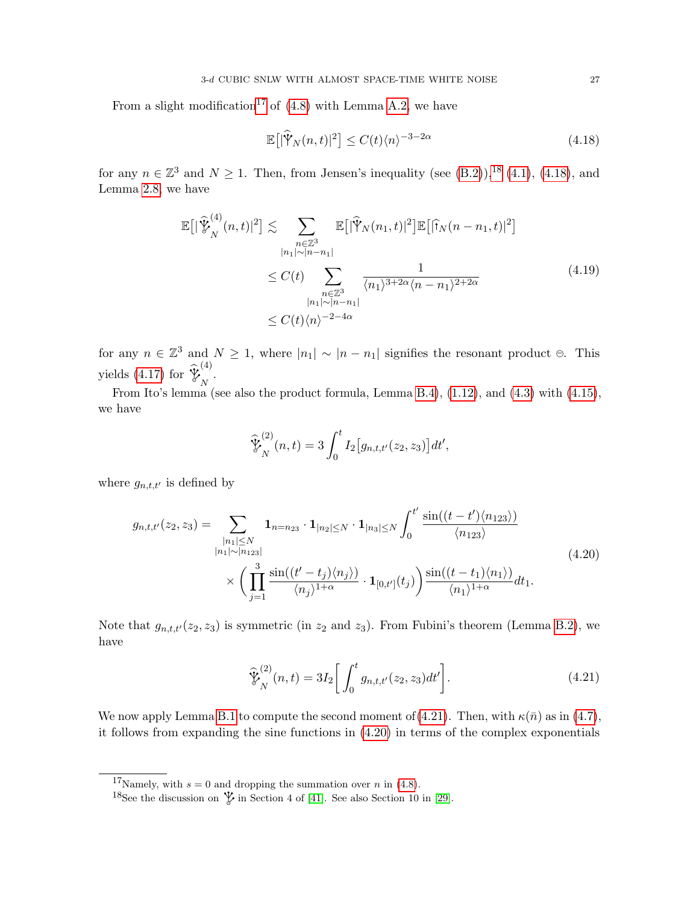From a slight modification[17] of (4.8) with Lemma A.2, we have

$$
\mathbb{E}\big[|\widehat{\Psi}_N(n,t)|^2\big] \le C(t)\langle n\rangle^{-3-2\alpha} \tag{4.18}
$$

for any $n \in \mathbb{Z}^3$ and $N \ge 1$. Then, from Jensen's inequality (see (B.2)),[18] (4.1), (4.18), and Lemma 2.8, we have

$$
\begin{aligned}
\mathbb{E}\big[|\widehat{\Psi}^{(4)}_N(n,t)|^2\big] &\lesssim \sum_{\substack{n\in\mathbb{Z}^3\\ |n_1|\sim|n-n_1|}} \mathbb{E}\big[|\widehat{\Psi}_N(n_1,t)|^2\big]\mathbb{E}\big[|\widehat{\mathbf{1}}_N(n-n_1,t)|^2\big]\\
&\le C(t)\sum_{\substack{n\in\mathbb{Z}^3\\ |n_1|\sim|n-n_1|}} \frac{1}{\langle n_1\rangle^{3+2\alpha}\langle n-n_1\rangle^{2+2\alpha}}\\
&\le C(t)\langle n\rangle^{-2-4\alpha}
\end{aligned} \tag{4.19}
$$

for any $n\in\mathbb{Z}^3$ and $N\ge 1$, where $|n_1|\sim|n-n_1|$ signifies the resonant product $\circleddash$. This yields (4.17) for $\widehat{\Psi}^{(4)}_N$.

From Ito's lemma (see also the product formula, Lemma B.4), (1.12), and (4.3) with (4.15), we have

$$
\widehat{\Psi}^{(2)}_N(n,t) = 3\int_0^t I_2\big[g_{n,t,t'}(z_2,z_3)\big]dt',
$$

where $g_{n,t,t'}$ is defined by

$$
\begin{aligned}
g_{n,t,t'}(z_2,z_3) = \sum_{\substack{|n_1|\le N\\ |n_1|\sim|n_{123}|}} &\mathbf{1}_{n=n_{23}}\cdot\mathbf{1}_{|n_2|\le N}\cdot\mathbf{1}_{|n_3|\le N}\int_0^{t'}\frac{\sin((t-t')\langle n_{123}\rangle)}{\langle n_{123}\rangle}\\
&\times\bigg(\prod_{j=1}^3\frac{\sin((t'-t_j)\langle n_j\rangle)}{\langle n_j\rangle^{1+\alpha}}\cdot\mathbf{1}_{[0,t']}(t_j)\bigg)\frac{\sin((t-t_1)\langle n_1\rangle)}{\langle n_1\rangle^{1+\alpha}}dt_1.
\end{aligned} \tag{4.20}
$$

Note that $g_{n,t,t'}(z_2,z_3)$ is symmetric (in $z_2$ and $z_3$). From Fubini's theorem (Lemma B.2), we have

$$
\widehat{\Psi}^{(2)}_N(n,t) = 3I_2\bigg[\int_0^t g_{n,t,t'}(z_2,z_3)dt'\bigg]. \tag{4.21}
$$

We now apply Lemma B.1 to compute the second moment of (4.21). Then, with $\kappa(\bar{n})$ as in (4.7), it follows from expanding the sine functions in (4.20) in terms of the complex exponentials

---

[17] Namely, with $s=0$ and dropping the summation over $n$ in (4.8).

[18] See the discussion on $\Psi$ in Section 4 of [41]. See also Section 10 in [29].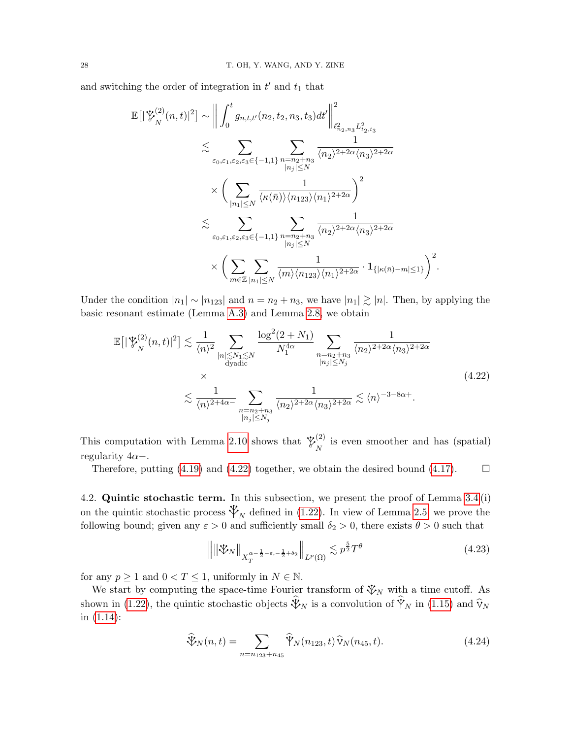and switching the order of integration in $t'$ and $t_1$ that

$$
\begin{aligned}
\mathbb{E}\big[|\Psi^{(2)}_N(n,t)|^2\big] &\sim \bigg\| \int_0^t g_{n,t,t'}(n_2,t_2,n_3,t_3)dt' \bigg\|^2_{\ell^2_{n_2,n_3}L^2_{t_2,t_3}} \\
&\lesssim \sum_{\varepsilon_0,\varepsilon_1,\varepsilon_2,\varepsilon_3\in\{-1,1\}} \sum_{\substack{n=n_2+n_3\\|n_j|\le N}} \frac{1}{\langle n_2\rangle^{2+2\alpha}\langle n_3\rangle^{2+2\alpha}} \\
&\quad\times \bigg( \sum_{|n_1|\le N} \frac{1}{\langle \kappa(\bar n)\rangle \langle n_{123}\rangle \langle n_1\rangle^{2+2\alpha}} \bigg)^2 \\
&\lesssim \sum_{\varepsilon_0,\varepsilon_1,\varepsilon_2,\varepsilon_3\in\{-1,1\}} \sum_{\substack{n=n_2+n_3\\|n_j|\le N}} \frac{1}{\langle n_2\rangle^{2+2\alpha}\langle n_3\rangle^{2+2\alpha}} \\
&\quad\times \bigg( \sum_{m\in\mathbb{Z}} \sum_{|n_1|\le N} \frac{1}{\langle m\rangle \langle n_{123}\rangle \langle n_1\rangle^{2+2\alpha}} \cdot \mathbf{1}_{\{|\kappa(\bar n)-m|\le 1\}} \bigg)^2.
\end{aligned}
$$

Under the condition $|n_1|\sim|n_{123}|$ and $n=n_2+n_3$, we have $|n_1|\gtrsim|n|$. Then, by applying the basic resonant estimate (Lemma A.3) and Lemma 2.8, we obtain

$$
\begin{aligned}
\mathbb{E}\big[|\Psi^{(2)}_N(n,t)|^2\big] &\lesssim \frac{1}{\langle n\rangle^2} \sum_{\substack{|n|\lesssim N_1\lesssim N\\ \text{dyadic}}} \frac{\log^2(2+N_1)}{N_1^{4\alpha}} \sum_{\substack{n=n_2+n_3\\|n_j|\le N_j}} \frac{1}{\langle n_2\rangle^{2+2\alpha}\langle n_3\rangle^{2+2\alpha}} \\
&\quad\times \\
&\lesssim \frac{1}{\langle n\rangle^{2+4\alpha-}} \sum_{\substack{n=n_2+n_3\\|n_j|\le N_j}} \frac{1}{\langle n_2\rangle^{2+2\alpha}\langle n_3\rangle^{2+2\alpha}} \lesssim \langle n\rangle^{-3-8\alpha+}.
\end{aligned}
\tag{4.22}
$$

This computation with Lemma 2.10 shows that $\Psi^{(2)}_N$ is even smoother and has (spatial) regularity $4\alpha-$.

Therefore, putting (4.19) and (4.22) together, we obtain the desired bound (4.17). $\square$

4.2. **Quintic stochastic term.** In this subsection, we present the proof of Lemma 3.4 (i) on the quintic stochastic process $\Psi_N$ defined in (1.22). In view of Lemma 2.5, we prove the following bound; given any $\varepsilon>0$ and sufficiently small $\delta_2>0$, there exists $\theta>0$ such that

$$
\Big\| \|\Psi_N\|_{X_T^{\alpha-\frac12-\varepsilon,-\frac12+\delta_2}} \Big\|_{L^p(\Omega)} \lesssim p^{\frac52} T^\theta \tag{4.23}
$$

for any $p\ge1$ and $0<T\le1$, uniformly in $N\in\mathbb{N}$.

We start by computing the space-time Fourier transform of $\Psi_N$ with a time cutoff. As shown in (1.22), the quintic stochastic objects $\widehat{\Psi}_N$ is a convolution of $\widehat{\Psi}_N$ in (1.15) and $\widehat{v}_N$ in (1.14):

$$
\widehat{\Psi}_N(n,t) = \sum_{n=n_{123}+n_{45}} \widehat{\Psi}_N(n_{123},t)\,\widehat{v}_N(n_{45},t). \tag{4.24}
$$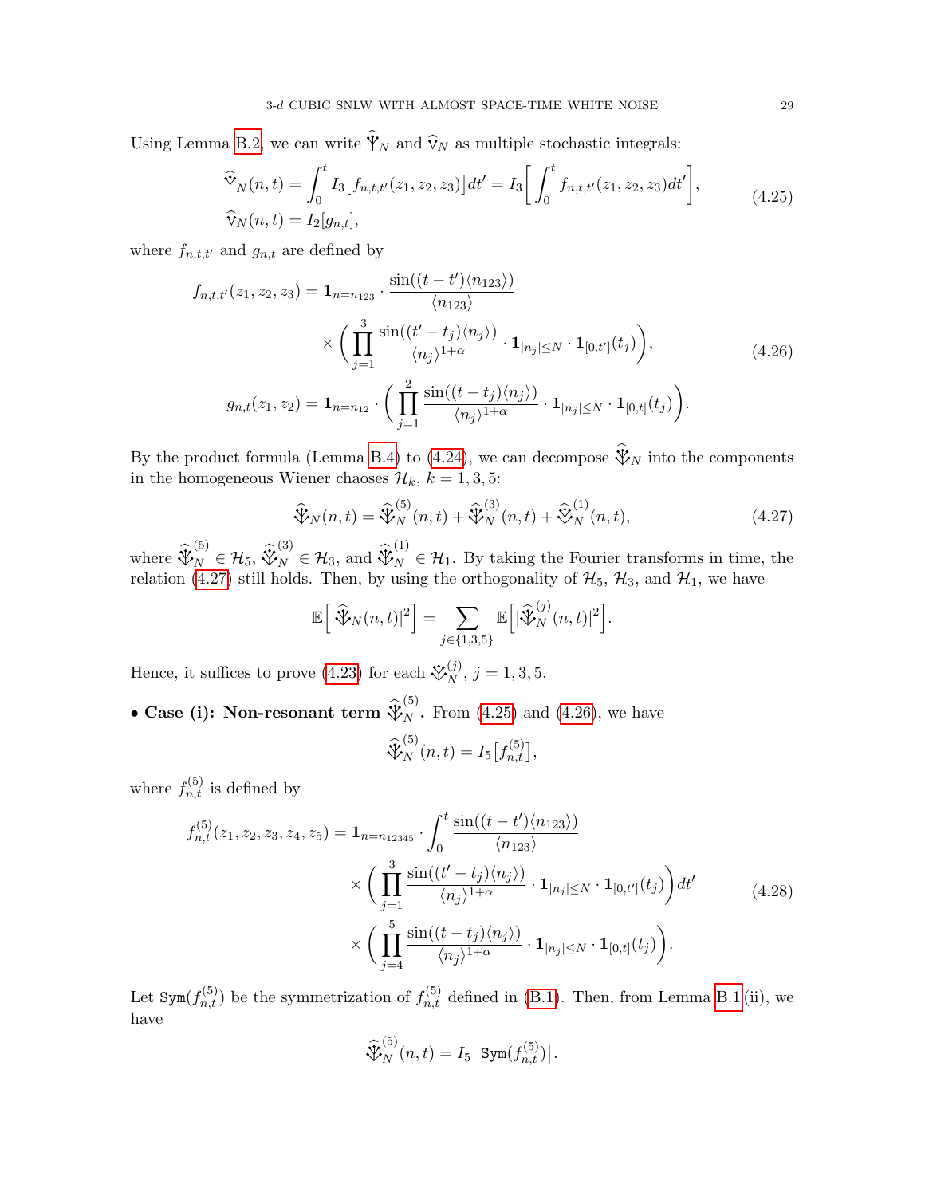Using Lemma B.2, we can write $\widehat{\Psi}_N$ and $\widehat{\mathrm{V}}_N$ as multiple stochastic integrals:

$$
\begin{aligned}
\widehat{\Psi}_N(n,t) &= \int_0^t I_3\big[f_{n,t,t'}(z_1,z_2,z_3)\big]dt' = I_3\bigg[\int_0^t f_{n,t,t'}(z_1,z_2,z_3)dt'\bigg], \\
\widehat{\mathrm{V}}_N(n,t) &= I_2[g_{n,t}],
\end{aligned}
\tag{4.25}
$$

where $f_{n,t,t'}$ and $g_{n,t}$ are defined by

$$
\begin{aligned}
f_{n,t,t'}(z_1,z_2,z_3) &= \mathbf{1}_{n=n_{123}} \cdot \frac{\sin((t-t')\langle n_{123}\rangle)}{\langle n_{123}\rangle} \\
&\quad \times \bigg(\prod_{j=1}^{3} \frac{\sin((t'-t_j)\langle n_j\rangle)}{\langle n_j\rangle^{1+\alpha}} \cdot \mathbf{1}_{|n_j|\le N} \cdot \mathbf{1}_{[0,t']}(t_j)\bigg), \\
g_{n,t}(z_1,z_2) &= \mathbf{1}_{n=n_{12}} \cdot \bigg(\prod_{j=1}^{2} \frac{\sin((t-t_j)\langle n_j\rangle)}{\langle n_j\rangle^{1+\alpha}} \cdot \mathbf{1}_{|n_j|\le N} \cdot \mathbf{1}_{[0,t]}(t_j)\bigg).
\end{aligned}
\tag{4.26}
$$

By the product formula (Lemma B.4) to (4.24), we can decompose $\widehat{\Psi}_N$ into the components in the homogeneous Wiener chaoses $\mathcal{H}_k$, $k=1,3,5$:

$$
\widehat{\Psi}_N(n,t) = \widehat{\Psi}_N^{(5)}(n,t) + \widehat{\Psi}_N^{(3)}(n,t) + \widehat{\Psi}_N^{(1)}(n,t),
\tag{4.27}
$$

where $\widehat{\Psi}_N^{(5)} \in \mathcal{H}_5$, $\widehat{\Psi}_N^{(3)} \in \mathcal{H}_3$, and $\widehat{\Psi}_N^{(1)} \in \mathcal{H}_1$. By taking the Fourier transforms in time, the relation (4.27) still holds. Then, by using the orthogonality of $\mathcal{H}_5$, $\mathcal{H}_3$, and $\mathcal{H}_1$, we have

$$
\mathbb{E}\Big[|\widehat{\Psi}_N(n,t)|^2\Big] = \sum_{j\in\{1,3,5\}} \mathbb{E}\Big[|\widehat{\Psi}_N^{(j)}(n,t)|^2\Big].
$$

Hence, it suffices to prove (4.23) for each $\Psi_N^{(j)}$, $j=1,3,5$.

• **Case (i): Non-resonant term $\widehat{\Psi}_N^{(5)}$.** From (4.25) and (4.26), we have

$$
\widehat{\Psi}_N^{(5)}(n,t) = I_5\big[f_{n,t}^{(5)}\big],
$$

where $f_{n,t}^{(5)}$ is defined by

$$
\begin{aligned}
f_{n,t}^{(5)}(z_1,z_2,z_3,z_4,z_5) &= \mathbf{1}_{n=n_{12345}} \cdot \int_0^t \frac{\sin((t-t')\langle n_{123}\rangle)}{\langle n_{123}\rangle} \\
&\quad \times \bigg(\prod_{j=1}^{3} \frac{\sin((t'-t_j)\langle n_j\rangle)}{\langle n_j\rangle^{1+\alpha}} \cdot \mathbf{1}_{|n_j|\le N} \cdot \mathbf{1}_{[0,t']}(t_j)\bigg)dt' \\
&\quad \times \bigg(\prod_{j=4}^{5} \frac{\sin((t-t_j)\langle n_j\rangle)}{\langle n_j\rangle^{1+\alpha}} \cdot \mathbf{1}_{|n_j|\le N} \cdot \mathbf{1}_{[0,t]}(t_j)\bigg).
\end{aligned}
\tag{4.28}
$$

Let $\mathtt{Sym}(f_{n,t}^{(5)})$ be the symmetrization of $f_{n,t}^{(5)}$ defined in (B.1). Then, from Lemma B.1 (ii), we have

$$
\widehat{\Psi}_N^{(5)}(n,t) = I_5\big[\,\mathtt{Sym}(f_{n,t}^{(5)})\big].
$$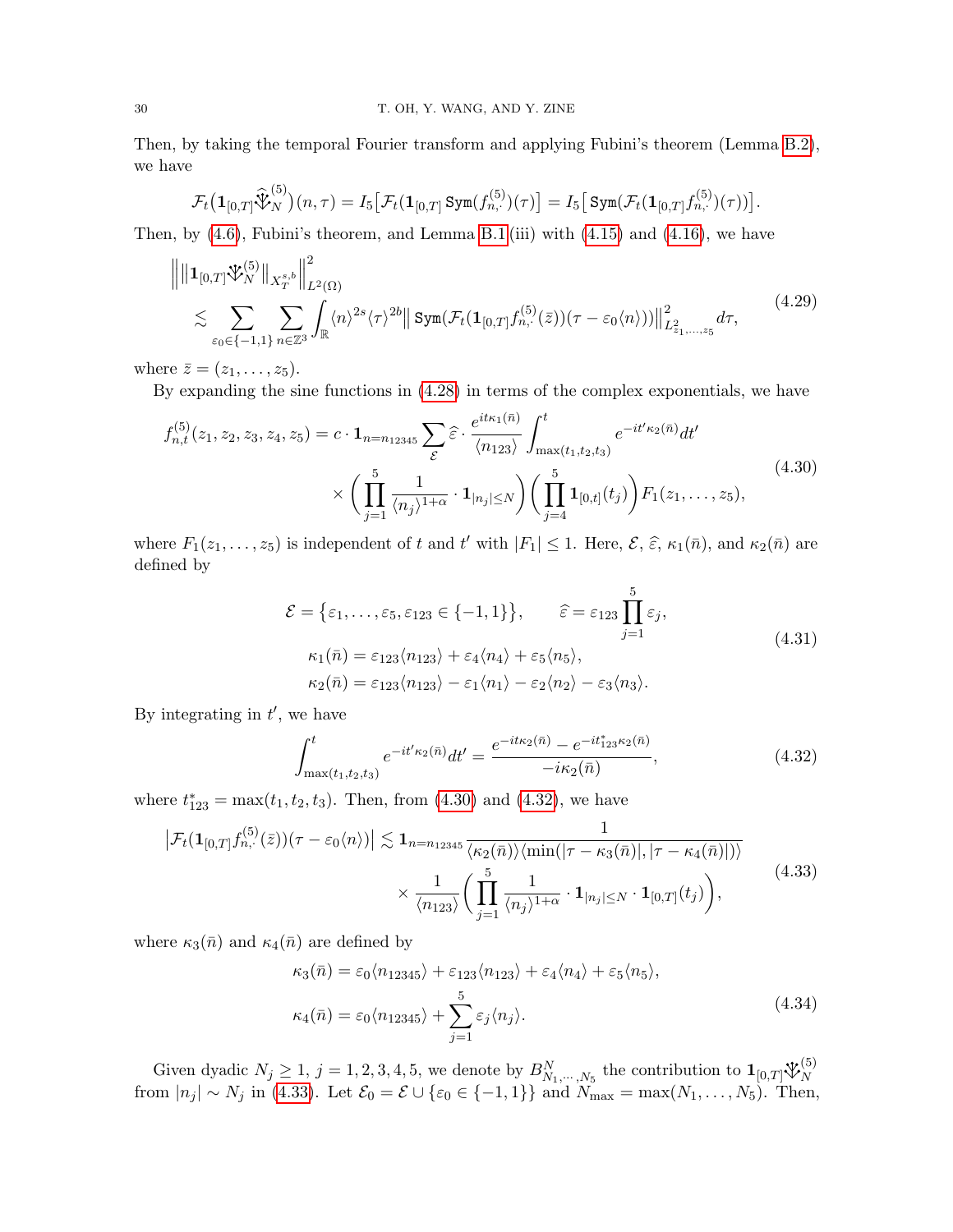Then, by taking the temporal Fourier transform and applying Fubini's theorem (Lemma B.2), we have

$$\mathcal{F}_t\big(\mathbf{1}_{[0,T]}\widehat{\Psi}^{(5)}_N\big)(n,\tau) = I_5\big[\mathcal{F}_t(\mathbf{1}_{[0,T]}\,\mathtt{Sym}(f^{(5)}_{n,\cdot})(\tau)\big] = I_5\big[\,\mathtt{Sym}(\mathcal{F}_t(\mathbf{1}_{[0,T]}f^{(5)}_{n,\cdot})(\tau))\big].$$

Then, by (4.6), Fubini's theorem, and Lemma B.1 (iii) with (4.15) and (4.16), we have

$$\begin{aligned}
&\Big\|\|\mathbf{1}_{[0,T]}\Psi^{(5)}_N\|_{X^{s,b}_T}\Big\|^2_{L^2(\Omega)}\\
&\lesssim \sum_{\varepsilon_0\in\{-1,1\}}\sum_{n\in\mathbb{Z}^3}\int_{\mathbb{R}}\langle n\rangle^{2s}\langle\tau\rangle^{2b}\big\|\,\mathtt{Sym}(\mathcal{F}_t(\mathbf{1}_{[0,T]}f^{(5)}_{n,\cdot}(\bar z))(\tau-\varepsilon_0\langle n\rangle))\big\|^2_{L^2_{z_1,\dots,z_5}}d\tau,
\end{aligned}\tag{4.29}$$

where $\bar z = (z_1,\dots,z_5)$.

By expanding the sine functions in (4.28) in terms of the complex exponentials, we have

$$\begin{aligned}
f^{(5)}_{n,t}(z_1,z_2,z_3,z_4,z_5) &= c\cdot\mathbf{1}_{n=n_{12345}}\sum_{\mathcal{E}}\widehat{\varepsilon}\cdot\frac{e^{it\kappa_1(\bar n)}}{\langle n_{123}\rangle}\int_{\max(t_1,t_2,t_3)}^t e^{-it'\kappa_2(\bar n)}dt'\\
&\quad\times\bigg(\prod_{j=1}^5\frac{1}{\langle n_j\rangle^{1+\alpha}}\cdot\mathbf{1}_{|n_j|\le N}\bigg)\bigg(\prod_{j=4}^5\mathbf{1}_{[0,t]}(t_j)\bigg)F_1(z_1,\dots,z_5),
\end{aligned}\tag{4.30}$$

where $F_1(z_1,\dots,z_5)$ is independent of $t$ and $t'$ with $|F_1|\le 1$. Here, $\mathcal{E}$, $\widehat{\varepsilon}$, $\kappa_1(\bar n)$, and $\kappa_2(\bar n)$ are defined by

$$\begin{aligned}
&\mathcal{E} = \big\{\varepsilon_1,\dots,\varepsilon_5,\varepsilon_{123}\in\{-1,1\}\big\},\qquad \widehat{\varepsilon} = \varepsilon_{123}\prod_{j=1}^5\varepsilon_j,\\
&\kappa_1(\bar n) = \varepsilon_{123}\langle n_{123}\rangle + \varepsilon_4\langle n_4\rangle + \varepsilon_5\langle n_5\rangle,\\
&\kappa_2(\bar n) = \varepsilon_{123}\langle n_{123}\rangle - \varepsilon_1\langle n_1\rangle - \varepsilon_2\langle n_2\rangle - \varepsilon_3\langle n_3\rangle.
\end{aligned}\tag{4.31}$$

By integrating in $t'$, we have

$$\int_{\max(t_1,t_2,t_3)}^t e^{-it'\kappa_2(\bar n)}dt' = \frac{e^{-it\kappa_2(\bar n)} - e^{-it^*_{123}\kappa_2(\bar n)}}{-i\kappa_2(\bar n)},\tag{4.32}$$

where $t^*_{123} = \max(t_1,t_2,t_3)$. Then, from (4.30) and (4.32), we have

$$\begin{aligned}
\big|\mathcal{F}_t(\mathbf{1}_{[0,T]}f^{(5)}_{n,\cdot}(\bar z))(\tau-\varepsilon_0\langle n\rangle)\big| &\lesssim \mathbf{1}_{n=n_{12345}}\frac{1}{\langle\kappa_2(\bar n)\rangle\langle\min(|\tau-\kappa_3(\bar n)|,|\tau-\kappa_4(\bar n)|)\rangle}\\
&\quad\times\frac{1}{\langle n_{123}\rangle}\bigg(\prod_{j=1}^5\frac{1}{\langle n_j\rangle^{1+\alpha}}\cdot\mathbf{1}_{|n_j|\le N}\cdot\mathbf{1}_{[0,T]}(t_j)\bigg),
\end{aligned}\tag{4.33}$$

where $\kappa_3(\bar n)$ and $\kappa_4(\bar n)$ are defined by

$$\begin{aligned}
&\kappa_3(\bar n) = \varepsilon_0\langle n_{12345}\rangle + \varepsilon_{123}\langle n_{123}\rangle + \varepsilon_4\langle n_4\rangle + \varepsilon_5\langle n_5\rangle,\\
&\kappa_4(\bar n) = \varepsilon_0\langle n_{12345}\rangle + \sum_{j=1}^5\varepsilon_j\langle n_j\rangle.
\end{aligned}\tag{4.34}$$

Given dyadic $N_j\ge 1$, $j=1,2,3,4,5$, we denote by $B^N_{N_1,\cdots,N_5}$ the contribution to $\mathbf{1}_{[0,T]}\Psi^{(5)}_N$ from $|n_j|\sim N_j$ in (4.33). Let $\mathcal{E}_0 = \mathcal{E}\cup\{\varepsilon_0\in\{-1,1\}\}$ and $N_{\max} = \max(N_1,\dots,N_5)$. Then,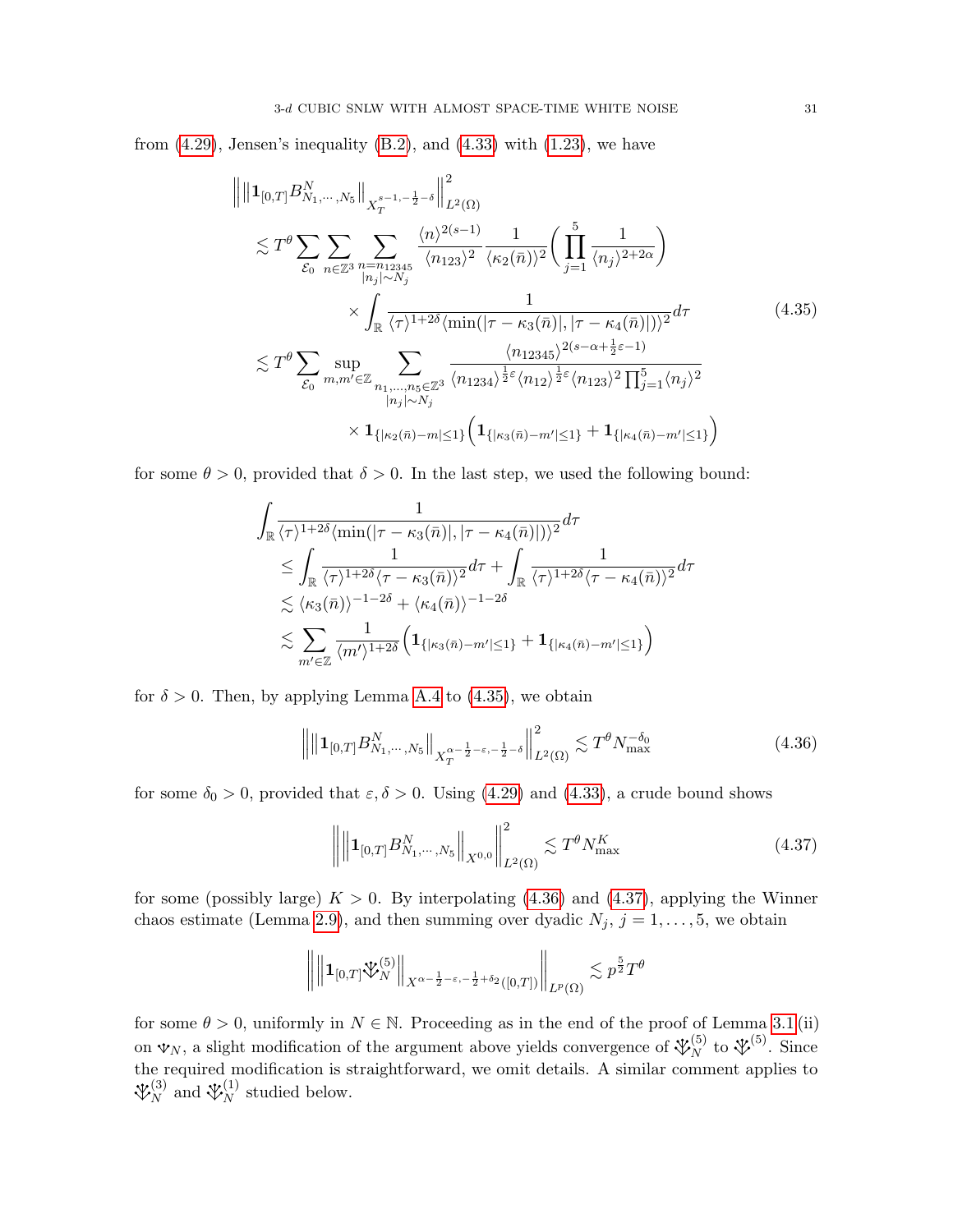from (4.29), Jensen's inequality (B.2), and (4.33) with (1.23), we have

$$
\begin{aligned}
\Big\| \big\| \mathbf{1}_{[0,T]} B^N_{N_1,\cdots,N_5} \big\|_{X_T^{s-1,-\frac{1}{2}-\delta}} \Big\|_{L^2(\Omega)}^2
&\lesssim T^\theta \sum_{\mathcal{E}_0} \sum_{n\in\mathbb{Z}^3} \sum_{\substack{n=n_{12345}\\ |n_j|\sim N_j}} \frac{\langle n\rangle^{2(s-1)}}{\langle n_{123}\rangle^2} \frac{1}{\langle \kappa_2(\bar n)\rangle^2} \bigg( \prod_{j=1}^5 \frac{1}{\langle n_j\rangle^{2+2\alpha}} \bigg) \\
&\qquad \times \int_{\mathbb{R}} \frac{1}{\langle \tau\rangle^{1+2\delta} \langle \min(|\tau-\kappa_3(\bar n)|, |\tau-\kappa_4(\bar n)|)\rangle^2} d\tau \\
&\lesssim T^\theta \sum_{\mathcal{E}_0} \sup_{m,m'\in\mathbb{Z}} \sum_{\substack{n_1,\dots,n_5\in\mathbb{Z}^3\\ |n_j|\sim N_j}} \frac{\langle n_{12345}\rangle^{2(s-\alpha+\frac{1}{2}\varepsilon-1)}}{\langle n_{1234}\rangle^{\frac{1}{2}\varepsilon}\langle n_{12}\rangle^{\frac{1}{2}\varepsilon}\langle n_{123}\rangle^2 \prod_{j=1}^5 \langle n_j\rangle^2} \\
&\qquad \times \mathbf{1}_{\{|\kappa_2(\bar n)-m|\le 1\}} \Big( \mathbf{1}_{\{|\kappa_3(\bar n)-m'|\le 1\}} + \mathbf{1}_{\{|\kappa_4(\bar n)-m'|\le 1\}} \Big)
\end{aligned}
\tag{4.35}
$$

for some $\theta > 0$, provided that $\delta > 0$. In the last step, we used the following bound:

$$
\begin{aligned}
&\int_{\mathbb{R}} \frac{1}{\langle \tau\rangle^{1+2\delta} \langle \min(|\tau-\kappa_3(\bar n)|, |\tau-\kappa_4(\bar n)|)\rangle^2} d\tau \\
&\quad \le \int_{\mathbb{R}} \frac{1}{\langle \tau\rangle^{1+2\delta} \langle \tau-\kappa_3(\bar n)\rangle^2} d\tau + \int_{\mathbb{R}} \frac{1}{\langle \tau\rangle^{1+2\delta} \langle \tau-\kappa_4(\bar n)\rangle^2} d\tau \\
&\quad \lesssim \langle \kappa_3(\bar n)\rangle^{-1-2\delta} + \langle \kappa_4(\bar n)\rangle^{-1-2\delta} \\
&\quad \lesssim \sum_{m'\in\mathbb{Z}} \frac{1}{\langle m'\rangle^{1+2\delta}} \Big( \mathbf{1}_{\{|\kappa_3(\bar n)-m'|\le 1\}} + \mathbf{1}_{\{|\kappa_4(\bar n)-m'|\le 1\}} \Big)
\end{aligned}
$$

for $\delta > 0$. Then, by applying Lemma A.4 to (4.35), we obtain

$$
\Big\| \big\| \mathbf{1}_{[0,T]} B^N_{N_1,\cdots,N_5} \big\|_{X_T^{\alpha-\frac{1}{2}-\varepsilon,-\frac{1}{2}-\delta}} \Big\|_{L^2(\Omega)}^2 \lesssim T^\theta N_{\max}^{-\delta_0} \tag{4.36}
$$

for some $\delta_0 > 0$, provided that $\varepsilon, \delta > 0$. Using (4.29) and (4.33), a crude bound shows

$$
\Big\| \big\| \mathbf{1}_{[0,T]} B^N_{N_1,\cdots,N_5} \big\|_{X^{0,0}} \Big\|_{L^2(\Omega)}^2 \lesssim T^\theta N_{\max}^K \tag{4.37}
$$

for some (possibly large) $K > 0$. By interpolating (4.36) and (4.37), applying the Winner chaos estimate (Lemma 2.9), and then summing over dyadic $N_j$, $j = 1, \dots, 5$, we obtain

$$
\Big\| \big\| \mathbf{1}_{[0,T]} \Psi^{(5)}_N \big\|_{X^{\alpha-\frac{1}{2}-\varepsilon,-\frac{1}{2}+\delta_2}([0,T])} \Big\|_{L^p(\Omega)} \lesssim p^{\frac{5}{2}} T^\theta
$$

for some $\theta > 0$, uniformly in $N \in \mathbb{N}$. Proceeding as in the end of the proof of Lemma 3.1 (ii) on $\Psi_N$, a slight modification of the argument above yields convergence of $\Psi^{(5)}_N$ to $\Psi^{(5)}$. Since the required modification is straightforward, we omit details. A similar comment applies to $\Psi^{(3)}_N$ and $\Psi^{(1)}_N$ studied below.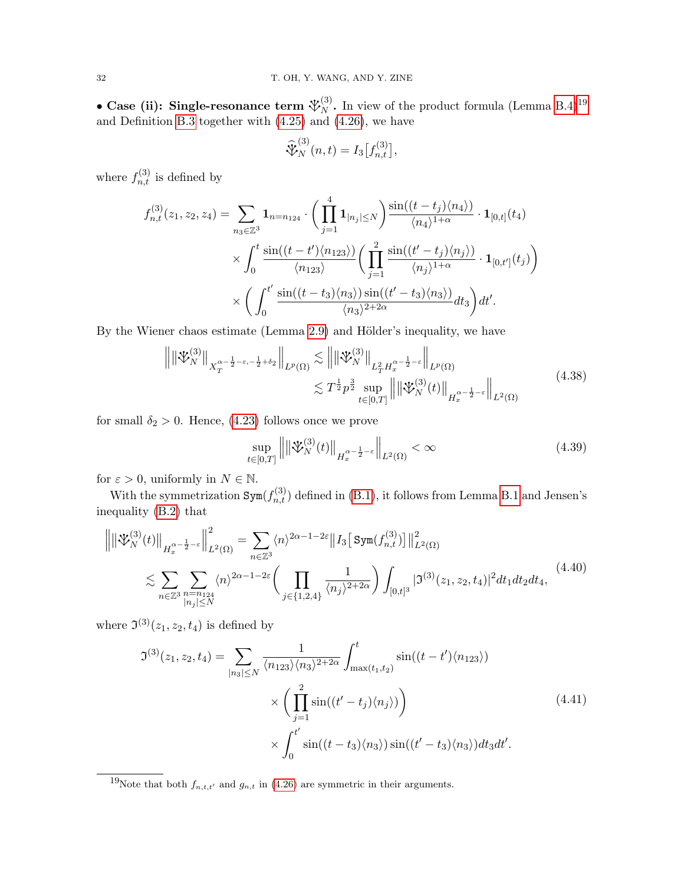• **Case (ii): Single-resonance term $\Psi_N^{(3)}$.** In view of the product formula (Lemma B.4)[19] and Definition B.3 together with (4.25) and (4.26), we have

$$\widehat{\Psi}_N^{(3)}(n,t) = I_3\big[f_{n,t}^{(3)}\big],$$

where $f_{n,t}^{(3)}$ is defined by

$$\begin{aligned}
f_{n,t}^{(3)}(z_1,z_2,z_4) = \sum_{n_3\in\mathbb{Z}^3} \mathbf{1}_{n=n_{124}} \cdot \bigg(\prod_{j=1}^{4} \mathbf{1}_{|n_j|\le N}\bigg) \frac{\sin((t-t_j)\langle n_4\rangle)}{\langle n_4\rangle^{1+\alpha}} \cdot \mathbf{1}_{[0,t]}(t_4) \\
\times \int_0^t \frac{\sin((t-t')\langle n_{123}\rangle)}{\langle n_{123}\rangle} \bigg(\prod_{j=1}^{2} \frac{\sin((t'-t_j)\langle n_j\rangle)}{\langle n_j\rangle^{1+\alpha}} \cdot \mathbf{1}_{[0,t']}(t_j)\bigg) \\
\times \bigg(\int_0^{t'} \frac{\sin((t-t_3)\langle n_3\rangle)\sin((t'-t_3)\langle n_3\rangle)}{\langle n_3\rangle^{2+2\alpha}} dt_3\bigg) dt'.
\end{aligned}$$

By the Wiener chaos estimate (Lemma 2.9) and Hölder's inequality, we have

$$\begin{aligned}
\Big\| \|\Psi_N^{(3)}\|_{X_T^{\alpha-\frac12-\varepsilon,-\frac12+\delta_2}} \Big\|_{L^p(\Omega)} &\lesssim \Big\| \|\Psi_N^{(3)}\|_{L_T^2 H_x^{\alpha-\frac12-\varepsilon}} \Big\|_{L^p(\Omega)} \\
&\lesssim T^{\frac12} p^{\frac32} \sup_{t\in[0,T]} \Big\| \|\Psi_N^{(3)}(t)\|_{H_x^{\alpha-\frac12-\varepsilon}} \Big\|_{L^2(\Omega)}
\end{aligned} \tag{4.38}$$

for small $\delta_2 > 0$. Hence, (4.23) follows once we prove

$$\sup_{t\in[0,T]} \Big\| \|\Psi_N^{(3)}(t)\|_{H_x^{\alpha-\frac12-\varepsilon}} \Big\|_{L^2(\Omega)} < \infty \tag{4.39}$$

for $\varepsilon > 0$, uniformly in $N \in \mathbb{N}$.

With the symmetrization $\texttt{Sym}(f_{n,t}^{(3)})$ defined in (B.1), it follows from Lemma B.1 and Jensen's inequality (B.2) that

$$\begin{aligned}
\Big\| \|\Psi_N^{(3)}(t)\|_{H_x^{\alpha-\frac12-\varepsilon}} \Big\|_{L^2(\Omega)}^2 &= \sum_{n\in\mathbb{Z}^3} \langle n\rangle^{2\alpha-1-2\varepsilon} \big\| I_3\big[\texttt{Sym}(f_{n,t}^{(3)})\big] \big\|_{L^2(\Omega)}^2 \\
&\lesssim \sum_{n\in\mathbb{Z}^3} \sum_{\substack{n=n_{124}\\ |n_j|\le N}} \langle n\rangle^{2\alpha-1-2\varepsilon} \bigg(\prod_{j\in\{1,2,4\}} \frac{1}{\langle n_j\rangle^{2+2\alpha}}\bigg) \int_{[0,t]^3} |\mathfrak{I}^{(3)}(z_1,z_2,t_4)|^2 dt_1 dt_2 dt_4,
\end{aligned} \tag{4.40}$$

where $\mathfrak{I}^{(3)}(z_1,z_2,t_4)$ is defined by

$$\begin{aligned}
\mathfrak{I}^{(3)}(z_1,z_2,t_4) = \sum_{|n_3|\le N} \frac{1}{\langle n_{123}\rangle\langle n_3\rangle^{2+2\alpha}} \int_{\max(t_1,t_2)}^{t} \sin((t-t')\langle n_{123}\rangle) \\
\times \bigg(\prod_{j=1}^{2} \sin((t'-t_j)\langle n_j\rangle)\bigg) \\
\times \int_0^{t'} \sin((t-t_3)\langle n_3\rangle)\sin((t'-t_3)\langle n_3\rangle) dt_3 dt'.
\end{aligned} \tag{4.41}$$

[19] Note that both $f_{n,t,t'}$ and $g_{n,t}$ in (4.26) are symmetric in their arguments.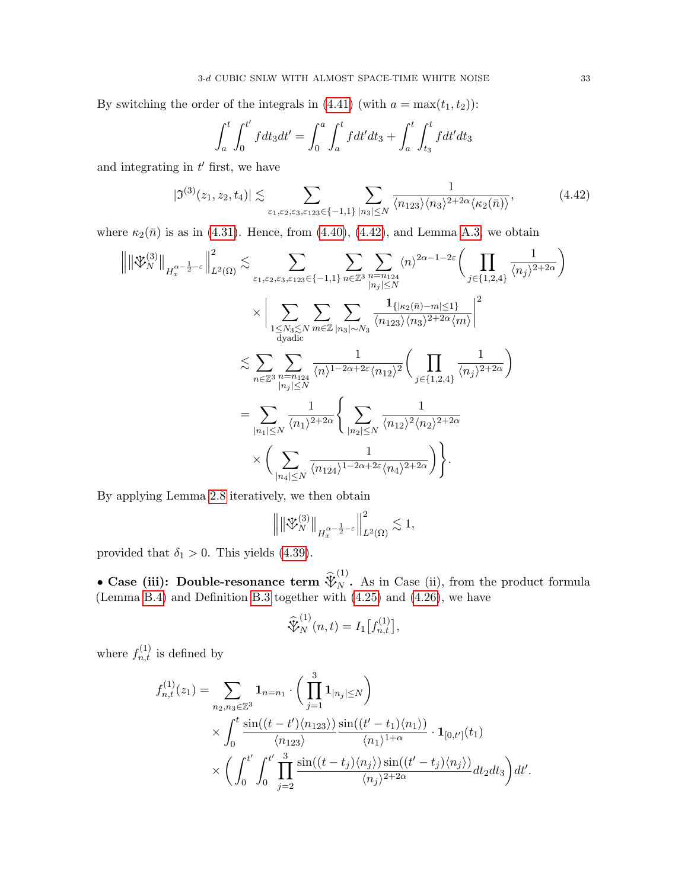By switching the order of the integrals in (4.41) (with $a = \max(t_1, t_2)$):

$$\int_a^t \int_0^{t'} f dt_3 dt' = \int_0^a \int_a^t f dt' dt_3 + \int_a^t \int_{t_3}^t f dt' dt_3$$

and integrating in $t'$ first, we have

$$|\mathfrak{I}^{(3)}(z_1, z_2, t_4)| \lesssim \sum_{\varepsilon_1, \varepsilon_2, \varepsilon_3, \varepsilon_{123} \in \{-1,1\}} \sum_{|n_3| \le N} \frac{1}{\langle n_{123} \rangle \langle n_3 \rangle^{2+2\alpha} \langle \kappa_2(\bar{n}) \rangle}, \tag{4.42}$$

where $\kappa_2(\bar{n})$ is as in (4.31). Hence, from (4.40), (4.42), and Lemma A.3, we obtain

$$\begin{aligned}
\Big\| \|\mathbin{\rotatebox[origin=c]{90}{$\Psi$}}_N^{(3)}\|_{H_x^{\alpha - \frac{1}{2} - \varepsilon}} \Big\|_{L^2(\Omega)}^2 &\lesssim \sum_{\varepsilon_1, \varepsilon_2, \varepsilon_3, \varepsilon_{123} \in \{-1,1\}} \sum_{n \in \mathbb{Z}^3} \sum_{\substack{n = n_{124} \\ |n_j| \le N}} \langle n \rangle^{2\alpha - 1 - 2\varepsilon} \bigg( \prod_{j \in \{1,2,4\}} \frac{1}{\langle n_j \rangle^{2+2\alpha}} \bigg) \\
&\quad \times \bigg| \sum_{\substack{1 \le N_3 \lesssim N \\ \text{dyadic}}} \sum_{m \in \mathbb{Z}} \sum_{|n_3| \sim N_3} \frac{\mathbf{1}_{\{|\kappa_2(\bar{n}) - m| \le 1\}}}{\langle n_{123} \rangle \langle n_3 \rangle^{2+2\alpha} \langle m \rangle} \bigg|^2 \\
&\lesssim \sum_{n \in \mathbb{Z}^3} \sum_{\substack{n = n_{124} \\ |n_j| \le N}} \frac{1}{\langle n \rangle^{1 - 2\alpha + 2\varepsilon} \langle n_{12} \rangle^2} \bigg( \prod_{j \in \{1,2,4\}} \frac{1}{\langle n_j \rangle^{2+2\alpha}} \bigg) \\
&= \sum_{|n_1| \le N} \frac{1}{\langle n_1 \rangle^{2+2\alpha}} \bigg\{ \sum_{|n_2| \le N} \frac{1}{\langle n_{12} \rangle^2 \langle n_2 \rangle^{2+2\alpha}} \\
&\quad \times \bigg( \sum_{|n_4| \le N} \frac{1}{\langle n_{124} \rangle^{1 - 2\alpha + 2\varepsilon} \langle n_4 \rangle^{2+2\alpha}} \bigg) \bigg\}.
\end{aligned}$$

By applying Lemma 2.8 iteratively, we then obtain

$$\Big\| \|\mathbin{\rotatebox[origin=c]{90}{$\Psi$}}_N^{(3)}\|_{H_x^{\alpha - \frac{1}{2} - \varepsilon}} \Big\|_{L^2(\Omega)}^2 \lesssim 1,$$

provided that $\delta_1 > 0$. This yields (4.39).

• **Case (iii): Double-resonance term $\widehat{\mathbin{\rotatebox[origin=c]{90}{$\Psi$}}}_N^{(1)}$.** As in Case (ii), from the product formula (Lemma B.4) and Definition B.3 together with (4.25) and (4.26), we have

$$\widehat{\mathbin{\rotatebox[origin=c]{90}{$\Psi$}}}_N^{(1)}(n, t) = I_1\big[f_{n,t}^{(1)}\big],$$

where $f_{n,t}^{(1)}$ is defined by

$$\begin{aligned}
f_{n,t}^{(1)}(z_1) &= \sum_{n_2, n_3 \in \mathbb{Z}^3} \mathbf{1}_{n = n_1} \cdot \bigg( \prod_{j=1}^3 \mathbf{1}_{|n_j| \le N} \bigg) \\
&\quad \times \int_0^t \frac{\sin((t - t') \langle n_{123} \rangle)}{\langle n_{123} \rangle} \frac{\sin((t' - t_1) \langle n_1 \rangle)}{\langle n_1 \rangle^{1+\alpha}} \cdot \mathbf{1}_{[0, t']}(t_1) \\
&\quad \times \bigg( \int_0^{t'} \int_0^{t'} \prod_{j=2}^3 \frac{\sin((t - t_j) \langle n_j \rangle) \sin((t' - t_j) \langle n_j \rangle)}{\langle n_j \rangle^{2+2\alpha}} dt_2 dt_3 \bigg) dt'.
\end{aligned}$$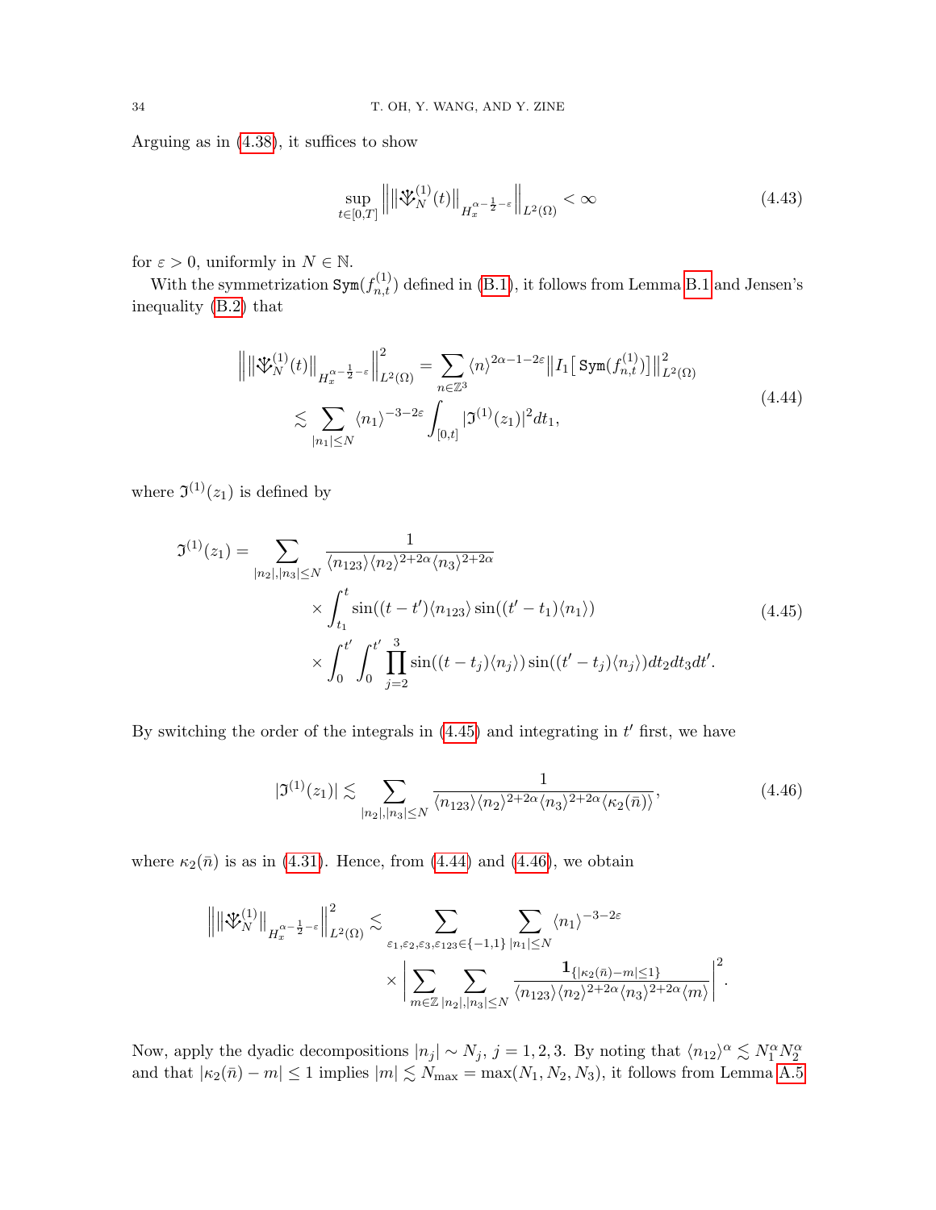Arguing as in (4.38), it suffices to show

$$\sup_{t\in[0,T]} \Big\| \|\mathbb{V}_N^{(1)}(t)\|_{H_x^{\alpha-\frac{1}{2}-\varepsilon}} \Big\|_{L^2(\Omega)} < \infty \tag{4.43}$$

for $\varepsilon > 0$, uniformly in $N \in \mathbb{N}$.

With the symmetrization $\texttt{Sym}(f_{n,t}^{(1)})$ defined in (B.1), it follows from Lemma B.1 and Jensen's inequality (B.2) that

$$\begin{aligned}
\Big\| \|\mathbb{V}_N^{(1)}(t)\|_{H_x^{\alpha-\frac{1}{2}-\varepsilon}} \Big\|_{L^2(\Omega)}^2 &= \sum_{n\in\mathbb{Z}^3} \langle n\rangle^{2\alpha-1-2\varepsilon} \big\| I_1\big[\,\texttt{Sym}(f_{n,t}^{(1)})\big]\big\|_{L^2(\Omega)}^2 \\
&\lesssim \sum_{|n_1|\le N} \langle n_1\rangle^{-3-2\varepsilon} \int_{[0,t]} |\mathfrak{I}^{(1)}(z_1)|^2 dt_1,
\end{aligned} \tag{4.44}$$

where $\mathfrak{I}^{(1)}(z_1)$ is defined by

$$\begin{aligned}
\mathfrak{I}^{(1)}(z_1) = \sum_{|n_2|,|n_3|\le N} & \frac{1}{\langle n_{123}\rangle \langle n_2\rangle^{2+2\alpha}\langle n_3\rangle^{2+2\alpha}} \\
& \times \int_{t_1}^{t} \sin((t-t')\langle n_{123}\rangle \sin((t'-t_1)\langle n_1\rangle) \\
& \times \int_0^{t'}\int_0^{t'} \prod_{j=2}^{3} \sin((t-t_j)\langle n_j\rangle)\sin((t'-t_j)\langle n_j\rangle) dt_2 dt_3 dt'.
\end{aligned} \tag{4.45}$$

By switching the order of the integrals in (4.45) and integrating in $t'$ first, we have

$$|\mathfrak{I}^{(1)}(z_1)| \lesssim \sum_{|n_2|,|n_3|\le N} \frac{1}{\langle n_{123}\rangle \langle n_2\rangle^{2+2\alpha}\langle n_3\rangle^{2+2\alpha}\langle \kappa_2(\bar n)\rangle}, \tag{4.46}$$

where $\kappa_2(\bar n)$ is as in (4.31). Hence, from (4.44) and (4.46), we obtain

$$\begin{aligned}
\Big\| \|\mathbb{V}_N^{(1)}\|_{H_x^{\alpha-\frac{1}{2}-\varepsilon}} \Big\|_{L^2(\Omega)}^2 \lesssim & \sum_{\varepsilon_1,\varepsilon_2,\varepsilon_3,\varepsilon_{123}\in\{-1,1\}} \sum_{|n_1|\le N} \langle n_1\rangle^{-3-2\varepsilon} \\
& \times \bigg| \sum_{m\in\mathbb{Z}} \sum_{|n_2|,|n_3|\le N} \frac{\mathbf{1}_{\{|\kappa_2(\bar n)-m|\le 1\}}}{\langle n_{123}\rangle\langle n_2\rangle^{2+2\alpha}\langle n_3\rangle^{2+2\alpha}\langle m\rangle} \bigg|^2.
\end{aligned}$$

Now, apply the dyadic decompositions $|n_j| \sim N_j$, $j = 1, 2, 3$. By noting that $\langle n_{12}\rangle^\alpha \lesssim N_1^\alpha N_2^\alpha$ and that $|\kappa_2(\bar n) - m| \le 1$ implies $|m| \lesssim N_{\max} = \max(N_1, N_2, N_3)$, it follows from Lemma A.5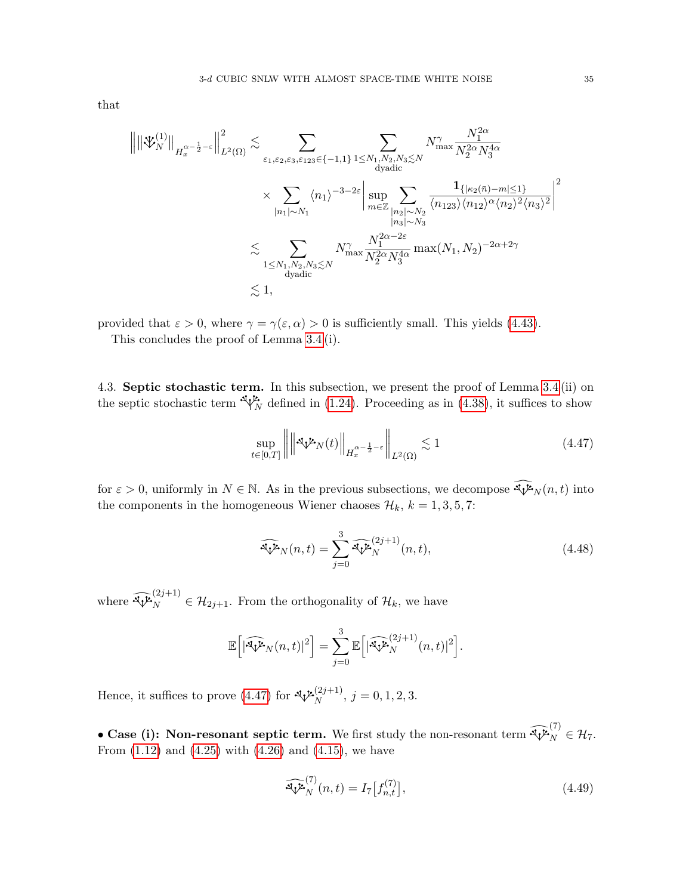that

$$
\begin{aligned}
\Big\| \| \Psi_N^{(1)} \|_{H_x^{\alpha-\frac12-\varepsilon}} \Big\|_{L^2(\Omega)}^2 &\lesssim \sum_{\varepsilon_1,\varepsilon_2,\varepsilon_3,\varepsilon_{123}\in\{-1,1\}} \sum_{\substack{1\le N_1,N_2,N_3\lesssim N\\ \text{dyadic}}} N_{\max}^{\gamma} \frac{N_1^{2\alpha}}{N_2^{2\alpha}N_3^{4\alpha}} \\
&\quad \times \sum_{|n_1|\sim N_1} \langle n_1\rangle^{-3-2\varepsilon} \Bigg| \sup_{m\in\mathbb{Z}} \sum_{\substack{|n_2|\sim N_2\\ |n_3|\sim N_3}} \frac{\mathbf{1}_{\{|\kappa_2(\bar n)-m|\le 1\}}}{\langle n_{123}\rangle\langle n_{12}\rangle^{\alpha}\langle n_2\rangle^2\langle n_3\rangle^2} \Bigg|^2 \\
&\lesssim \sum_{\substack{1\le N_1,N_2,N_3\lesssim N\\ \text{dyadic}}} N_{\max}^{\gamma} \frac{N_1^{2\alpha-2\varepsilon}}{N_2^{2\alpha}N_3^{4\alpha}} \max(N_1,N_2)^{-2\alpha+2\gamma} \\
&\lesssim 1,
\end{aligned}
$$

provided that $\varepsilon>0$, where $\gamma=\gamma(\varepsilon,\alpha)>0$ is sufficiently small. This yields (4.43).

This concludes the proof of Lemma 3.4 (i).

4.3. **Septic stochastic term.** In this subsection, we present the proof of Lemma 3.4 (ii) on the septic stochastic term $\Psi_N$ defined in (1.24). Proceeding as in (4.38), it suffices to show

$$
\sup_{t\in[0,T]} \Big\| \| \Psi_N(t) \|_{H_x^{\alpha-\frac12-\varepsilon}} \Big\|_{L^2(\Omega)} \lesssim 1 \tag{4.47}
$$

for $\varepsilon>0$, uniformly in $N\in\mathbb{N}$. As in the previous subsections, we decompose $\widehat{\Psi}_N(n,t)$ into the components in the homogeneous Wiener chaoses $\mathcal{H}_k$, $k=1,3,5,7$:

$$
\widehat{\Psi}_N(n,t) = \sum_{j=0}^{3} \widehat{\Psi}_N^{(2j+1)}(n,t), \tag{4.48}
$$

where $\widehat{\Psi}_N^{(2j+1)} \in \mathcal{H}_{2j+1}$. From the orthogonality of $\mathcal{H}_k$, we have

$$
\mathbb{E}\Big[|\widehat{\Psi}_N(n,t)|^2\Big] = \sum_{j=0}^{3} \mathbb{E}\Big[|\widehat{\Psi}_N^{(2j+1)}(n,t)|^2\Big].
$$

Hence, it suffices to prove (4.47) for $\Psi_N^{(2j+1)}$, $j=0,1,2,3$.

• **Case (i): Non-resonant septic term.** We first study the non-resonant term $\widehat{\Psi}_N^{(7)} \in \mathcal{H}_7$. From (1.12) and (4.25) with (4.26) and (4.15), we have

$$
\widehat{\Psi}_N^{(7)}(n,t) = I_7\big[f_{n,t}^{(7)}\big], \tag{4.49}
$$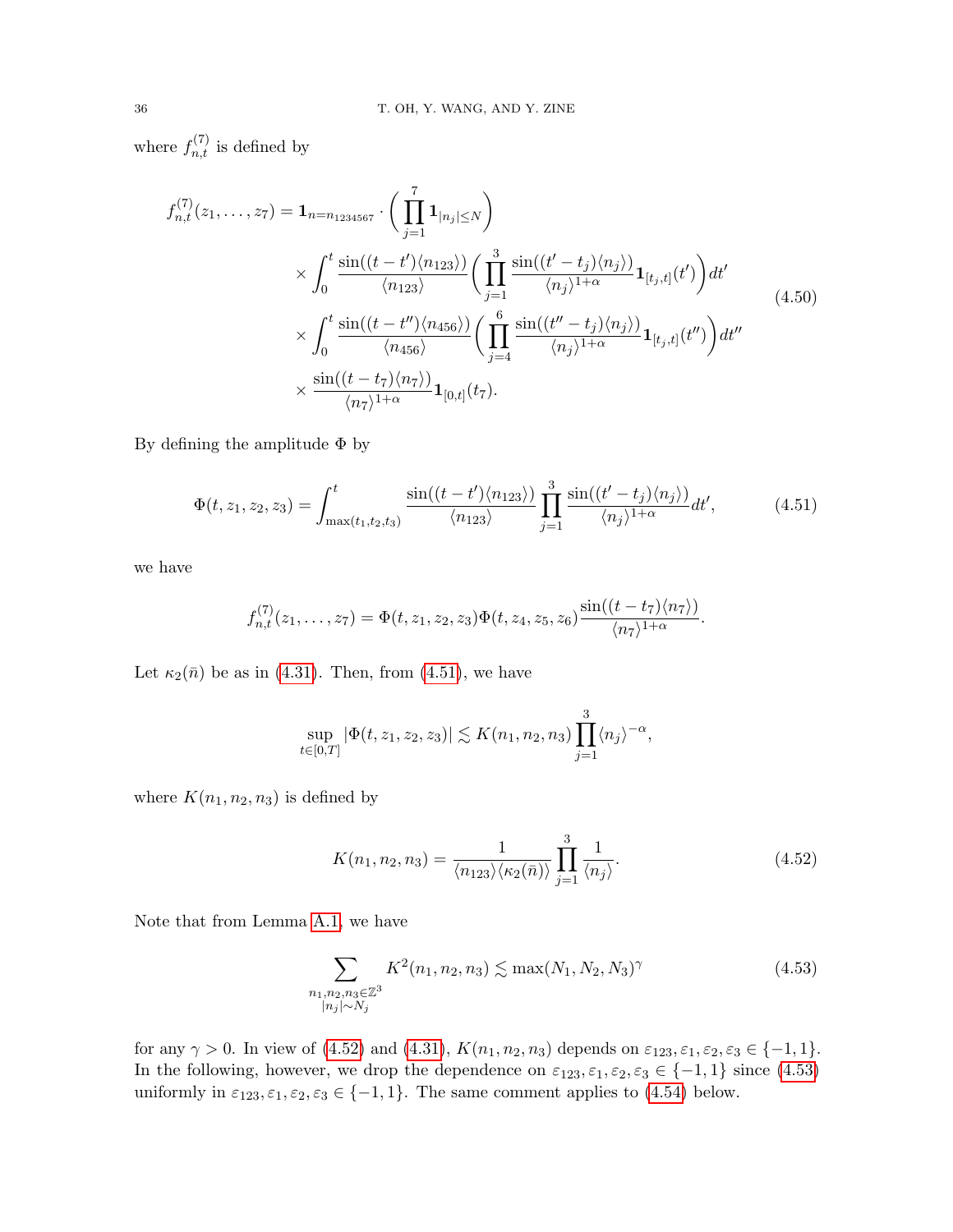where $f^{(7)}_{n,t}$ is defined by

$$
\begin{aligned}
f^{(7)}_{n,t}(z_1,\dots,z_7) &= \mathbf{1}_{n=n_{1234567}} \cdot \bigg( \prod_{j=1}^{7} \mathbf{1}_{|n_j|\le N} \bigg) \\
&\quad \times \int_0^t \frac{\sin((t-t')\langle n_{123}\rangle)}{\langle n_{123}\rangle} \bigg( \prod_{j=1}^{3} \frac{\sin((t'-t_j)\langle n_j\rangle)}{\langle n_j\rangle^{1+\alpha}} \mathbf{1}_{[t_j,t]}(t') \bigg) dt' \\
&\quad \times \int_0^t \frac{\sin((t-t'')\langle n_{456}\rangle)}{\langle n_{456}\rangle} \bigg( \prod_{j=4}^{6} \frac{\sin((t''-t_j)\langle n_j\rangle)}{\langle n_j\rangle^{1+\alpha}} \mathbf{1}_{[t_j,t]}(t'') \bigg) dt'' \\
&\quad \times \frac{\sin((t-t_7)\langle n_7\rangle)}{\langle n_7\rangle^{1+\alpha}} \mathbf{1}_{[0,t]}(t_7).
\end{aligned}
\tag{4.50}
$$

By defining the amplitude $\Phi$ by

$$
\Phi(t,z_1,z_2,z_3) = \int_{\max(t_1,t_2,t_3)}^{t} \frac{\sin((t-t')\langle n_{123}\rangle)}{\langle n_{123}\rangle} \prod_{j=1}^{3} \frac{\sin((t'-t_j)\langle n_j\rangle)}{\langle n_j\rangle^{1+\alpha}} dt', \tag{4.51}
$$

we have

$$
f^{(7)}_{n,t}(z_1,\dots,z_7) = \Phi(t,z_1,z_2,z_3)\Phi(t,z_4,z_5,z_6)\frac{\sin((t-t_7)\langle n_7\rangle)}{\langle n_7\rangle^{1+\alpha}}.
$$

Let $\kappa_2(\bar{n})$ be as in (4.31). Then, from (4.51), we have

$$
\sup_{t\in[0,T]} |\Phi(t,z_1,z_2,z_3)| \lesssim K(n_1,n_2,n_3) \prod_{j=1}^{3} \langle n_j\rangle^{-\alpha},
$$

where $K(n_1,n_2,n_3)$ is defined by

$$
K(n_1,n_2,n_3) = \frac{1}{\langle n_{123}\rangle \langle \kappa_2(\bar{n})\rangle} \prod_{j=1}^{3} \frac{1}{\langle n_j\rangle}. \tag{4.52}
$$

Note that from Lemma A.1, we have

$$
\sum_{\substack{n_1,n_2,n_3\in\mathbb{Z}^3 \\ |n_j|\sim N_j}} K^2(n_1,n_2,n_3) \lesssim \max(N_1,N_2,N_3)^{\gamma} \tag{4.53}
$$

for any $\gamma > 0$. In view of (4.52) and (4.31), $K(n_1,n_2,n_3)$ depends on $\varepsilon_{123},\varepsilon_1,\varepsilon_2,\varepsilon_3 \in \{-1,1\}$. In the following, however, we drop the dependence on $\varepsilon_{123},\varepsilon_1,\varepsilon_2,\varepsilon_3 \in \{-1,1\}$ since (4.53) uniformly in $\varepsilon_{123},\varepsilon_1,\varepsilon_2,\varepsilon_3 \in \{-1,1\}$. The same comment applies to (4.54) below.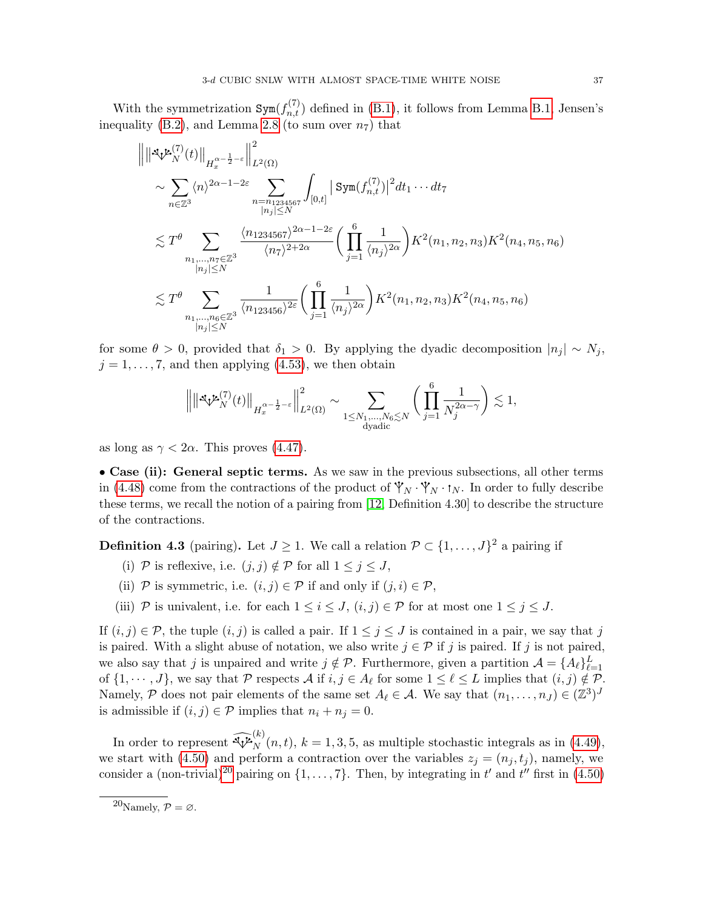With the symmetrization $\texttt{Sym}(f^{(7)}_{n,t})$ defined in (B.1), it follows from Lemma B.1, Jensen's inequality (B.2), and Lemma 2.8 (to sum over $n_7$) that

$$
\begin{aligned}
\Big\| \big\| \Psi^{(7)}_N(t) \big\|_{H^{\alpha-\frac12-\varepsilon}_x} \Big\|^2_{L^2(\Omega)}
&\sim \sum_{n\in\mathbb{Z}^3} \langle n\rangle^{2\alpha-1-2\varepsilon} \sum_{\substack{n=n_{1234567}\\ |n_j|\le N}} \int_{[0,t]} \big| \texttt{Sym}(f^{(7)}_{n,t})\big|^2 dt_1\cdots dt_7 \\
&\lesssim T^\theta \sum_{\substack{n_1,\dots,n_7\in\mathbb{Z}^3\\ |n_j|\le N}} \frac{\langle n_{1234567}\rangle^{2\alpha-1-2\varepsilon}}{\langle n_7\rangle^{2+2\alpha}} \bigg( \prod_{j=1}^{6} \frac{1}{\langle n_j\rangle^{2\alpha}} \bigg) K^2(n_1,n_2,n_3) K^2(n_4,n_5,n_6) \\
&\lesssim T^\theta \sum_{\substack{n_1,\dots,n_6\in\mathbb{Z}^3\\ |n_j|\le N}} \frac{1}{\langle n_{123456}\rangle^{2\varepsilon}} \bigg( \prod_{j=1}^{6} \frac{1}{\langle n_j\rangle^{2\alpha}} \bigg) K^2(n_1,n_2,n_3) K^2(n_4,n_5,n_6)
\end{aligned}
$$

for some $\theta > 0$, provided that $\delta_1 > 0$. By applying the dyadic decomposition $|n_j| \sim N_j$, $j = 1, \dots, 7$, and then applying (4.53), we then obtain

$$
\Big\| \big\| \Psi^{(7)}_N(t) \big\|_{H^{\alpha-\frac12-\varepsilon}_x} \Big\|^2_{L^2(\Omega)} \sim \sum_{\substack{1\le N_1,\dots,N_6\lesssim N\\ \text{dyadic}}} \bigg( \prod_{j=1}^{6} \frac{1}{N_j^{2\alpha-\gamma}} \bigg) \lesssim 1,
$$

as long as $\gamma < 2\alpha$. This proves (4.47).

• **Case (ii): General septic terms.** As we saw in the previous subsections, all other terms in (4.48) come from the contractions of the product of $\Psi_N \cdot \Psi_N \cdot \Psi_N$. In order to fully describe these terms, we recall the notion of a pairing from [12, Definition 4.30] to describe the structure of the contractions.

**Definition 4.3** (pairing)**.** Let $J \ge 1$. We call a relation $\mathcal{P} \subset \{1, \dots, J\}^2$ a pairing if

(i) $\mathcal{P}$ is reflexive, i.e. $(j, j) \notin \mathcal{P}$ for all $1 \le j \le J$,

(ii) $\mathcal{P}$ is symmetric, i.e. $(i, j) \in \mathcal{P}$ if and only if $(j, i) \in \mathcal{P}$,

(iii) $\mathcal{P}$ is univalent, i.e. for each $1 \le i \le J$, $(i, j) \in \mathcal{P}$ for at most one $1 \le j \le J$.

If $(i, j) \in \mathcal{P}$, the tuple $(i, j)$ is called a pair. If $1 \le j \le J$ is contained in a pair, we say that $j$ is paired. With a slight abuse of notation, we also write $j \in \mathcal{P}$ if $j$ is paired. If $j$ is not paired, we also say that $j$ is unpaired and write $j \notin \mathcal{P}$. Furthermore, given a partition $\mathcal{A} = \{A_\ell\}_{\ell=1}^L$ of $\{1, \cdots, J\}$, we say that $\mathcal{P}$ respects $\mathcal{A}$ if $i, j \in A_\ell$ for some $1 \le \ell \le L$ implies that $(i, j) \notin \mathcal{P}$. Namely, $\mathcal{P}$ does not pair elements of the same set $A_\ell \in \mathcal{A}$. We say that $(n_1, \dots, n_J) \in (\mathbb{Z}^3)^J$ is admissible if $(i, j) \in \mathcal{P}$ implies that $n_i + n_j = 0$.

In order to represent $\widehat{\Psi}^{(k)}_N(n, t)$, $k = 1, 3, 5$, as multiple stochastic integrals as in (4.49), we start with (4.50) and perform a contraction over the variables $z_j = (n_j, t_j)$, namely, we consider a (non-trivial)[20] pairing on $\{1, \dots, 7\}$. Then, by integrating in $t'$ and $t''$ first in (4.50)

[20] Namely, $\mathcal{P} = \varnothing$.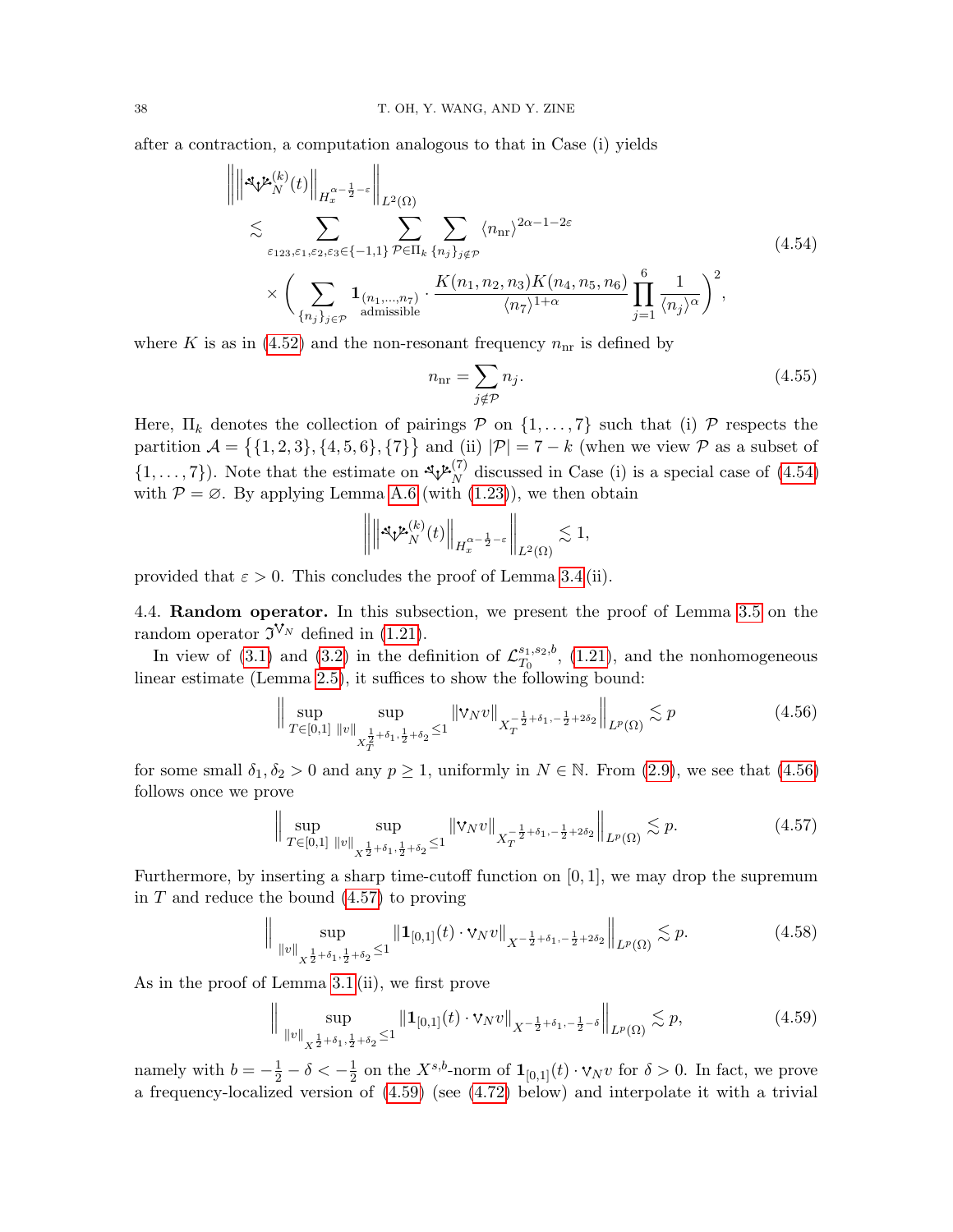after a contraction, a computation analogous to that in Case (i) yields

$$
\begin{aligned}
\Big\| \big\| \mathcal{T}_N^{(k)}(t) \big\|_{H_x^{\alpha - \frac{1}{2} - \varepsilon}} \Big\|_{L^2(\Omega)}
&\lesssim \sum_{\varepsilon_{123}, \varepsilon_1, \varepsilon_2, \varepsilon_3 \in \{-1,1\}} \sum_{\mathcal{P} \in \Pi_k} \sum_{\{n_j\}_{j \notin \mathcal{P}}} \langle n_{\rm nr} \rangle^{2\alpha - 1 - 2\varepsilon} \\
&\quad \times \bigg( \sum_{\{n_j\}_{j \in \mathcal{P}}} \mathbf{1}_{\substack{(n_1, \dots, n_7) \\ \text{admissible}}} \cdot \frac{K(n_1, n_2, n_3) K(n_4, n_5, n_6)}{\langle n_7 \rangle^{1+\alpha}} \prod_{j=1}^{6} \frac{1}{\langle n_j \rangle^{\alpha}} \bigg)^2,
\end{aligned}
\tag{4.54}
$$

where $K$ is as in (4.52) and the non-resonant frequency $n_{\rm nr}$ is defined by

$$
n_{\rm nr} = \sum_{j \notin \mathcal{P}} n_j. \tag{4.55}
$$

Here, $\Pi_k$ denotes the collection of pairings $\mathcal{P}$ on $\{1, \dots, 7\}$ such that (i) $\mathcal{P}$ respects the partition $\mathcal{A} = \big\{ \{1,2,3\}, \{4,5,6\}, \{7\} \big\}$ and (ii) $|\mathcal{P}| = 7 - k$ (when we view $\mathcal{P}$ as a subset of $\{1, \dots, 7\}$). Note that the estimate on $\mathcal{T}_N^{(7)}$ discussed in Case (i) is a special case of (4.54) with $\mathcal{P} = \varnothing$. By applying Lemma A.6 (with (1.23)), we then obtain

$$
\Big\| \big\| \mathcal{T}_N^{(k)}(t) \big\|_{H_x^{\alpha - \frac{1}{2} - \varepsilon}} \Big\|_{L^2(\Omega)} \lesssim 1,
$$

provided that $\varepsilon > 0$. This concludes the proof of Lemma 3.4 (ii).

**4.4. Random operator.** In this subsection, we present the proof of Lemma 3.5 on the random operator $\mathfrak{I}^{\mathsf{V}_N}$ defined in (1.21).

In view of (3.1) and (3.2) in the definition of $\mathcal{L}_{T_0}^{s_1, s_2, b}$, (1.21), and the nonhomogeneous linear estimate (Lemma 2.5), it suffices to show the following bound:

$$
\Big\| \sup_{T \in [0,1]} \sup_{\|v\|_{X_T^{\frac{1}{2}+\delta_1, \frac{1}{2}+\delta_2}} \le 1} \| \mathsf{V}_N v \|_{X_T^{-\frac{1}{2}+\delta_1, -\frac{1}{2}+2\delta_2}} \Big\|_{L^p(\Omega)} \lesssim p \tag{4.56}
$$

for some small $\delta_1, \delta_2 > 0$ and any $p \ge 1$, uniformly in $N \in \mathbb{N}$. From (2.9), we see that (4.56) follows once we prove

$$
\Big\| \sup_{T \in [0,1]} \sup_{\|v\|_{X^{\frac{1}{2}+\delta_1, \frac{1}{2}+\delta_2}} \le 1} \| \mathsf{V}_N v \|_{X_T^{-\frac{1}{2}+\delta_1, -\frac{1}{2}+2\delta_2}} \Big\|_{L^p(\Omega)} \lesssim p. \tag{4.57}
$$

Furthermore, by inserting a sharp time-cutoff function on $[0,1]$, we may drop the supremum in $T$ and reduce the bound (4.57) to proving

$$
\Big\| \sup_{\|v\|_{X^{\frac{1}{2}+\delta_1, \frac{1}{2}+\delta_2}} \le 1} \| \mathbf{1}_{[0,1]}(t) \cdot \mathsf{V}_N v \|_{X^{-\frac{1}{2}+\delta_1, -\frac{1}{2}+2\delta_2}} \Big\|_{L^p(\Omega)} \lesssim p. \tag{4.58}
$$

As in the proof of Lemma 3.1 (ii), we first prove

$$
\Big\| \sup_{\|v\|_{X^{\frac{1}{2}+\delta_1, \frac{1}{2}+\delta_2}} \le 1} \| \mathbf{1}_{[0,1]}(t) \cdot \mathsf{V}_N v \|_{X^{-\frac{1}{2}+\delta_1, -\frac{1}{2}-\delta}} \Big\|_{L^p(\Omega)} \lesssim p, \tag{4.59}
$$

namely with $b = -\frac{1}{2} - \delta < -\frac{1}{2}$ on the $X^{s,b}$-norm of $\mathbf{1}_{[0,1]}(t) \cdot \mathsf{V}_N v$ for $\delta > 0$. In fact, we prove a frequency-localized version of (4.59) (see (4.72) below) and interpolate it with a trivial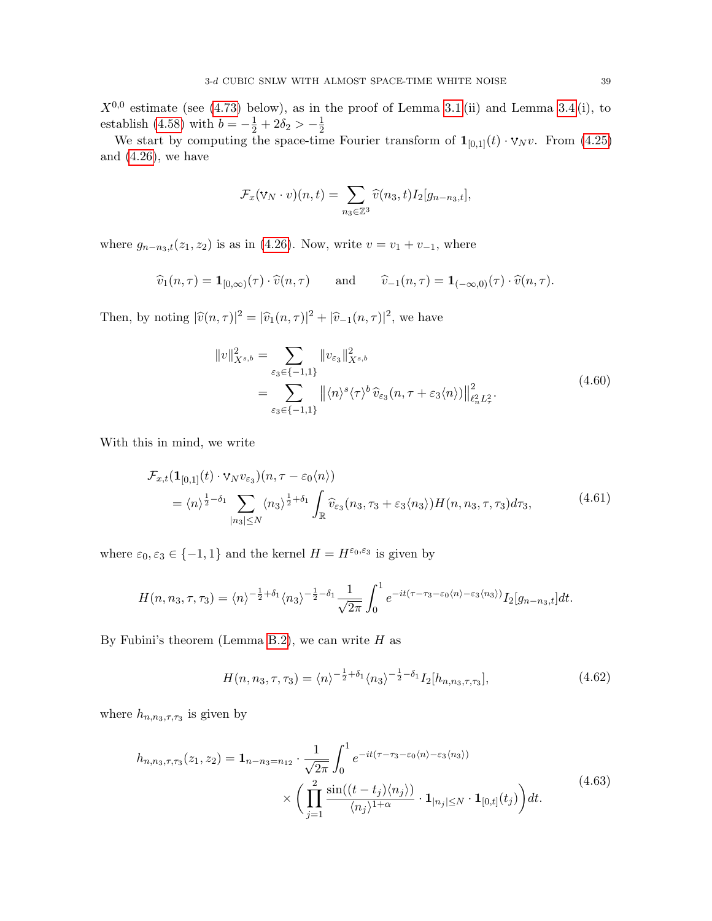$X^{0,0}$ estimate (see (4.73) below), as in the proof of Lemma 3.1(ii) and Lemma 3.4(i), to establish (4.58) with $b = -\frac{1}{2} + 2\delta_2 > -\frac{1}{2}$

We start by computing the space-time Fourier transform of $\mathbf{1}_{[0,1]}(t) \cdot \mathsf{V}_N v$. From (4.25) and (4.26), we have

$$\mathcal{F}_x(\mathsf{V}_N \cdot v)(n,t) = \sum_{n_3 \in \mathbb{Z}^3} \widehat{v}(n_3, t) I_2[g_{n-n_3,t}],$$

where $g_{n-n_3,t}(z_1, z_2)$ is as in (4.26). Now, write $v = v_1 + v_{-1}$, where

$$\widehat{v}_1(n,\tau) = \mathbf{1}_{[0,\infty)}(\tau) \cdot \widehat{v}(n,\tau) \qquad \text{and} \qquad \widehat{v}_{-1}(n,\tau) = \mathbf{1}_{(-\infty,0)}(\tau) \cdot \widehat{v}(n,\tau).$$

Then, by noting $|\widehat{v}(n,\tau)|^2 = |\widehat{v}_1(n,\tau)|^2 + |\widehat{v}_{-1}(n,\tau)|^2$, we have

$$\begin{aligned}
\|v\|_{X^{s,b}}^2 &= \sum_{\varepsilon_3 \in \{-1,1\}} \|v_{\varepsilon_3}\|_{X^{s,b}}^2 \\
&= \sum_{\varepsilon_3 \in \{-1,1\}} \big\| \langle n \rangle^s \langle \tau \rangle^b \widehat{v}_{\varepsilon_3}(n, \tau + \varepsilon_3 \langle n \rangle) \big\|_{\ell_n^2 L_\tau^2}^2.
\end{aligned} \tag{4.60}$$

With this in mind, we write

$$\begin{aligned}
&\mathcal{F}_{x,t}(\mathbf{1}_{[0,1]}(t) \cdot \mathsf{V}_N v_{\varepsilon_3})(n, \tau - \varepsilon_0 \langle n \rangle) \\
&\quad = \langle n \rangle^{\frac{1}{2} - \delta_1} \sum_{|n_3| \le N} \langle n_3 \rangle^{\frac{1}{2} + \delta_1} \int_{\mathbb{R}} \widehat{v}_{\varepsilon_3}(n_3, \tau_3 + \varepsilon_3 \langle n_3 \rangle) H(n, n_3, \tau, \tau_3) d\tau_3,
\end{aligned} \tag{4.61}$$

where $\varepsilon_0, \varepsilon_3 \in \{-1, 1\}$ and the kernel $H = H^{\varepsilon_0, \varepsilon_3}$ is given by

$$H(n, n_3, \tau, \tau_3) = \langle n \rangle^{-\frac{1}{2} + \delta_1} \langle n_3 \rangle^{-\frac{1}{2} - \delta_1} \frac{1}{\sqrt{2\pi}} \int_0^1 e^{-it(\tau - \tau_3 - \varepsilon_0 \langle n \rangle - \varepsilon_3 \langle n_3 \rangle)} I_2[g_{n-n_3,t}] dt.$$

By Fubini's theorem (Lemma B.2), we can write $H$ as

$$H(n, n_3, \tau, \tau_3) = \langle n \rangle^{-\frac{1}{2} + \delta_1} \langle n_3 \rangle^{-\frac{1}{2} - \delta_1} I_2[h_{n, n_3, \tau, \tau_3}], \tag{4.62}$$

where $h_{n,n_3,\tau,\tau_3}$ is given by

$$\begin{aligned}
h_{n,n_3,\tau,\tau_3}(z_1, z_2) = \mathbf{1}_{n - n_3 = n_{12}} \cdot \frac{1}{\sqrt{2\pi}} \int_0^1 & e^{-it(\tau - \tau_3 - \varepsilon_0 \langle n \rangle - \varepsilon_3 \langle n_3 \rangle)} \\
& \times \bigg( \prod_{j=1}^2 \frac{\sin((t - t_j)\langle n_j \rangle)}{\langle n_j \rangle^{1+\alpha}} \cdot \mathbf{1}_{|n_j| \le N} \cdot \mathbf{1}_{[0,t]}(t_j) \bigg) dt.
\end{aligned} \tag{4.63}$$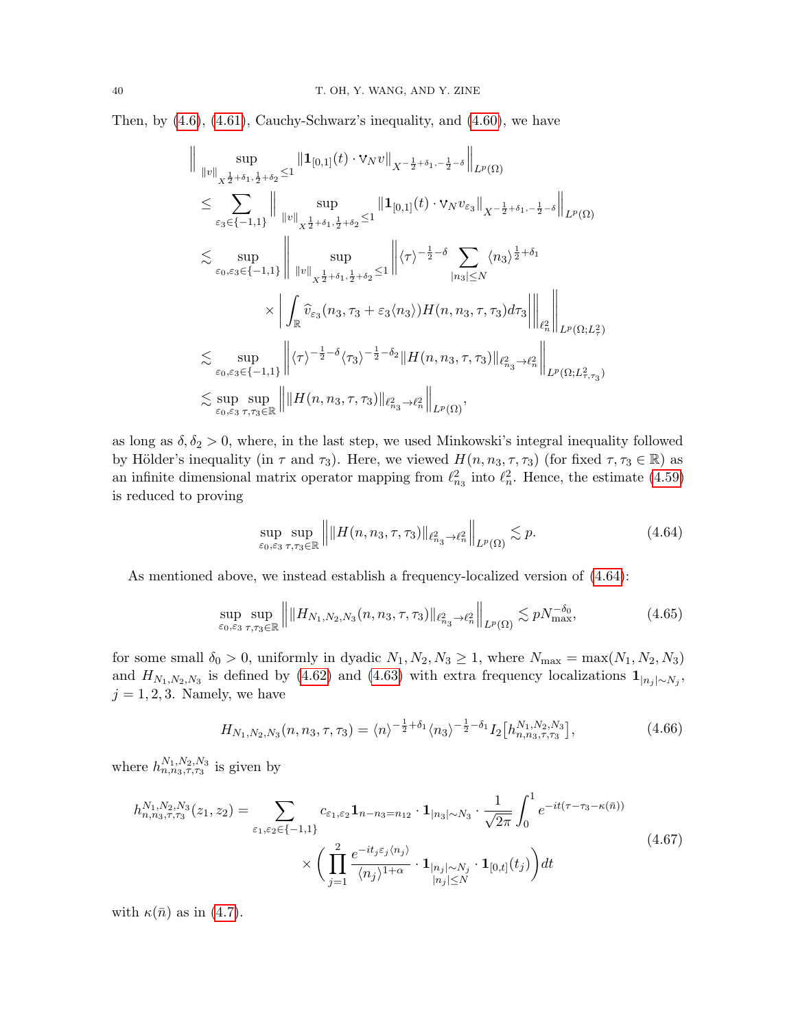Then, by (4.6), (4.61), Cauchy-Schwarz's inequality, and (4.60), we have

$$
\begin{aligned}
&\bigg\| \sup_{\|v\|_{X^{\frac{1}{2}+\delta_1, \frac{1}{2}+\delta_2}} \le 1} \|\mathbf{1}_{[0,1]}(t) \cdot \curlyvee_N v\|_{X^{-\frac{1}{2}+\delta_1, -\frac{1}{2}-\delta}} \bigg\|_{L^p(\Omega)} \\
&\le \sum_{\varepsilon_3 \in \{-1,1\}} \bigg\| \sup_{\|v\|_{X^{\frac{1}{2}+\delta_1, \frac{1}{2}+\delta_2}} \le 1} \|\mathbf{1}_{[0,1]}(t) \cdot \curlyvee_N v_{\varepsilon_3}\|_{X^{-\frac{1}{2}+\delta_1, -\frac{1}{2}-\delta}} \bigg\|_{L^p(\Omega)} \\
&\lesssim \sup_{\varepsilon_0, \varepsilon_3 \in \{-1,1\}} \Bigg\| \sup_{\|v\|_{X^{\frac{1}{2}+\delta_1, \frac{1}{2}+\delta_2}} \le 1} \Bigg\| \langle \tau \rangle^{-\frac{1}{2}-\delta} \sum_{|n_3| \le N} \langle n_3 \rangle^{\frac{1}{2}+\delta_1} \\
&\qquad \times \bigg| \int_{\mathbb{R}} \widehat{v}_{\varepsilon_3}(n_3, \tau_3 + \varepsilon_3 \langle n_3 \rangle) H(n, n_3, \tau, \tau_3) d\tau_3 \bigg| \Bigg\|_{\ell^2_n} \Bigg\|_{L^p(\Omega; L^2_\tau)} \\
&\lesssim \sup_{\varepsilon_0, \varepsilon_3 \in \{-1,1\}} \Big\| \langle \tau \rangle^{-\frac{1}{2}-\delta} \langle \tau_3 \rangle^{-\frac{1}{2}-\delta_2} \|H(n, n_3, \tau, \tau_3)\|_{\ell^2_{n_3} \to \ell^2_n} \Big\|_{L^p(\Omega; L^2_{\tau, \tau_3})} \\
&\lesssim \sup_{\varepsilon_0, \varepsilon_3} \sup_{\tau, \tau_3 \in \mathbb{R}} \Big\| \|H(n, n_3, \tau, \tau_3)\|_{\ell^2_{n_3} \to \ell^2_n} \Big\|_{L^p(\Omega)},
\end{aligned}
$$

as long as $\delta, \delta_2 > 0$, where, in the last step, we used Minkowski's integral inequality followed by Hölder's inequality (in $\tau$ and $\tau_3$). Here, we viewed $H(n, n_3, \tau, \tau_3)$ (for fixed $\tau, \tau_3 \in \mathbb{R}$) as an infinite dimensional matrix operator mapping from $\ell^2_{n_3}$ into $\ell^2_n$. Hence, the estimate (4.59) is reduced to proving

$$
\sup_{\varepsilon_0, \varepsilon_3} \sup_{\tau, \tau_3 \in \mathbb{R}} \Big\| \|H(n, n_3, \tau, \tau_3)\|_{\ell^2_{n_3} \to \ell^2_n} \Big\|_{L^p(\Omega)} \lesssim p. \tag{4.64}
$$

As mentioned above, we instead establish a frequency-localized version of (4.64):

$$
\sup_{\varepsilon_0, \varepsilon_3} \sup_{\tau, \tau_3 \in \mathbb{R}} \Big\| \|H_{N_1, N_2, N_3}(n, n_3, \tau, \tau_3)\|_{\ell^2_{n_3} \to \ell^2_n} \Big\|_{L^p(\Omega)} \lesssim p N_{\max}^{-\delta_0}, \tag{4.65}
$$

for some small $\delta_0 > 0$, uniformly in dyadic $N_1, N_2, N_3 \ge 1$, where $N_{\max} = \max(N_1, N_2, N_3)$ and $H_{N_1, N_2, N_3}$ is defined by (4.62) and (4.63) with extra frequency localizations $\mathbf{1}_{|n_j| \sim N_j}$, $j = 1, 2, 3$. Namely, we have

$$
H_{N_1, N_2, N_3}(n, n_3, \tau, \tau_3) = \langle n \rangle^{-\frac{1}{2}+\delta_1} \langle n_3 \rangle^{-\frac{1}{2}-\delta_1} I_2\big[h^{N_1, N_2, N_3}_{n, n_3, \tau, \tau_3}\big], \tag{4.66}
$$

where $h^{N_1, N_2, N_3}_{n, n_3, \tau, \tau_3}$ is given by

$$
\begin{aligned}
h^{N_1, N_2, N_3}_{n, n_3, \tau, \tau_3}(z_1, z_2) = &\sum_{\varepsilon_1, \varepsilon_2 \in \{-1,1\}} c_{\varepsilon_1, \varepsilon_2} \mathbf{1}_{n - n_3 = n_{12}} \cdot \mathbf{1}_{|n_3| \sim N_3} \cdot \frac{1}{\sqrt{2\pi}} \int_0^1 e^{-it(\tau - \tau_3 - \kappa(\bar{n}))} \\
&\times \bigg( \prod_{j=1}^{2} \frac{e^{-it_j \varepsilon_j \langle n_j \rangle}}{\langle n_j \rangle^{1+\alpha}} \cdot \mathbf{1}_{\substack{|n_j| \sim N_j \\ |n_j| \le N}} \cdot \mathbf{1}_{[0,t]}(t_j) \bigg) dt
\end{aligned}
\tag{4.67}
$$

with $\kappa(\bar{n})$ as in (4.7).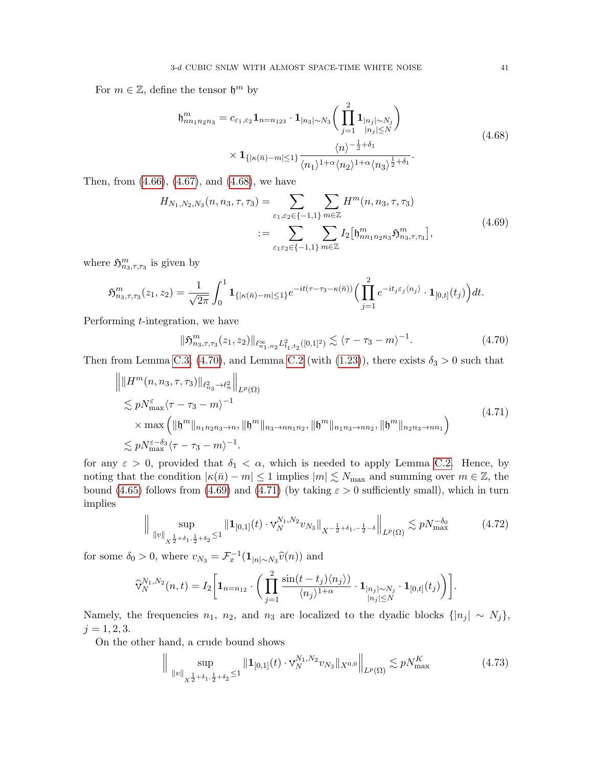For $m \in \mathbb{Z}$, define the tensor $\mathfrak{h}^m$ by

$$
\begin{aligned}
\mathfrak{h}^m_{nn_1n_2n_3} = c_{\varepsilon_1,\varepsilon_2} \mathbf{1}_{n=n_{123}} \cdot \mathbf{1}_{|n_3|\sim N_3} \bigg( \prod_{j=1}^{2} \mathbf{1}_{\substack{|n_j|\sim N_j \\ |n_j|\le N}} \bigg) \\
\times \mathbf{1}_{\{|\kappa(\bar{n})-m|\le 1\}} \frac{\langle n \rangle^{-\frac{1}{2}+\delta_1}}{\langle n_1 \rangle^{1+\alpha} \langle n_2 \rangle^{1+\alpha} \langle n_3 \rangle^{\frac{1}{2}+\delta_1}}.
\end{aligned}
\tag{4.68}
$$

Then, from (4.66), (4.67), and (4.68), we have

$$
\begin{aligned}
H_{N_1,N_2,N_3}(n, n_3, \tau, \tau_3) &= \sum_{\varepsilon_1,\varepsilon_2 \in \{-1,1\}} \sum_{m\in\mathbb{Z}} H^m(n, n_3, \tau, \tau_3) \\
&:= \sum_{\varepsilon_1 \varepsilon_2 \in \{-1,1\}} \sum_{m\in\mathbb{Z}} I_2\big[\mathfrak{h}^m_{nn_1n_2n_3} \mathfrak{H}^m_{n_3,\tau,\tau_3}\big],
\end{aligned}
\tag{4.69}
$$

where $\mathfrak{H}^m_{n_3,\tau,\tau_3}$ is given by

$$
\mathfrak{H}^m_{n_3,\tau,\tau_3}(z_1, z_2) = \frac{1}{\sqrt{2\pi}} \int_0^1 \mathbf{1}_{\{|\kappa(\bar{n})-m|\le 1\}} e^{-it(\tau-\tau_3-\kappa(\bar{n}))} \Big( \prod_{j=1}^{2} e^{-it_j\varepsilon_j\langle n_j \rangle} \cdot \mathbf{1}_{[0,t]}(t_j) \Big) dt.
$$

Performing $t$-integration, we have

$$
\|\mathfrak{H}^m_{n_3,\tau,\tau_3}(z_1, z_2)\|_{\ell^\infty_{n_1,n_2} L^2_{t_1,t_2}([0,1]^2)} \lesssim \langle \tau - \tau_3 - m \rangle^{-1}. \tag{4.70}
$$

Then from Lemma C.3, (4.70), and Lemma C.2 (with (1.23)), there exists $\delta_3 > 0$ such that

$$
\begin{aligned}
&\Big\| \|H^m(n, n_3, \tau, \tau_3)\|_{\ell^2_{n_3} \to \ell^2_n} \Big\|_{L^p(\Omega)} \\
&\lesssim p N_{\max}^{\varepsilon} \langle \tau - \tau_3 - m \rangle^{-1} \\
&\quad \times \max\Big( \|\mathfrak{h}^m\|_{n_1n_2n_3 \to n}, \|\mathfrak{h}^m\|_{n_3 \to nn_1n_2}, \|\mathfrak{h}^m\|_{n_1n_3 \to nn_2}, \|\mathfrak{h}^m\|_{n_2n_3 \to nn_1} \Big) \\
&\lesssim p N_{\max}^{\varepsilon-\delta_3} \langle \tau - \tau_3 - m \rangle^{-1}.
\end{aligned}
\tag{4.71}
$$

for any $\varepsilon > 0$, provided that $\delta_1 < \alpha$, which is needed to apply Lemma C.2. Hence, by noting that the condition $|\kappa(\bar{n}) - m| \le 1$ implies $|m| \lesssim N_{\max}$ and summing over $m \in \mathbb{Z}$, the bound (4.65) follows from (4.69) and (4.71) (by taking $\varepsilon > 0$ sufficiently small), which in turn implies

$$
\bigg\| \sup_{\|v\|_{X^{\frac{1}{2}+\delta_1,\frac{1}{2}+\delta_2}} \le 1} \|\mathbf{1}_{[0,1]}(t) \cdot \mathfrak{V}^{N_1,N_2}_N v_{N_3}\|_{X^{-\frac{1}{2}+\delta_1,-\frac{1}{2}-\delta}} \bigg\|_{L^p(\Omega)} \lesssim p N_{\max}^{-\delta_0} \tag{4.72}
$$

for some $\delta_0 > 0$, where $v_{N_3} = \mathcal{F}_x^{-1}(\mathbf{1}_{|n|\sim N_3} \widehat{v}(n))$ and

$$
\widehat{\mathfrak{V}}^{N_1,N_2}_N(n, t) = I_2\bigg[ \mathbf{1}_{n=n_{12}} \cdot \bigg( \prod_{j=1}^{2} \frac{\sin((t-t_j)\langle n_j \rangle)}{\langle n_j \rangle^{1+\alpha}} \cdot \mathbf{1}_{\substack{|n_j|\sim N_j \\ |n_j|\le N}} \cdot \mathbf{1}_{[0,t]}(t_j) \bigg) \bigg].
$$

Namely, the frequencies $n_1$, $n_2$, and $n_3$ are localized to the dyadic blocks $\{|n_j| \sim N_j\}$, $j = 1, 2, 3$.

On the other hand, a crude bound shows

$$
\bigg\| \sup_{\|v\|_{X^{\frac{1}{2}+\delta_1,\frac{1}{2}+\delta_2}} \le 1} \|\mathbf{1}_{[0,1]}(t) \cdot \mathfrak{V}^{N_1,N_2}_N v_{N_3}\|_{X^{0,0}} \bigg\|_{L^p(\Omega)} \lesssim p N_{\max}^{K} \tag{4.73}
$$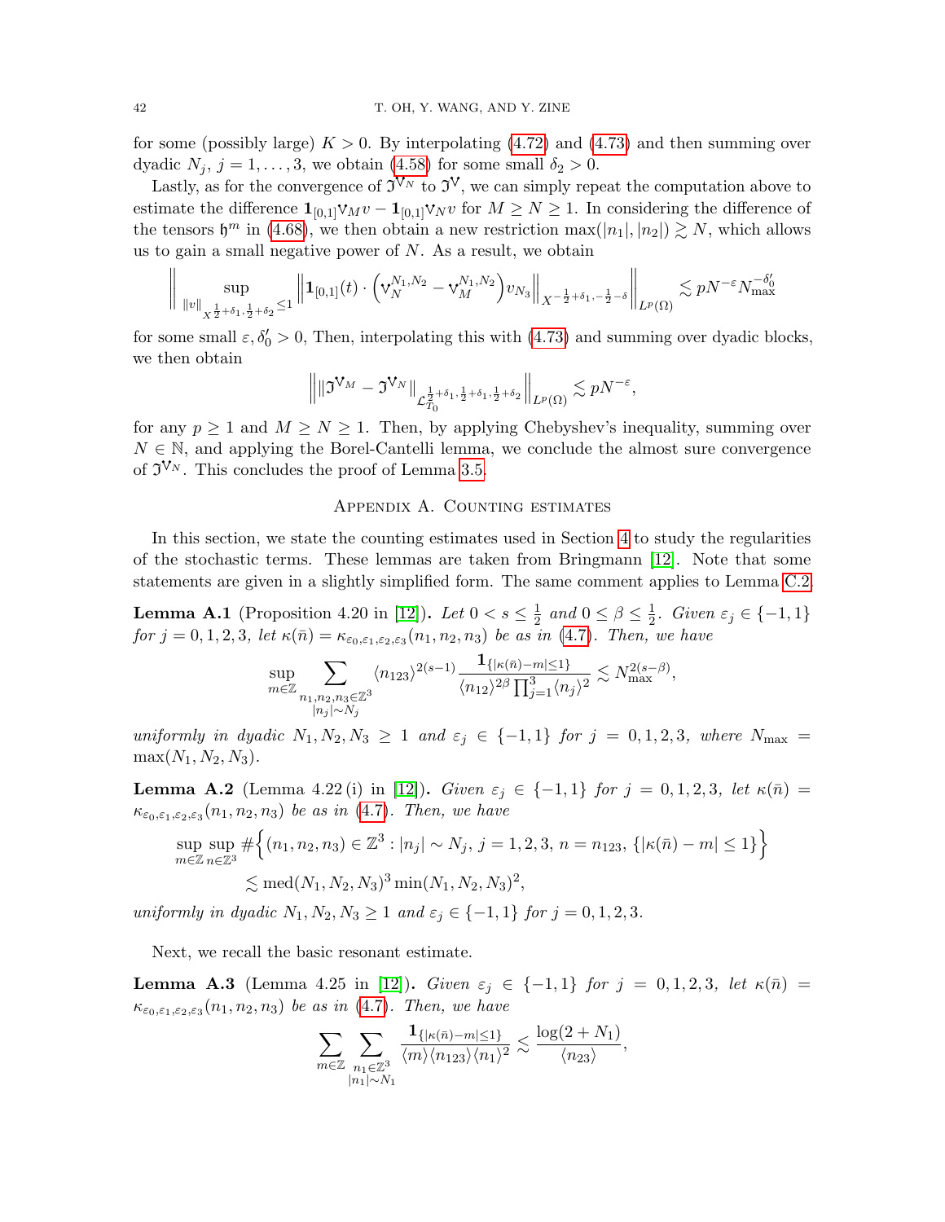for some (possibly large) $K > 0$. By interpolating (4.72) and (4.73) and then summing over dyadic $N_j$, $j = 1, \dots, 3$, we obtain (4.58) for some small $\delta_2 > 0$.

Lastly, as for the convergence of $\mathfrak{I}^{\mathbb{V}_N}$ to $\mathfrak{I}^{\mathbb{V}}$, we can simply repeat the computation above to estimate the difference $\mathbf{1}_{[0,1]}\mathbb{V}_M v - \mathbf{1}_{[0,1]}\mathbb{V}_N v$ for $M \geq N \geq 1$. In considering the difference of the tensors $\mathfrak{h}^m$ in (4.68), we then obtain a new restriction $\max(|n_1|, |n_2|) \gtrsim N$, which allows us to gain a small negative power of $N$. As a result, we obtain

$$\Bigg\| \sup_{\|v\|_{X^{\frac{1}{2}+\delta_1, \frac{1}{2}+\delta_2}} \leq 1} \Big\| \mathbf{1}_{[0,1]}(t) \cdot \Big( \mathbb{V}_N^{N_1, N_2} - \mathbb{V}_M^{N_1, N_2} \Big) v_{N_3} \Big\|_{X^{-\frac{1}{2}+\delta_1, -\frac{1}{2}-\delta}} \Bigg\|_{L^p(\Omega)} \lesssim p N^{-\varepsilon} N_{\max}^{-\delta_0'}$$

for some small $\varepsilon, \delta_0' > 0$, Then, interpolating this with (4.73) and summing over dyadic blocks, we then obtain

$$\Big\| \| \mathfrak{I}^{\mathbb{V}_M} - \mathfrak{I}^{\mathbb{V}_N} \|_{\mathcal{L}_{T_0}^{\frac{1}{2}+\delta_1, \frac{1}{2}+\delta_1, \frac{1}{2}+\delta_2}} \Big\|_{L^p(\Omega)} \lesssim p N^{-\varepsilon},$$

for any $p \geq 1$ and $M \geq N \geq 1$. Then, by applying Chebyshev's inequality, summing over $N \in \mathbb{N}$, and applying the Borel-Cantelli lemma, we conclude the almost sure convergence of $\mathfrak{I}^{\mathbb{V}_N}$. This concludes the proof of Lemma 3.5.

## Appendix A. Counting estimates

In this section, we state the counting estimates used in Section 4 to study the regularities of the stochastic terms. These lemmas are taken from Bringmann [12]. Note that some statements are given in a slightly simplified form. The same comment applies to Lemma C.2.

**Lemma A.1** (Proposition 4.20 in [12])**.** *Let $0 < s \leq \frac{1}{2}$ and $0 \leq \beta \leq \frac{1}{2}$. Given $\varepsilon_j \in \{-1, 1\}$ for $j = 0, 1, 2, 3$, let $\kappa(\bar{n}) = \kappa_{\varepsilon_0, \varepsilon_1, \varepsilon_2, \varepsilon_3}(n_1, n_2, n_3)$ be as in (4.7). Then, we have*

$$\sup_{m \in \mathbb{Z}} \sum_{\substack{n_1, n_2, n_3 \in \mathbb{Z}^3 \\ |n_j| \sim N_j}} \langle n_{123} \rangle^{2(s-1)} \frac{\mathbf{1}_{\{|\kappa(\bar{n}) - m| \leq 1\}}}{\langle n_{12} \rangle^{2\beta} \prod_{j=1}^3 \langle n_j \rangle^2} \lesssim N_{\max}^{2(s-\beta)},$$

*uniformly in dyadic $N_1, N_2, N_3 \geq 1$ and $\varepsilon_j \in \{-1, 1\}$ for $j = 0, 1, 2, 3$, where $N_{\max} = \max(N_1, N_2, N_3)$.*

**Lemma A.2** (Lemma 4.22 (i) in [12])**.** *Given $\varepsilon_j \in \{-1, 1\}$ for $j = 0, 1, 2, 3$, let $\kappa(\bar{n}) = \kappa_{\varepsilon_0, \varepsilon_1, \varepsilon_2, \varepsilon_3}(n_1, n_2, n_3)$ be as in (4.7). Then, we have*

$$\begin{aligned} \sup_{m \in \mathbb{Z}} \sup_{n \in \mathbb{Z}^3} \#\Big\{ (n_1, n_2, n_3) \in \mathbb{Z}^3 : |n_j| \sim N_j, \, j = 1, 2, 3, \, n = n_{123}, \, \{|\kappa(\bar{n}) - m| \leq 1\} \Big\} \\ \lesssim \operatorname{med}(N_1, N_2, N_3)^3 \min(N_1, N_2, N_3)^2, \end{aligned}$$

*uniformly in dyadic $N_1, N_2, N_3 \geq 1$ and $\varepsilon_j \in \{-1, 1\}$ for $j = 0, 1, 2, 3$.*

Next, we recall the basic resonant estimate.

**Lemma A.3** (Lemma 4.25 in [12])**.** *Given $\varepsilon_j \in \{-1, 1\}$ for $j = 0, 1, 2, 3$, let $\kappa(\bar{n}) = \kappa_{\varepsilon_0, \varepsilon_1, \varepsilon_2, \varepsilon_3}(n_1, n_2, n_3)$ be as in (4.7). Then, we have*

$$\sum_{m \in \mathbb{Z}} \sum_{\substack{n_1 \in \mathbb{Z}^3 \\ |n_1| \sim N_1}} \frac{\mathbf{1}_{\{|\kappa(\bar{n}) - m| \leq 1\}}}{\langle m \rangle \langle n_{123} \rangle \langle n_1 \rangle^2} \lesssim \frac{\log(2 + N_1)}{\langle n_{23} \rangle},$$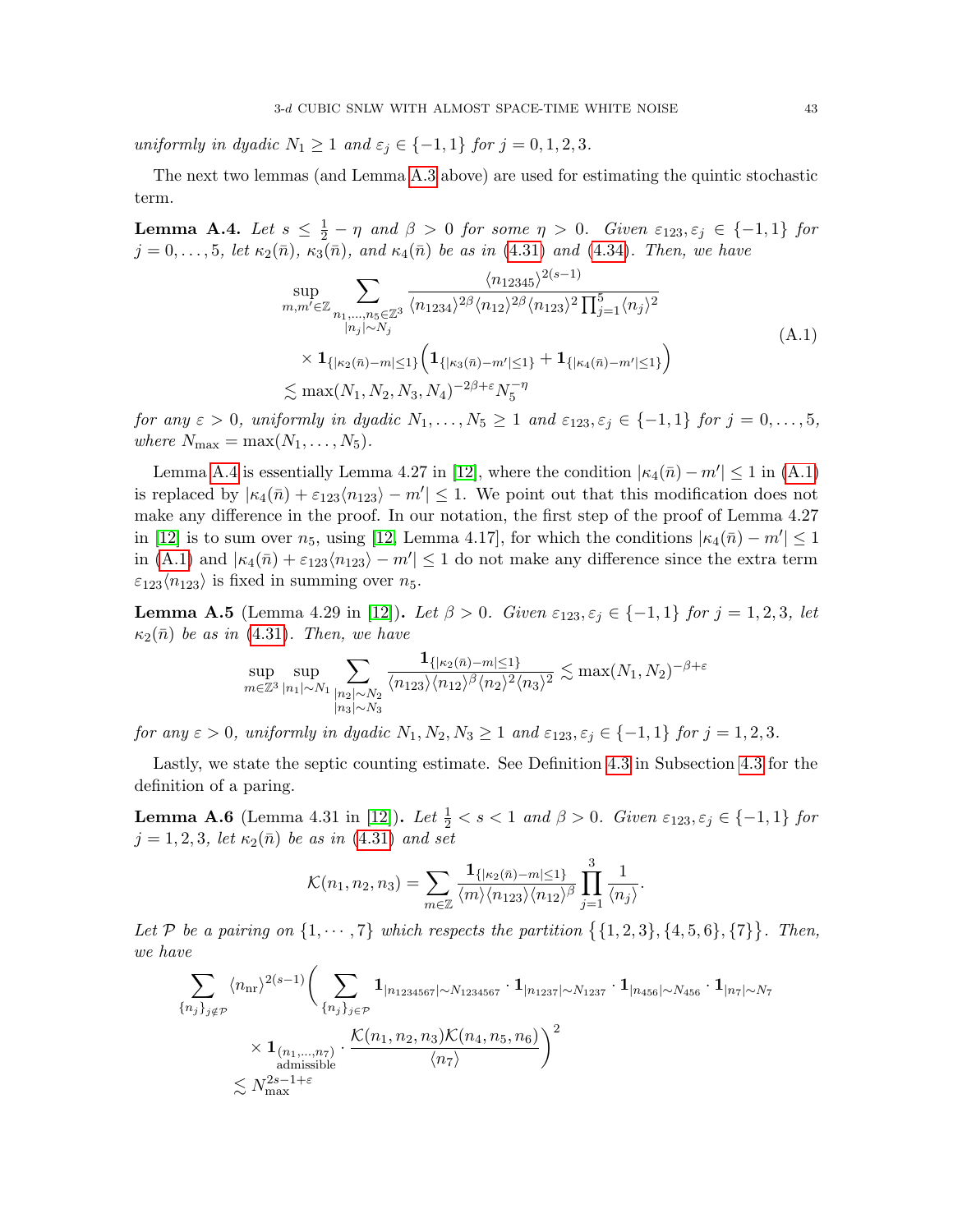*uniformly in dyadic $N_1 \geq 1$ and $\varepsilon_j \in \{-1, 1\}$ for $j = 0, 1, 2, 3$.*

The next two lemmas (and Lemma A.3 above) are used for estimating the quintic stochastic term.

**Lemma A.4.** *Let $s \leq \frac{1}{2} - \eta$ and $\beta > 0$ for some $\eta > 0$. Given $\varepsilon_{123}, \varepsilon_j \in \{-1, 1\}$ for $j = 0, \ldots, 5$, let $\kappa_2(\bar{n})$, $\kappa_3(\bar{n})$, and $\kappa_4(\bar{n})$ be as in (4.31) and (4.34). Then, we have*

$$
\begin{aligned}
\sup_{m, m' \in \mathbb{Z}} \sum_{\substack{n_1, \ldots, n_5 \in \mathbb{Z}^3 \\ |n_j| \sim N_j}} & \frac{\langle n_{12345} \rangle^{2(s-1)}}{\langle n_{1234} \rangle^{2\beta} \langle n_{12} \rangle^{2\beta} \langle n_{123} \rangle^2 \prod_{j=1}^5 \langle n_j \rangle^2} \\
& \times \mathbf{1}_{\{|\kappa_2(\bar{n}) - m| \leq 1\}} \Big( \mathbf{1}_{\{|\kappa_3(\bar{n}) - m'| \leq 1\}} + \mathbf{1}_{\{|\kappa_4(\bar{n}) - m'| \leq 1\}} \Big) \\
& \lesssim \max(N_1, N_2, N_3, N_4)^{-2\beta + \varepsilon} N_5^{-\eta}
\end{aligned}
\tag{A.1}
$$

*for any $\varepsilon > 0$, uniformly in dyadic $N_1, \ldots, N_5 \geq 1$ and $\varepsilon_{123}, \varepsilon_j \in \{-1, 1\}$ for $j = 0, \ldots, 5$, where $N_{\max} = \max(N_1, \ldots, N_5)$.*

Lemma A.4 is essentially Lemma 4.27 in [12], where the condition $|\kappa_4(\bar{n}) - m'| \leq 1$ in (A.1) is replaced by $|\kappa_4(\bar{n}) + \varepsilon_{123} \langle n_{123} \rangle - m'| \leq 1$. We point out that this modification does not make any difference in the proof. In our notation, the first step of the proof of Lemma 4.27 in [12] is to sum over $n_5$, using [12, Lemma 4.17], for which the conditions $|\kappa_4(\bar{n}) - m'| \leq 1$ in (A.1) and $|\kappa_4(\bar{n}) + \varepsilon_{123} \langle n_{123} \rangle - m'| \leq 1$ do not make any difference since the extra term $\varepsilon_{123} \langle n_{123} \rangle$ is fixed in summing over $n_5$.

**Lemma A.5** (Lemma 4.29 in [12])**.** *Let $\beta > 0$. Given $\varepsilon_{123}, \varepsilon_j \in \{-1, 1\}$ for $j = 1, 2, 3$, let $\kappa_2(\bar{n})$ be as in (4.31). Then, we have*

$$
\sup_{m \in \mathbb{Z}^3} \sup_{|n_1| \sim N_1} \sum_{\substack{|n_2| \sim N_2 \\ |n_3| \sim N_3}} \frac{\mathbf{1}_{\{|\kappa_2(\bar{n}) - m| \leq 1\}}}{\langle n_{123} \rangle \langle n_{12} \rangle^\beta \langle n_2 \rangle^2 \langle n_3 \rangle^2} \lesssim \max(N_1, N_2)^{-\beta + \varepsilon}
$$

*for any $\varepsilon > 0$, uniformly in dyadic $N_1, N_2, N_3 \geq 1$ and $\varepsilon_{123}, \varepsilon_j \in \{-1, 1\}$ for $j = 1, 2, 3$.*

Lastly, we state the septic counting estimate. See Definition 4.3 in Subsection 4.3 for the definition of a paring.

**Lemma A.6** (Lemma 4.31 in [12])**.** *Let $\frac{1}{2} < s < 1$ and $\beta > 0$. Given $\varepsilon_{123}, \varepsilon_j \in \{-1, 1\}$ for $j = 1, 2, 3$, let $\kappa_2(\bar{n})$ be as in (4.31) and set*

$$
\mathcal{K}(n_1, n_2, n_3) = \sum_{m \in \mathbb{Z}} \frac{\mathbf{1}_{\{|\kappa_2(\bar{n}) - m| \leq 1\}}}{\langle m \rangle \langle n_{123} \rangle \langle n_{12} \rangle^\beta} \prod_{j=1}^3 \frac{1}{\langle n_j \rangle}.
$$

*Let $\mathcal{P}$ be a pairing on $\{1, \cdots, 7\}$ which respects the partition $\big\{\{1, 2, 3\}, \{4, 5, 6\}, \{7\}\big\}$. Then, we have*

$$
\begin{aligned}
\sum_{\{n_j\}_{j \notin \mathcal{P}}} \langle n_{\mathrm{nr}} \rangle^{2(s-1)} \bigg( & \sum_{\{n_j\}_{j \in \mathcal{P}}} \mathbf{1}_{|n_{1234567}| \sim N_{1234567}} \cdot \mathbf{1}_{|n_{1237}| \sim N_{1237}} \cdot \mathbf{1}_{|n_{456}| \sim N_{456}} \cdot \mathbf{1}_{|n_7| \sim N_7} \\
& \times \mathbf{1}_{\substack{(n_1, \ldots, n_7) \\ \text{admissible}}} \cdot \frac{\mathcal{K}(n_1, n_2, n_3) \mathcal{K}(n_4, n_5, n_6)}{\langle n_7 \rangle} \bigg)^2 \\
\lesssim N_{\max}^{2s - 1 + \varepsilon} &
\end{aligned}
$$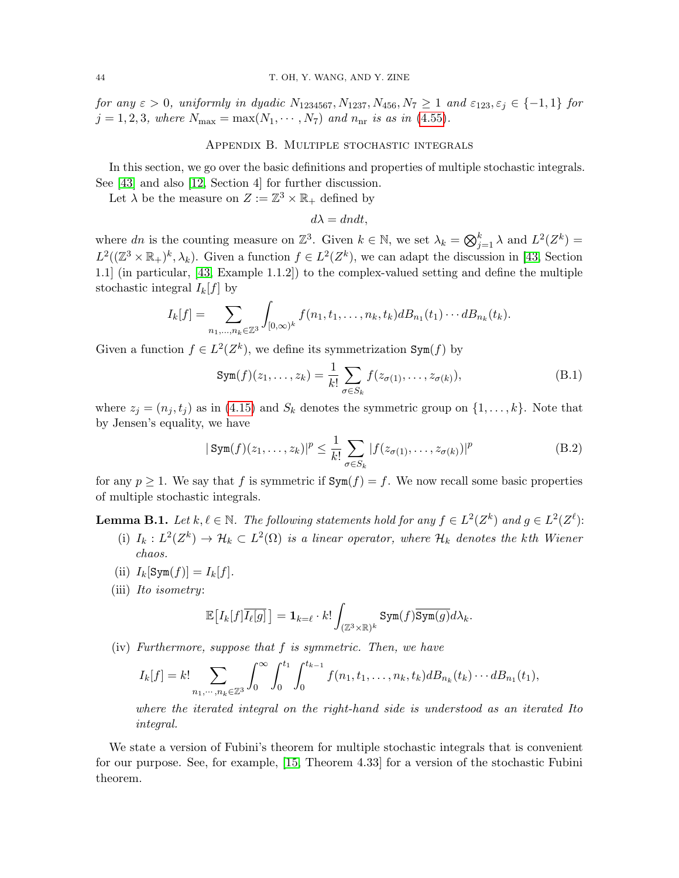*for any $\varepsilon > 0$, uniformly in dyadic $N_{1234567}, N_{1237}, N_{456}, N_7 \geq 1$ and $\varepsilon_{123}, \varepsilon_j \in \{-1, 1\}$ for $j = 1, 2, 3$, where $N_{\max} = \max(N_1, \cdots, N_7)$ and $n_{\text{nr}}$ is as in (4.55).*

## Appendix B. Multiple stochastic integrals

In this section, we go over the basic definitions and properties of multiple stochastic integrals. See [43] and also [12, Section 4] for further discussion.

Let $\lambda$ be the measure on $Z := \mathbb{Z}^3 \times \mathbb{R}_+$ defined by

$$d\lambda = dndt,$$

where $dn$ is the counting measure on $\mathbb{Z}^3$. Given $k \in \mathbb{N}$, we set $\lambda_k = \bigotimes_{j=1}^k \lambda$ and $L^2(Z^k) = L^2((\mathbb{Z}^3 \times \mathbb{R}_+)^k, \lambda_k)$. Given a function $f \in L^2(Z^k)$, we can adapt the discussion in [43, Section 1.1] (in particular, [43, Example 1.1.2]) to the complex-valued setting and define the multiple stochastic integral $I_k[f]$ by

$$I_k[f] = \sum_{n_1, \dots, n_k \in \mathbb{Z}^3} \int_{[0,\infty)^k} f(n_1, t_1, \dots, n_k, t_k) dB_{n_1}(t_1) \cdots dB_{n_k}(t_k).$$

Given a function $f \in L^2(Z^k)$, we define its symmetrization $\texttt{Sym}(f)$ by

$$\texttt{Sym}(f)(z_1, \dots, z_k) = \frac{1}{k!} \sum_{\sigma \in S_k} f(z_{\sigma(1)}, \dots, z_{\sigma(k)}), \tag{B.1}$$

where $z_j = (n_j, t_j)$ as in (4.15) and $S_k$ denotes the symmetric group on $\{1, \dots, k\}$. Note that by Jensen's equality, we have

$$|\texttt{Sym}(f)(z_1, \dots, z_k)|^p \leq \frac{1}{k!} \sum_{\sigma \in S_k} |f(z_{\sigma(1)}, \dots, z_{\sigma(k)})|^p \tag{B.2}$$

for any $p \geq 1$. We say that $f$ is symmetric if $\texttt{Sym}(f) = f$. We now recall some basic properties of multiple stochastic integrals.

**Lemma B.1.** *Let $k, \ell \in \mathbb{N}$. The following statements hold for any $f \in L^2(Z^k)$ and $g \in L^2(Z^\ell)$:*

(i) *$I_k : L^2(Z^k) \to \mathcal{H}_k \subset L^2(\Omega)$ is a linear operator, where $\mathcal{H}_k$ denotes the $k$th Wiener chaos.*

(ii) $I_k[\texttt{Sym}(f)] = I_k[f]$.

(iii) *Ito isometry*:

$$\mathbb{E}\big[I_k[f]\overline{I_\ell[g]}\,\big] = \mathbf{1}_{k=\ell} \cdot k! \int_{(\mathbb{Z}^3 \times \mathbb{R})^k} \texttt{Sym}(f)\overline{\texttt{Sym}(g)} d\lambda_k.$$

(iv) *Furthermore, suppose that $f$ is symmetric. Then, we have*

$$I_k[f] = k! \sum_{n_1, \cdots, n_k \in \mathbb{Z}^3} \int_0^\infty \int_0^{t_1} \int_0^{t_{k-1}} f(n_1, t_1, \dots, n_k, t_k) dB_{n_k}(t_k) \cdots dB_{n_1}(t_1),$$

*where the iterated integral on the right-hand side is understood as an iterated Ito integral.*

We state a version of Fubini's theorem for multiple stochastic integrals that is convenient for our purpose. See, for example, [15, Theorem 4.33] for a version of the stochastic Fubini theorem.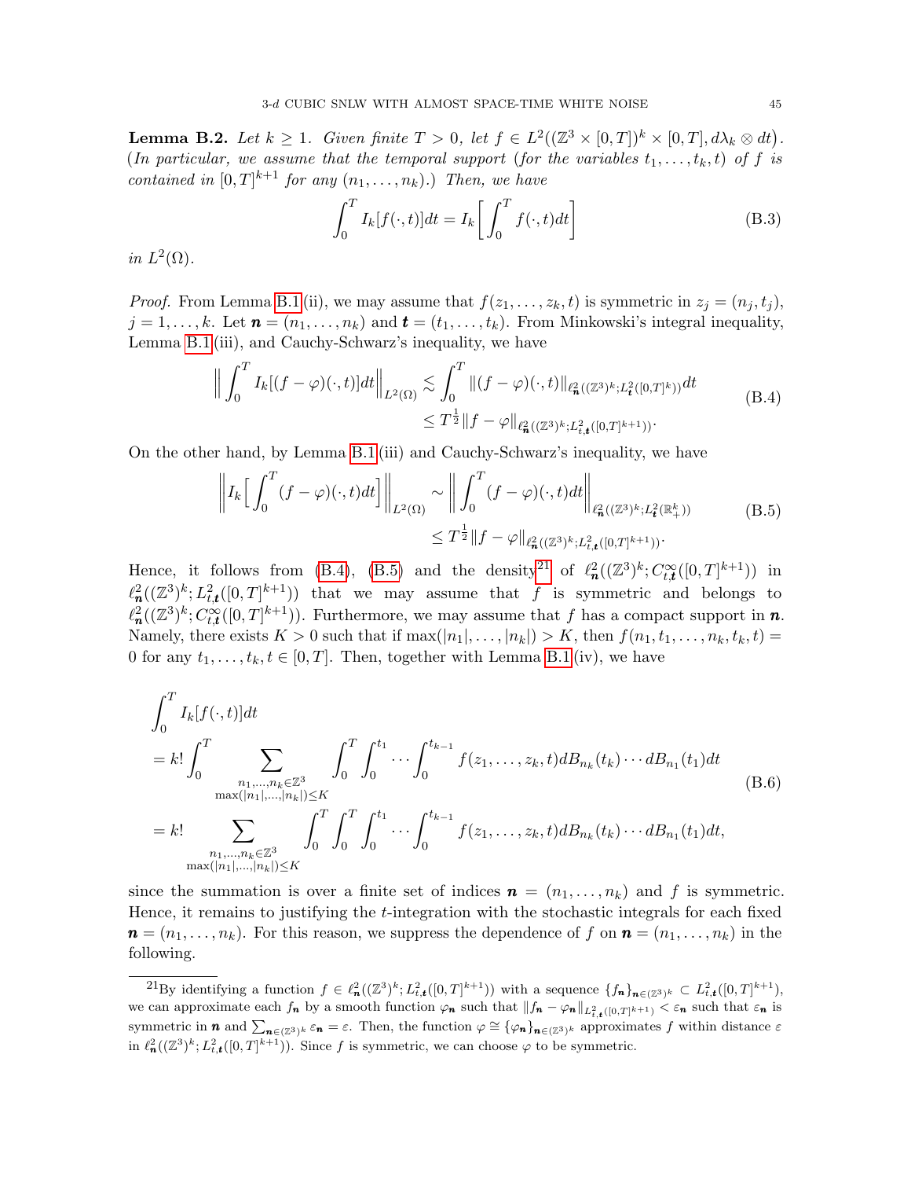**Lemma B.2.** *Let $k \geq 1$. Given finite $T > 0$, let $f \in L^2((\mathbb{Z}^3 \times [0,T])^k \times [0,T], d\lambda_k \otimes dt)$. (In particular, we assume that the temporal support (for the variables $t_1, \dots, t_k, t$) of $f$ is contained in $[0,T]^{k+1}$ for any $(n_1, \dots, n_k)$.) Then, we have*

$$\int_0^T I_k[f(\cdot,t)]dt = I_k\bigg[\int_0^T f(\cdot,t)dt\bigg] \tag{B.3}$$

*in $L^2(\Omega)$.*

*Proof.* From Lemma B.1 (ii), we may assume that $f(z_1, \dots, z_k, t)$ is symmetric in $z_j = (n_j, t_j)$, $j = 1, \dots, k$. Let $\boldsymbol{n} = (n_1, \dots, n_k)$ and $\boldsymbol{t} = (t_1, \dots, t_k)$. From Minkowski's integral inequality, Lemma B.1 (iii), and Cauchy-Schwarz's inequality, we have

$$\begin{aligned}
\bigg\| \int_0^T I_k[(f-\varphi)(\cdot,t)]dt \bigg\|_{L^2(\Omega)} &\lesssim \int_0^T \|(f-\varphi)(\cdot,t)\|_{\ell^2_{\boldsymbol{n}}((\mathbb{Z}^3)^k; L^2_{\boldsymbol{t}}([0,T]^k))} dt \\
&\leq T^{\frac{1}{2}} \|f-\varphi\|_{\ell^2_{\boldsymbol{n}}((\mathbb{Z}^3)^k; L^2_{t,\boldsymbol{t}}([0,T]^{k+1}))}.
\end{aligned} \tag{B.4}$$

On the other hand, by Lemma B.1 (iii) and Cauchy-Schwarz's inequality, we have

$$\begin{aligned}
\bigg\| I_k\bigg[\int_0^T (f-\varphi)(\cdot,t)dt\bigg] \bigg\|_{L^2(\Omega)} &\sim \bigg\| \int_0^T (f-\varphi)(\cdot,t)dt \bigg\|_{\ell^2_{\boldsymbol{n}}((\mathbb{Z}^3)^k; L^2_{\boldsymbol{t}}(\mathbb{R}^k_+))} \\
&\leq T^{\frac{1}{2}} \|f-\varphi\|_{\ell^2_{\boldsymbol{n}}((\mathbb{Z}^3)^k; L^2_{t,\boldsymbol{t}}([0,T]^{k+1}))}.
\end{aligned} \tag{B.5}$$

Hence, it follows from (B.4), (B.5) and the density[21] of $\ell^2_{\boldsymbol{n}}((\mathbb{Z}^3)^k; C^\infty_{t,\boldsymbol{t}}([0,T]^{k+1}))$ in $\ell^2_{\boldsymbol{n}}((\mathbb{Z}^3)^k; L^2_{t,\boldsymbol{t}}([0,T]^{k+1}))$ that we may assume that $f$ is symmetric and belongs to $\ell^2_{\boldsymbol{n}}((\mathbb{Z}^3)^k; C^\infty_{t,\boldsymbol{t}}([0,T]^{k+1}))$. Furthermore, we may assume that $f$ has a compact support in $\boldsymbol{n}$. Namely, there exists $K > 0$ such that if $\max(|n_1|, \dots, |n_k|) > K$, then $f(n_1, t_1, \dots, n_k, t_k, t) = 0$ for any $t_1, \dots, t_k, t \in [0,T]$. Then, together with Lemma B.1 (iv), we have

$$\begin{aligned}
&\int_0^T I_k[f(\cdot,t)]dt \\
&= k! \int_0^T \sum_{\substack{n_1,\dots,n_k \in \mathbb{Z}^3 \\ \max(|n_1|,\dots,|n_k|) \leq K}} \int_0^T \int_0^{t_1} \cdots \int_0^{t_{k-1}} f(z_1, \dots, z_k, t) dB_{n_k}(t_k) \cdots dB_{n_1}(t_1) dt \\
&= k! \sum_{\substack{n_1,\dots,n_k \in \mathbb{Z}^3 \\ \max(|n_1|,\dots,|n_k|) \leq K}} \int_0^T \int_0^T \int_0^{t_1} \cdots \int_0^{t_{k-1}} f(z_1, \dots, z_k, t) dB_{n_k}(t_k) \cdots dB_{n_1}(t_1) dt,
\end{aligned} \tag{B.6}$$

since the summation is over a finite set of indices $\boldsymbol{n} = (n_1, \dots, n_k)$ and $f$ is symmetric. Hence, it remains to justifying the $t$-integration with the stochastic integrals for each fixed $\boldsymbol{n} = (n_1, \dots, n_k)$. For this reason, we suppress the dependence of $f$ on $\boldsymbol{n} = (n_1, \dots, n_k)$ in the following.

---

[21] By identifying a function $f \in \ell^2_{\boldsymbol{n}}((\mathbb{Z}^3)^k; L^2_{t,\boldsymbol{t}}([0,T]^{k+1}))$ with a sequence $\{f_{\boldsymbol{n}}\}_{\boldsymbol{n} \in (\mathbb{Z}^3)^k} \subset L^2_{t,\boldsymbol{t}}([0,T]^{k+1})$, we can approximate each $f_{\boldsymbol{n}}$ by a smooth function $\varphi_{\boldsymbol{n}}$ such that $\|f_{\boldsymbol{n}} - \varphi_{\boldsymbol{n}}\|_{L^2_{t,\boldsymbol{t}}([0,T]^{k+1})} < \varepsilon_{\boldsymbol{n}}$ such that $\varepsilon_{\boldsymbol{n}}$ is symmetric in $\boldsymbol{n}$ and $\sum_{\boldsymbol{n} \in (\mathbb{Z}^3)^k} \varepsilon_{\boldsymbol{n}} = \varepsilon$. Then, the function $\varphi \cong \{\varphi_{\boldsymbol{n}}\}_{\boldsymbol{n} \in (\mathbb{Z}^3)^k}$ approximates $f$ within distance $\varepsilon$ in $\ell^2_{\boldsymbol{n}}((\mathbb{Z}^3)^k; L^2_{t,\boldsymbol{t}}([0,T]^{k+1}))$. Since $f$ is symmetric, we can choose $\varphi$ to be symmetric.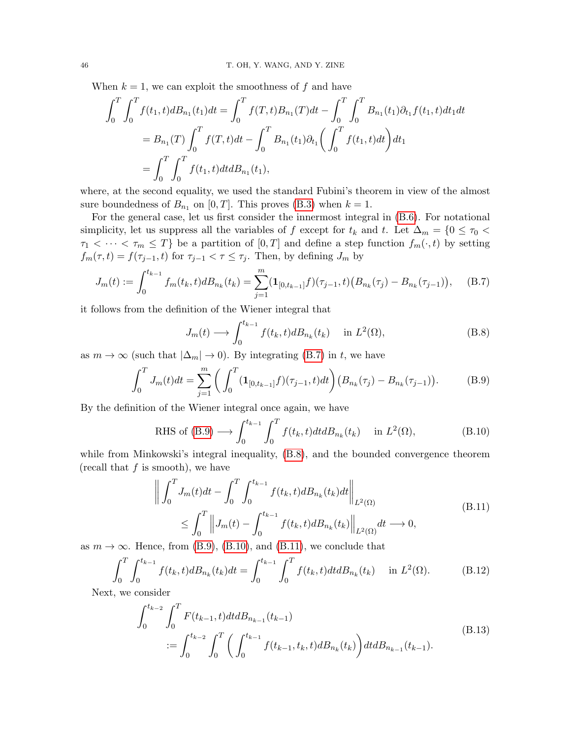When $k = 1$, we can exploit the smoothness of $f$ and have

$$
\begin{aligned}
\int_0^T \int_0^T f(t_1, t) dB_{n_1}(t_1) dt &= \int_0^T f(T, t) B_{n_1}(T) dt - \int_0^T \int_0^T B_{n_1}(t_1) \partial_{t_1} f(t_1, t) dt_1 dt \\
&= B_{n_1}(T) \int_0^T f(T, t) dt - \int_0^T B_{n_1}(t_1) \partial_{t_1} \bigg( \int_0^T f(t_1, t) dt \bigg) dt_1 \\
&= \int_0^T \int_0^T f(t_1, t) dt dB_{n_1}(t_1),
\end{aligned}
$$

where, at the second equality, we used the standard Fubini's theorem in view of the almost sure boundedness of $B_{n_1}$ on $[0, T]$. This proves (B.3) when $k = 1$.

For the general case, let us first consider the innermost integral in (B.6). For notational simplicity, let us suppress all the variables of $f$ except for $t_k$ and $t$. Let $\Delta_m = \{0 \le \tau_0 < \tau_1 < \cdots < \tau_m \le T\}$ be a partition of $[0, T]$ and define a step function $f_m(\cdot, t)$ by setting $f_m(\tau, t) = f(\tau_{j-1}, t)$ for $\tau_{j-1} < \tau \le \tau_j$. Then, by defining $J_m$ by

$$
J_m(t) := \int_0^{t_{k-1}} f_m(t_k, t) dB_{n_k}(t_k) = \sum_{j=1}^m (\mathbf{1}_{[0, t_{k-1}]} f)(\tau_{j-1}, t) \big( B_{n_k}(\tau_j) - B_{n_k}(\tau_{j-1}) \big), \tag{B.7}
$$

it follows from the definition of the Wiener integral that

$$
J_m(t) \longrightarrow \int_0^{t_{k-1}} f(t_k, t) dB_{n_k}(t_k) \quad \text{in } L^2(\Omega), \tag{B.8}
$$

as $m \to \infty$ (such that $|\Delta_m| \to 0$). By integrating (B.7) in $t$, we have

$$
\int_0^T J_m(t) dt = \sum_{j=1}^m \bigg( \int_0^T (\mathbf{1}_{[0, t_{k-1}]} f)(\tau_{j-1}, t) dt \bigg) \big( B_{n_k}(\tau_j) - B_{n_k}(\tau_{j-1}) \big). \tag{B.9}
$$

By the definition of the Wiener integral once again, we have

$$
\text{RHS of (B.9)} \longrightarrow \int_0^{t_{k-1}} \int_0^T f(t_k, t) dt dB_{n_k}(t_k) \quad \text{in } L^2(\Omega), \tag{B.10}
$$

while from Minkowski's integral inequality, (B.8), and the bounded convergence theorem (recall that $f$ is smooth), we have

$$
\begin{aligned}
&\bigg\| \int_0^T J_m(t) dt - \int_0^T \int_0^{t_{k-1}} f(t_k, t) dB_{n_k}(t_k) dt \bigg\|_{L^2(\Omega)} \\
&\qquad \le \int_0^T \bigg\| J_m(t) - \int_0^{t_{k-1}} f(t_k, t) dB_{n_k}(t_k) \bigg\|_{L^2(\Omega)} dt \longrightarrow 0,
\end{aligned} \tag{B.11}
$$

as $m \to \infty$. Hence, from (B.9), (B.10), and (B.11), we conclude that

$$
\int_0^T \int_0^{t_{k-1}} f(t_k, t) dB_{n_k}(t_k) dt = \int_0^{t_{k-1}} \int_0^T f(t_k, t) dt dB_{n_k}(t_k) \quad \text{in } L^2(\Omega). \tag{B.12}
$$

Next, we consider

$$
\begin{aligned}
&\int_0^{t_{k-2}} \int_0^T F(t_{k-1}, t) dt dB_{n_{k-1}}(t_{k-1}) \\
&\qquad := \int_0^{t_{k-2}} \int_0^T \bigg( \int_0^{t_{k-1}} f(t_{k-1}, t_k, t) dB_{n_k}(t_k) \bigg) dt dB_{n_{k-1}}(t_{k-1}).
\end{aligned} \tag{B.13}
$$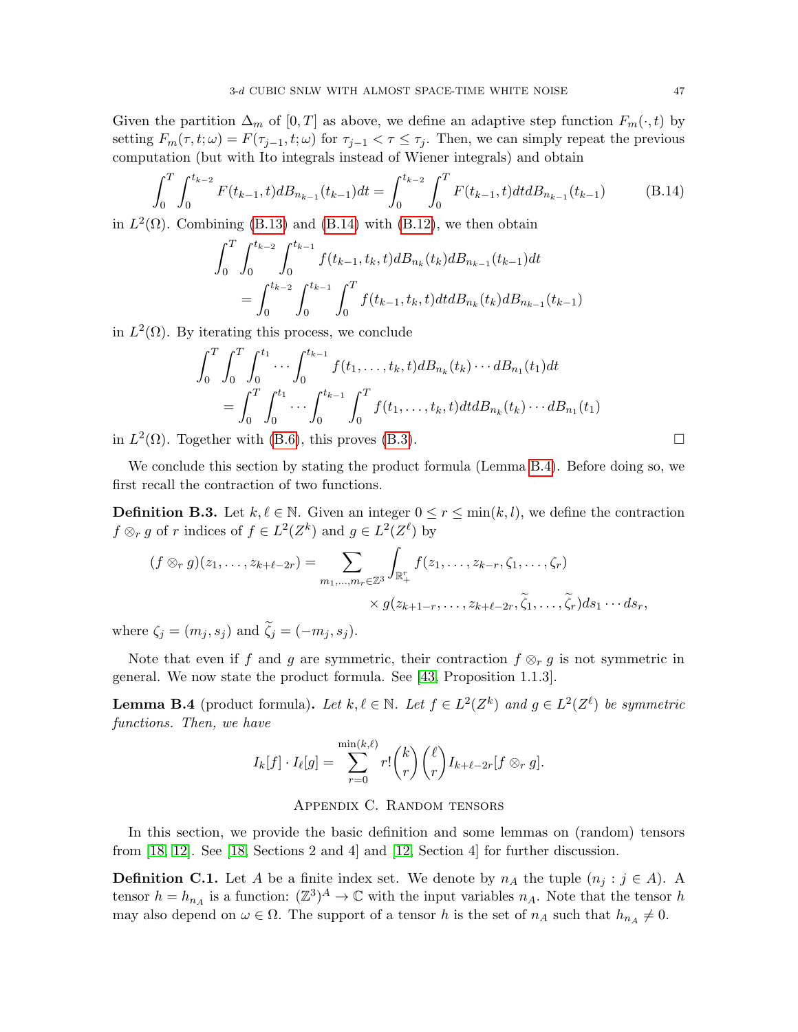Given the partition $\Delta_m$ of $[0,T]$ as above, we define an adaptive step function $F_m(\cdot,t)$ by setting $F_m(\tau,t;\omega) = F(\tau_{j-1},t;\omega)$ for $\tau_{j-1} < \tau \le \tau_j$. Then, we can simply repeat the previous computation (but with Ito integrals instead of Wiener integrals) and obtain

$$\int_0^T \int_0^{t_{k-2}} F(t_{k-1},t) dB_{n_{k-1}}(t_{k-1}) dt = \int_0^{t_{k-2}} \int_0^T F(t_{k-1},t) dt dB_{n_{k-1}}(t_{k-1}) \tag{B.14}$$

in $L^2(\Omega)$. Combining (B.13) and (B.14) with (B.12), we then obtain

$$\begin{aligned}
&\int_0^T \int_0^{t_{k-2}} \int_0^{t_{k-1}} f(t_{k-1},t_k,t) dB_{n_k}(t_k) dB_{n_{k-1}}(t_{k-1}) dt \\
&\quad = \int_0^{t_{k-2}} \int_0^{t_{k-1}} \int_0^T f(t_{k-1},t_k,t) dt dB_{n_k}(t_k) dB_{n_{k-1}}(t_{k-1})
\end{aligned}$$

in $L^2(\Omega)$. By iterating this process, we conclude

$$\begin{aligned}
&\int_0^T \int_0^T \int_0^{t_1} \cdots \int_0^{t_{k-1}} f(t_1,\dots,t_k,t) dB_{n_k}(t_k) \cdots dB_{n_1}(t_1) dt \\
&\quad = \int_0^T \int_0^{t_1} \cdots \int_0^{t_{k-1}} \int_0^T f(t_1,\dots,t_k,t) dt dB_{n_k}(t_k) \cdots dB_{n_1}(t_1)
\end{aligned}$$

in $L^2(\Omega)$. Together with (B.6), this proves (B.3). $\square$

We conclude this section by stating the product formula (Lemma B.4). Before doing so, we first recall the contraction of two functions.

**Definition B.3.** Let $k,\ell \in \mathbb{N}$. Given an integer $0 \le r \le \min(k,l)$, we define the contraction $f \otimes_r g$ of $r$ indices of $f \in L^2(Z^k)$ and $g \in L^2(Z^\ell)$ by

$$\begin{aligned}
(f \otimes_r g)(z_1,\dots,z_{k+\ell-2r}) = \sum_{m_1,\dots,m_r \in \mathbb{Z}^3} \int_{\mathbb{R}_+^r} & f(z_1,\dots,z_{k-r},\zeta_1,\dots,\zeta_r) \\
& \times g(z_{k+1-r},\dots,z_{k+\ell-2r},\widetilde{\zeta}_1,\dots,\widetilde{\zeta}_r) ds_1 \cdots ds_r,
\end{aligned}$$

where $\zeta_j = (m_j,s_j)$ and $\widetilde{\zeta}_j = (-m_j,s_j)$.

Note that even if $f$ and $g$ are symmetric, their contraction $f \otimes_r g$ is not symmetric in general. We now state the product formula. See [43, Proposition 1.1.3].

**Lemma B.4** (product formula)**.** *Let $k,\ell \in \mathbb{N}$. Let $f \in L^2(Z^k)$ and $g \in L^2(Z^\ell)$ be symmetric functions. Then, we have*

$$I_k[f] \cdot I_\ell[g] = \sum_{r=0}^{\min(k,\ell)} r! \binom{k}{r} \binom{\ell}{r} I_{k+\ell-2r}[f \otimes_r g].$$

## Appendix C. Random tensors

In this section, we provide the basic definition and some lemmas on (random) tensors from [18, 12]. See [18, Sections 2 and 4] and [12, Section 4] for further discussion.

**Definition C.1.** Let $A$ be a finite index set. We denote by $n_A$ the tuple $(n_j : j \in A)$. A tensor $h = h_{n_A}$ is a function: $(\mathbb{Z}^3)^A \to \mathbb{C}$ with the input variables $n_A$. Note that the tensor $h$ may also depend on $\omega \in \Omega$. The support of a tensor $h$ is the set of $n_A$ such that $h_{n_A} \ne 0$.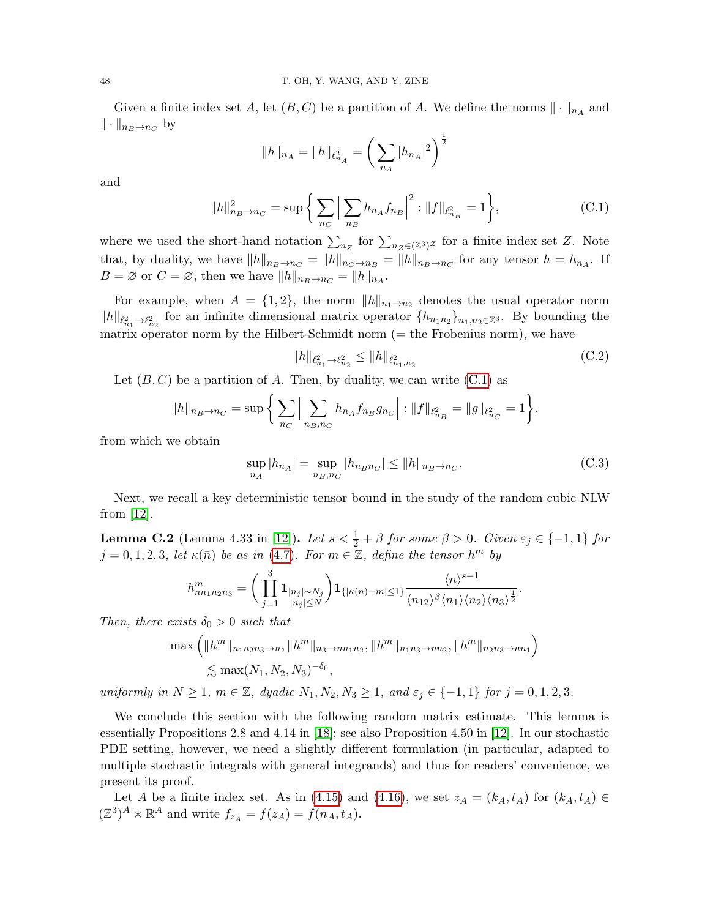Given a finite index set $A$, let $(B, C)$ be a partition of $A$. We define the norms $\| \cdot \|_{n_A}$ and $\| \cdot \|_{n_B \to n_C}$ by

$$\|h\|_{n_A} = \|h\|_{\ell^2_{n_A}} = \bigg( \sum_{n_A} |h_{n_A}|^2 \bigg)^{\frac{1}{2}}$$

and

$$\|h\|^2_{n_B \to n_C} = \sup \bigg\{ \sum_{n_C} \Big| \sum_{n_B} h_{n_A} f_{n_B} \Big|^2 : \|f\|_{\ell^2_{n_B}} = 1 \bigg\}, \tag{C.1}$$

where we used the short-hand notation $\sum_{n_Z}$ for $\sum_{n_Z \in (\mathbb{Z}^3)^Z}$ for a finite index set $Z$. Note that, by duality, we have $\|h\|_{n_B \to n_C} = \|h\|_{n_C \to n_B} = \|\overline{h}\|_{n_B \to n_C}$ for any tensor $h = h_{n_A}$. If $B = \varnothing$ or $C = \varnothing$, then we have $\|h\|_{n_B \to n_C} = \|h\|_{n_A}$.

For example, when $A = \{1, 2\}$, the norm $\|h\|_{n_1 \to n_2}$ denotes the usual operator norm $\|h\|_{\ell^2_{n_1} \to \ell^2_{n_2}}$ for an infinite dimensional matrix operator $\{h_{n_1 n_2}\}_{n_1, n_2 \in \mathbb{Z}^3}$. By bounding the matrix operator norm by the Hilbert-Schmidt norm (= the Frobenius norm), we have

$$\|h\|_{\ell^2_{n_1} \to \ell^2_{n_2}} \le \|h\|_{\ell^2_{n_1, n_2}} \tag{C.2}$$

Let $(B, C)$ be a partition of $A$. Then, by duality, we can write (C.1) as

$$\|h\|_{n_B \to n_C} = \sup \bigg\{ \sum_{n_C} \Big| \sum_{n_B, n_C} h_{n_A} f_{n_B} g_{n_C} \Big| : \|f\|_{\ell^2_{n_B}} = \|g\|_{\ell^2_{n_C}} = 1 \bigg\},$$

from which we obtain

$$\sup_{n_A} |h_{n_A}| = \sup_{n_B, n_C} |h_{n_B n_C}| \le \|h\|_{n_B \to n_C}. \tag{C.3}$$

Next, we recall a key deterministic tensor bound in the study of the random cubic NLW from [12].

**Lemma C.2** (Lemma 4.33 in [12]). *Let $s < \frac{1}{2} + \beta$ for some $\beta > 0$. Given $\varepsilon_j \in \{-1, 1\}$ for $j = 0, 1, 2, 3$, let $\kappa(\bar{n})$ be as in (4.7). For $m \in \mathbb{Z}$, define the tensor $h^m$ by*

$$h^m_{n n_1 n_2 n_3} = \bigg( \prod_{j=1}^{3} \mathbf{1}_{\substack{|n_j| \sim N_j \\ |n_j| \le N}} \bigg) \mathbf{1}_{\{|\kappa(\bar{n}) - m| \le 1\}} \frac{\langle n \rangle^{s-1}}{\langle n_{12} \rangle^{\beta} \langle n_1 \rangle \langle n_2 \rangle \langle n_3 \rangle^{\frac{1}{2}}}.$$

*Then, there exists $\delta_0 > 0$ such that*

$$\max \Big( \|h^m\|_{n_1 n_2 n_3 \to n}, \|h^m\|_{n_3 \to n n_1 n_2}, \|h^m\|_{n_1 n_3 \to n n_2}, \|h^m\|_{n_2 n_3 \to n n_1} \Big) \lesssim \max(N_1, N_2, N_3)^{-\delta_0},$$

*uniformly in $N \ge 1$, $m \in \mathbb{Z}$, dyadic $N_1, N_2, N_3 \ge 1$, and $\varepsilon_j \in \{-1, 1\}$ for $j = 0, 1, 2, 3$.*

We conclude this section with the following random matrix estimate. This lemma is essentially Propositions 2.8 and 4.14 in [18]; see also Proposition 4.50 in [12]. In our stochastic PDE setting, however, we need a slightly different formulation (in particular, adapted to multiple stochastic integrals with general integrands) and thus for readers' convenience, we present its proof.

Let $A$ be a finite index set. As in (4.15) and (4.16), we set $z_A = (k_A, t_A)$ for $(k_A, t_A) \in (\mathbb{Z}^3)^A \times \mathbb{R}^A$ and write $f_{z_A} = f(z_A) = f(n_A, t_A)$.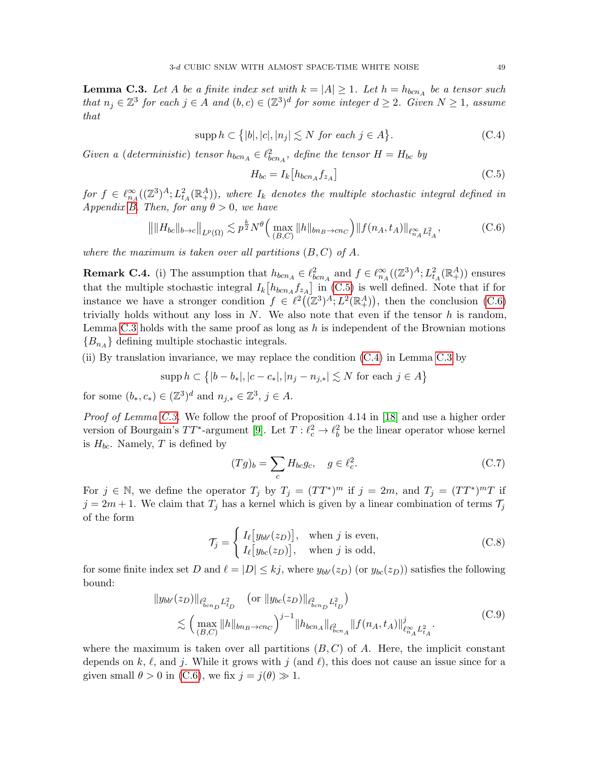**Lemma C.3.** *Let $A$ be a finite index set with $k = |A| \geq 1$. Let $h = h_{bcn_A}$ be a tensor such that $n_j \in \mathbb{Z}^3$ for each $j \in A$ and $(b, c) \in (\mathbb{Z}^3)^d$ for some integer $d \geq 2$. Given $N \geq 1$, assume that*

$$\operatorname{supp} h \subset \big\{ |b|, |c|, |n_j| \lesssim N \text{ for each } j \in A \big\}. \tag{C.4}$$

*Given a (deterministic) tensor $h_{bcn_A} \in \ell^2_{bcn_A}$, define the tensor $H = H_{bc}$ by*

$$H_{bc} = I_k \big[ h_{bcn_A} f_{z_A} \big] \tag{C.5}$$

*for $f \in \ell^\infty_{n_A}((\mathbb{Z}^3)^A; L^2_{t_A}(\mathbb{R}^A_+))$, where $I_k$ denotes the multiple stochastic integral defined in Appendix B. Then, for any $\theta > 0$, we have*

$$\big\| \|H_{bc}\|_{b \to c} \big\|_{L^p(\Omega)} \lesssim p^{\frac{k}{2}} N^\theta \Big( \max_{(B,C)} \|h\|_{bn_B \to cn_C} \Big) \|f(n_A, t_A)\|_{\ell^\infty_{n_A} L^2_{t_A}}, \tag{C.6}$$

*where the maximum is taken over all partitions $(B, C)$ of $A$.*

**Remark C.4.** (i) The assumption that $h_{bcn_A} \in \ell^2_{bcn_A}$ and $f \in \ell^\infty_{n_A}((\mathbb{Z}^3)^A; L^2_{t_A}(\mathbb{R}^A_+))$ ensures that the multiple stochastic integral $I_k\big[h_{bcn_A} f_{z_A}\big]$ in (C.5) is well defined. Note that if for instance we have a stronger condition $f \in \ell^2\big((\mathbb{Z}^3)^A; L^2(\mathbb{R}^A_+)\big)$, then the conclusion (C.6) trivially holds without any loss in $N$. We also note that even if the tensor $h$ is random, Lemma C.3 holds with the same proof as long as $h$ is independent of the Brownian motions $\{B_{n_A}\}$ defining multiple stochastic integrals.

(ii) By translation invariance, we may replace the condition (C.4) in Lemma C.3 by

$$\operatorname{supp} h \subset \big\{ |b - b_*|, |c - c_*|, |n_j - n_{j,*}| \lesssim N \text{ for each } j \in A \big\}$$

for some $(b_*, c_*) \in (\mathbb{Z}^3)^d$ and $n_{j,*} \in \mathbb{Z}^3$, $j \in A$.

*Proof of Lemma C.3.* We follow the proof of Proposition 4.14 in [18] and use a higher order version of Bourgain's $TT^*$-argument [9]. Let $T : \ell^2_c \to \ell^2_b$ be the linear operator whose kernel is $H_{bc}$. Namely, $T$ is defined by

$$(Tg)_b = \sum_c H_{bc} g_c, \quad g \in \ell^2_c. \tag{C.7}$$

For $j \in \mathbb{N}$, we define the operator $T_j$ by $T_j = (TT^*)^m$ if $j = 2m$, and $T_j = (TT^*)^m T$ if $j = 2m + 1$. We claim that $T_j$ has a kernel which is given by a linear combination of terms $\mathcal{T}_j$ of the form

$$\mathcal{T}_j = \begin{cases} I_\ell\big[y_{bb'}(z_D)\big], & \text{when } j \text{ is even}, \\ I_\ell\big[y_{bc}(z_D)\big], & \text{when } j \text{ is odd}, \end{cases} \tag{C.8}$$

for some finite index set $D$ and $\ell = |D| \leq kj$, where $y_{bb'}(z_D)$ (or $y_{bc}(z_D)$) satisfies the following bound:

$$\begin{aligned} &\|y_{bb'}(z_D)\|_{\ell^2_{bcn_D} L^2_{t_D}} \quad \big(\text{or } \|y_{bc}(z_D)\|_{\ell^2_{bcn_D} L^2_{t_D}}\big) \\ &\quad \lesssim \Big( \max_{(B,C)} \|h\|_{bn_B \to cn_C} \Big)^{j-1} \|h_{bcn_A}\|_{\ell^2_{bcn_A}} \|f(n_A, t_A)\|^j_{\ell^\infty_{n_A} L^2_{t_A}}. \end{aligned} \tag{C.9}$$

where the maximum is taken over all partitions $(B, C)$ of $A$. Here, the implicit constant depends on $k$, $\ell$, and $j$. While it grows with $j$ (and $\ell$), this does not cause an issue since for a given small $\theta > 0$ in (C.6), we fix $j = j(\theta) \gg 1$.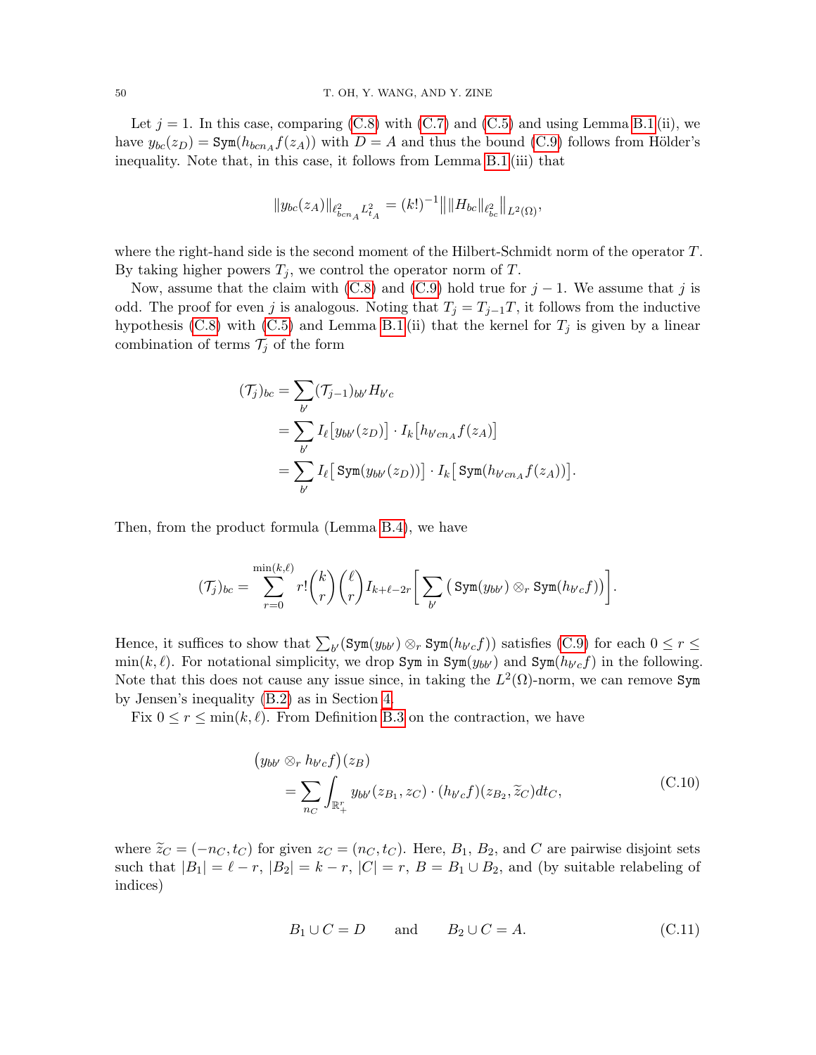Let $j = 1$. In this case, comparing (C.8) with (C.7) and (C.5) and using Lemma B.1 (ii), we have $y_{bc}(z_D) = \texttt{Sym}(h_{bcn_A} f(z_A))$ with $D = A$ and thus the bound (C.9) follows from Hölder's inequality. Note that, in this case, it follows from Lemma B.1 (iii) that

$$\|y_{bc}(z_A)\|_{\ell^2_{bcn_A} L^2_{t_A}} = (k!)^{-1} \big\| \|H_{bc}\|_{\ell^2_{bc}} \big\|_{L^2(\Omega)},$$

where the right-hand side is the second moment of the Hilbert-Schmidt norm of the operator $T$. By taking higher powers $T_j$, we control the operator norm of $T$.

Now, assume that the claim with (C.8) and (C.9) hold true for $j-1$. We assume that $j$ is odd. The proof for even $j$ is analogous. Noting that $T_j = T_{j-1}T$, it follows from the inductive hypothesis (C.8) with (C.5) and Lemma B.1 (ii) that the kernel for $T_j$ is given by a linear combination of terms $\mathcal{T}_j$ of the form

$$\begin{aligned}
(\mathcal{T}_j)_{bc} &= \sum_{b'} (\mathcal{T}_{j-1})_{bb'} H_{b'c} \\
&= \sum_{b'} I_\ell\big[y_{bb'}(z_D)\big] \cdot I_k\big[h_{b'cn_A} f(z_A)\big] \\
&= \sum_{b'} I_\ell\big[\,\texttt{Sym}(y_{bb'}(z_D))\big] \cdot I_k\big[\,\texttt{Sym}(h_{b'cn_A} f(z_A))\big].
\end{aligned}$$

Then, from the product formula (Lemma B.4), we have

$$(\mathcal{T}_j)_{bc} = \sum_{r=0}^{\min(k,\ell)} r! \binom{k}{r}\binom{\ell}{r} I_{k+\ell-2r}\bigg[\sum_{b'} \big(\texttt{Sym}(y_{bb'}) \otimes_r \texttt{Sym}(h_{b'c} f)\big)\bigg].$$

Hence, it suffices to show that $\sum_{b'}(\texttt{Sym}(y_{bb'}) \otimes_r \texttt{Sym}(h_{b'c}f))$ satisfies (C.9) for each $0 \le r \le \min(k,\ell)$. For notational simplicity, we drop $\texttt{Sym}$ in $\texttt{Sym}(y_{bb'})$ and $\texttt{Sym}(h_{b'c}f)$ in the following. Note that this does not cause any issue since, in taking the $L^2(\Omega)$-norm, we can remove $\texttt{Sym}$ by Jensen's inequality (B.2) as in Section 4.

Fix $0 \le r \le \min(k,\ell)$. From Definition B.3 on the contraction, we have

$$\begin{aligned}
&\big(y_{bb'} \otimes_r h_{b'c} f\big)(z_B) \\
&\qquad = \sum_{n_C} \int_{\mathbb{R}^r_+} y_{bb'}(z_{B_1}, z_C) \cdot (h_{b'c} f)(z_{B_2}, \widetilde{z}_C) dt_C,
\end{aligned} \tag{C.10}$$

where $\widetilde{z}_C = (-n_C, t_C)$ for given $z_C = (n_C, t_C)$. Here, $B_1$, $B_2$, and $C$ are pairwise disjoint sets such that $|B_1| = \ell - r$, $|B_2| = k - r$, $|C| = r$, $B = B_1 \cup B_2$, and (by suitable relabeling of indices)

$$B_1 \cup C = D \qquad \text{and} \qquad B_2 \cup C = A. \tag{C.11}$$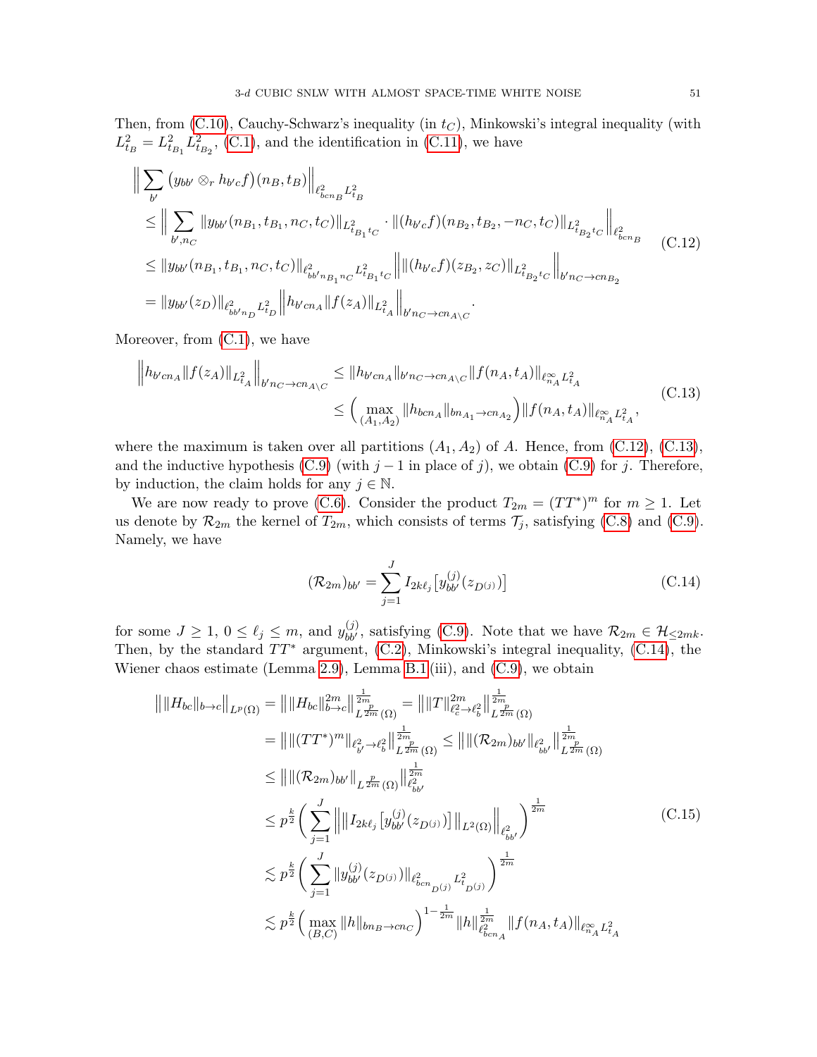Then, from (C.10), Cauchy-Schwarz's inequality (in $t_C$), Minkowski's integral inequality (with $L^2_{t_B} = L^2_{t_{B_1}} L^2_{t_{B_2}}$, (C.1), and the identification in (C.11), we have

$$
\begin{aligned}
&\Big\| \sum_{b'} \big( y_{bb'} \otimes_r h_{b'c} f\big)(n_B, t_B)\Big\|_{\ell^2_{bcn_B} L^2_{t_B}} \\
&\leq \Big\| \sum_{b', n_C} \| y_{bb'}(n_{B_1}, t_{B_1}, n_C, t_C)\|_{L^2_{t_{B_1} t_C}} \cdot \| (h_{b'c} f)(n_{B_2}, t_{B_2}, -n_C, t_C)\|_{L^2_{t_{B_2} t_C}} \Big\|_{\ell^2_{bcn_B}} \\
&\leq \| y_{bb'}(n_{B_1}, t_{B_1}, n_C, t_C)\|_{\ell^2_{bb'n_{B_1} n_C} L^2_{t_{B_1} t_C}} \Big\| \| (h_{b'c} f)(z_{B_2}, z_C)\|_{L^2_{t_{B_2} t_C}} \Big\|_{b' n_C \to c n_{B_2}} \\
&= \| y_{bb'}(z_D)\|_{\ell^2_{bb'n_D} L^2_{t_D}} \Big\| h_{b'cn_A} \| f(z_A)\|_{L^2_{t_A}} \Big\|_{b' n_C \to c n_{A\setminus C}}.
\end{aligned}
\tag{C.12}
$$

Moreover, from (C.1), we have

$$
\begin{aligned}
\Big\| h_{b'cn_A} \| f(z_A)\|_{L^2_{t_A}} \Big\|_{b' n_C \to c n_{A\setminus C}} &\leq \| h_{b'cn_A}\|_{b' n_C \to c n_{A\setminus C}} \| f(n_A, t_A)\|_{\ell^\infty_{n_A} L^2_{t_A}} \\
&\leq \Big( \max_{(A_1, A_2)} \| h_{bcn_A}\|_{bn_{A_1} \to c n_{A_2}} \Big) \| f(n_A, t_A)\|_{\ell^\infty_{n_A} L^2_{t_A}},
\end{aligned}
\tag{C.13}
$$

where the maximum is taken over all partitions $(A_1, A_2)$ of $A$. Hence, from (C.12), (C.13), and the inductive hypothesis (C.9) (with $j-1$ in place of $j$), we obtain (C.9) for $j$. Therefore, by induction, the claim holds for any $j \in \mathbb{N}$.

We are now ready to prove (C.6). Consider the product $T_{2m} = (TT^*)^m$ for $m \geq 1$. Let us denote by $\mathcal{R}_{2m}$ the kernel of $T_{2m}$, which consists of terms $\mathcal{T}_j$, satisfying (C.8) and (C.9). Namely, we have

$$
(\mathcal{R}_{2m})_{bb'} = \sum_{j=1}^{J} I_{2k\ell_j}\big[ y^{(j)}_{bb'}(z_{D^{(j)}})\big]
\tag{C.14}
$$

for some $J \geq 1$, $0 \leq \ell_j \leq m$, and $y^{(j)}_{bb'}$, satisfying (C.9). Note that we have $\mathcal{R}_{2m} \in \mathcal{H}_{\leq 2mk}$. Then, by the standard $TT^*$ argument, (C.2), Minkowski's integral inequality, (C.14), the Wiener chaos estimate (Lemma 2.9), Lemma B.1 (iii), and (C.9), we obtain

$$
\begin{aligned}
\big\| \| H_{bc}\|_{b \to c} \big\|_{L^p(\Omega)} &= \big\| \| H_{bc}\|^{2m}_{b \to c} \big\|^{\frac{1}{2m}}_{L^{\frac{p}{2m}}(\Omega)} = \big\| \| T\|^{2m}_{\ell^2_c \to \ell^2_b} \big\|^{\frac{1}{2m}}_{L^{\frac{p}{2m}}(\Omega)} \\
&= \big\| \| (TT^*)^m \|_{\ell^2_{b'} \to \ell^2_b} \big\|^{\frac{1}{2m}}_{L^{\frac{p}{2m}}(\Omega)} \leq \big\| \| (\mathcal{R}_{2m})_{bb'} \|_{\ell^2_{bb'}} \big\|^{\frac{1}{2m}}_{L^{\frac{p}{2m}}(\Omega)} \\
&\leq \big\| \| (\mathcal{R}_{2m})_{bb'} \|_{L^{\frac{p}{2m}}(\Omega)} \big\|^{\frac{1}{2m}}_{\ell^2_{bb'}} \\
&\leq p^{\frac{k}{2}} \bigg( \sum_{j=1}^{J} \Big\| \big\| I_{2k\ell_j}\big[ y^{(j)}_{bb'}(z_{D^{(j)}})\big] \big\|_{L^2(\Omega)} \Big\|_{\ell^2_{bb'}} \bigg)^{\frac{1}{2m}} \\
&\lesssim p^{\frac{k}{2}} \bigg( \sum_{j=1}^{J} \| y^{(j)}_{bb'}(z_{D^{(j)}})\|_{\ell^2_{bcn_{D^{(j)}}} L^2_{t_{D^{(j)}}}} \bigg)^{\frac{1}{2m}} \\
&\lesssim p^{\frac{k}{2}} \Big( \max_{(B,C)} \| h\|_{bn_B \to cn_C} \Big)^{1 - \frac{1}{2m}} \| h\|^{\frac{1}{2m}}_{\ell^2_{bcn_A}} \| f(n_A, t_A)\|_{\ell^\infty_{n_A} L^2_{t_A}}
\end{aligned}
\tag{C.15}
$$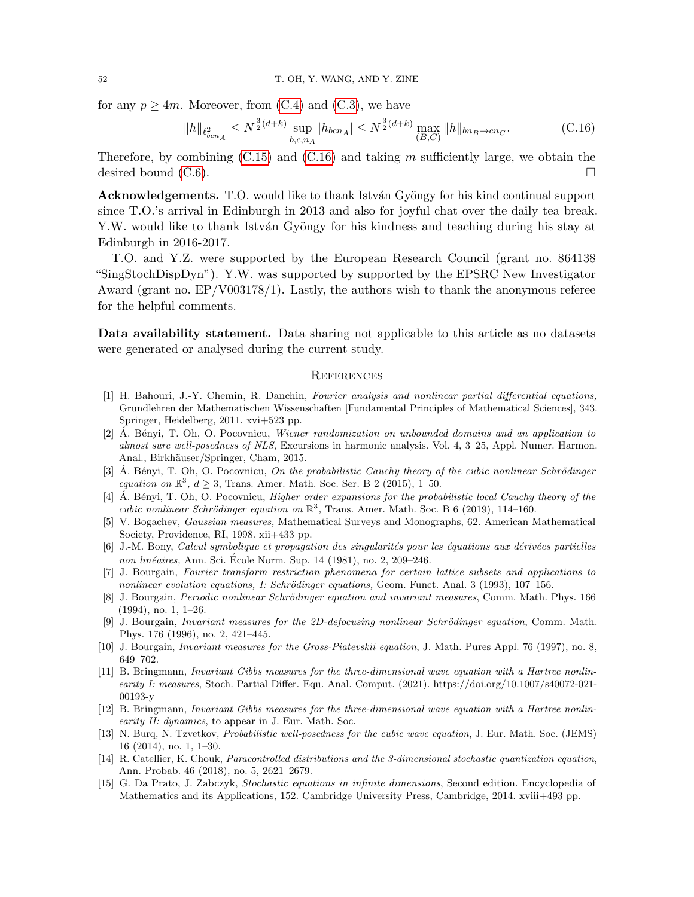for any $p \geq 4m$. Moreover, from (C.4) and (C.3), we have

$$\|h\|_{\ell^2_{bcn_A}} \leq N^{\frac{3}{2}(d+k)} \sup_{b,c,n_A} |h_{bcn_A}| \leq N^{\frac{3}{2}(d+k)} \max_{(B,C)} \|h\|_{bn_B \to cn_C}. \tag{C.16}$$

Therefore, by combining (C.15) and (C.16) and taking $m$ sufficiently large, we obtain the desired bound (C.6). $\square$

**Acknowledgements.** T.O. would like to thank István Gyöngy for his kind continual support since T.O.'s arrival in Edinburgh in 2013 and also for joyful chat over the daily tea break. Y.W. would like to thank István Gyöngy for his kindness and teaching during his stay at Edinburgh in 2016-2017.

T.O. and Y.Z. were supported by the European Research Council (grant no. 864138 "SingStochDispDyn"). Y.W. was supported by supported by the EPSRC New Investigator Award (grant no. EP/V003178/1). Lastly, the authors wish to thank the anonymous referee for the helpful comments.

**Data availability statement.** Data sharing not applicable to this article as no datasets were generated or analysed during the current study.

## References

[1] H. Bahouri, J.-Y. Chemin, R. Danchin, *Fourier analysis and nonlinear partial differential equations,* Grundlehren der Mathematischen Wissenschaften [Fundamental Principles of Mathematical Sciences], 343. Springer, Heidelberg, 2011. xvi+523 pp.

[2] Á. Bényi, T. Oh, O. Pocovnicu, *Wiener randomization on unbounded domains and an application to almost sure well-posedness of NLS*, Excursions in harmonic analysis. Vol. 4, 3–25, Appl. Numer. Harmon. Anal., Birkhäuser/Springer, Cham, 2015.

[3] Á. Bényi, T. Oh, O. Pocovnicu, *On the probabilistic Cauchy theory of the cubic nonlinear Schrödinger equation on* $\mathbb{R}^3$*,* $d \geq 3$, Trans. Amer. Math. Soc. Ser. B 2 (2015), 1–50.

[4] Á. Bényi, T. Oh, O. Pocovnicu, *Higher order expansions for the probabilistic local Cauchy theory of the cubic nonlinear Schrödinger equation on* $\mathbb{R}^3$*,* Trans. Amer. Math. Soc. B 6 (2019), 114–160.

[5] V. Bogachev, *Gaussian measures,* Mathematical Surveys and Monographs, 62. American Mathematical Society, Providence, RI, 1998. xii+433 pp.

[6] J.-M. Bony, *Calcul symbolique et propagation des singularités pour les équations aux dérivées partielles non linéaires,* Ann. Sci. École Norm. Sup. 14 (1981), no. 2, 209–246.

[7] J. Bourgain, *Fourier transform restriction phenomena for certain lattice subsets and applications to nonlinear evolution equations, I: Schrödinger equations,* Geom. Funct. Anal. 3 (1993), 107–156.

[8] J. Bourgain, *Periodic nonlinear Schrödinger equation and invariant measures*, Comm. Math. Phys. 166 (1994), no. 1, 1–26.

[9] J. Bourgain, *Invariant measures for the 2D-defocusing nonlinear Schrödinger equation*, Comm. Math. Phys. 176 (1996), no. 2, 421–445.

[10] J. Bourgain, *Invariant measures for the Gross-Piatevskii equation*, J. Math. Pures Appl. 76 (1997), no. 8, 649–702.

[11] B. Bringmann, *Invariant Gibbs measures for the three-dimensional wave equation with a Hartree nonlinearity I: measures*, Stoch. Partial Differ. Equ. Anal. Comput. (2021). https://doi.org/10.1007/s40072-021-00193-y

[12] B. Bringmann, *Invariant Gibbs measures for the three-dimensional wave equation with a Hartree nonlinearity II: dynamics*, to appear in J. Eur. Math. Soc.

[13] N. Burq, N. Tzvetkov, *Probabilistic well-posedness for the cubic wave equation*, J. Eur. Math. Soc. (JEMS) 16 (2014), no. 1, 1–30.

[14] R. Catellier, K. Chouk, *Paracontrolled distributions and the 3-dimensional stochastic quantization equation*, Ann. Probab. 46 (2018), no. 5, 2621–2679.

[15] G. Da Prato, J. Zabczyk, *Stochastic equations in infinite dimensions*, Second edition. Encyclopedia of Mathematics and its Applications, 152. Cambridge University Press, Cambridge, 2014. xviii+493 pp.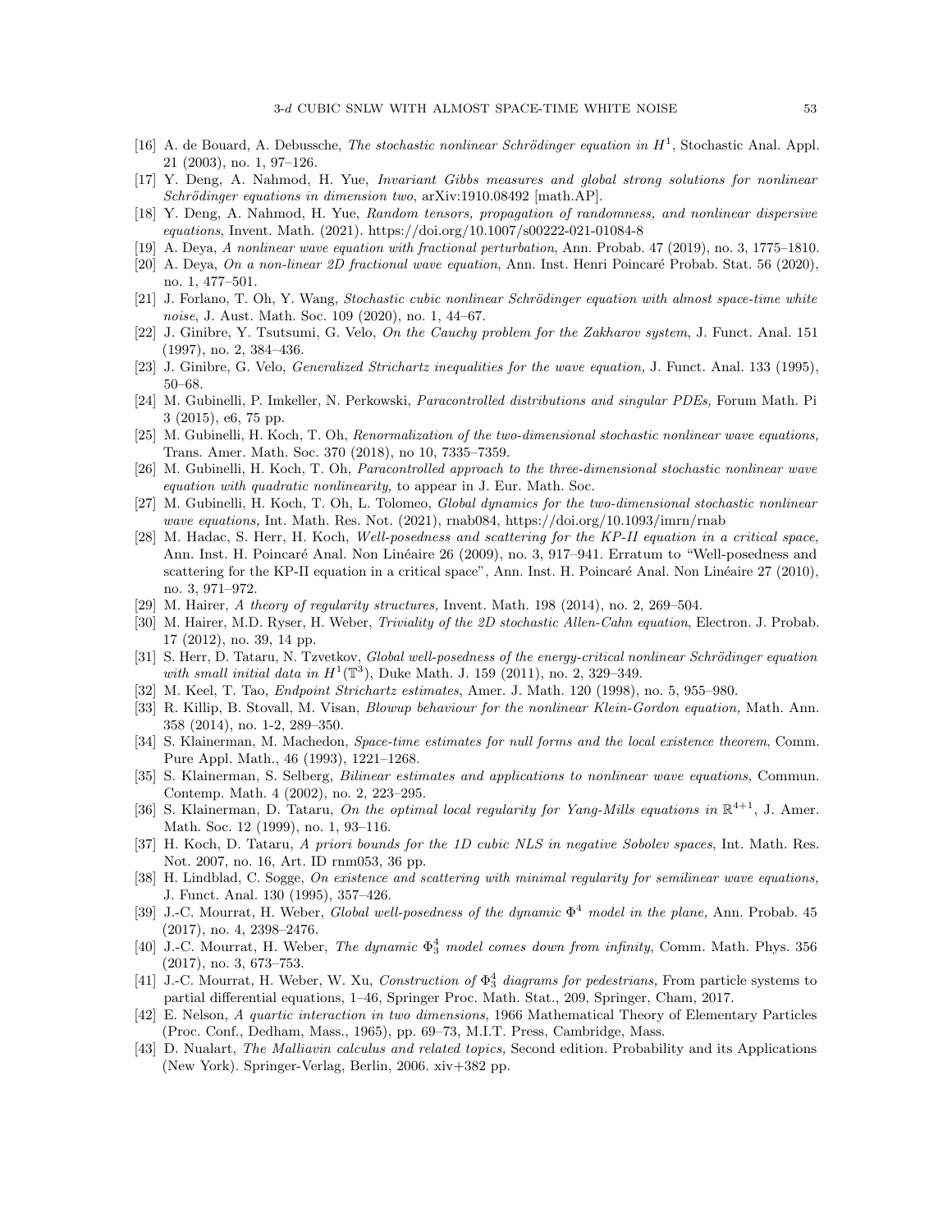[16] A. de Bouard, A. Debussche, *The stochastic nonlinear Schrödinger equation in $H^1$*, Stochastic Anal. Appl. 21 (2003), no. 1, 97–126.

[17] Y. Deng, A. Nahmod, H. Yue, *Invariant Gibbs measures and global strong solutions for nonlinear Schrödinger equations in dimension two*, arXiv:1910.08492 [math.AP].

[18] Y. Deng, A. Nahmod, H. Yue, *Random tensors, propagation of randomness, and nonlinear dispersive equations*, Invent. Math. (2021). https://doi.org/10.1007/s00222-021-01084-8

[19] A. Deya, *A nonlinear wave equation with fractional perturbation*, Ann. Probab. 47 (2019), no. 3, 1775–1810.

[20] A. Deya, *On a non-linear 2D fractional wave equation*, Ann. Inst. Henri Poincaré Probab. Stat. 56 (2020), no. 1, 477–501.

[21] J. Forlano, T. Oh, Y. Wang, *Stochastic cubic nonlinear Schrödinger equation with almost space-time white noise*, J. Aust. Math. Soc. 109 (2020), no. 1, 44–67.

[22] J. Ginibre, Y. Tsutsumi, G. Velo, *On the Cauchy problem for the Zakharov system*, J. Funct. Anal. 151 (1997), no. 2, 384–436.

[23] J. Ginibre, G. Velo, *Generalized Strichartz inequalities for the wave equation,* J. Funct. Anal. 133 (1995), 50–68.

[24] M. Gubinelli, P. Imkeller, N. Perkowski, *Paracontrolled distributions and singular PDEs,* Forum Math. Pi 3 (2015), e6, 75 pp.

[25] M. Gubinelli, H. Koch, T. Oh, *Renormalization of the two-dimensional stochastic nonlinear wave equations,* Trans. Amer. Math. Soc. 370 (2018), no 10, 7335–7359.

[26] M. Gubinelli, H. Koch, T. Oh, *Paracontrolled approach to the three-dimensional stochastic nonlinear wave equation with quadratic nonlinearity,* to appear in J. Eur. Math. Soc.

[27] M. Gubinelli, H. Koch, T. Oh, L. Tolomeo, *Global dynamics for the two-dimensional stochastic nonlinear wave equations,* Int. Math. Res. Not. (2021), rnab084, https://doi.org/10.1093/imrn/rnab

[28] M. Hadac, S. Herr, H. Koch, *Well-posedness and scattering for the KP-II equation in a critical space*, Ann. Inst. H. Poincaré Anal. Non Linéaire 26 (2009), no. 3, 917–941. Erratum to "Well-posedness and scattering for the KP-II equation in a critical space", Ann. Inst. H. Poincaré Anal. Non Linéaire 27 (2010), no. 3, 971–972.

[29] M. Hairer, *A theory of regularity structures,* Invent. Math. 198 (2014), no. 2, 269–504.

[30] M. Hairer, M.D. Ryser, H. Weber, *Triviality of the 2D stochastic Allen-Cahn equation*, Electron. J. Probab. 17 (2012), no. 39, 14 pp.

[31] S. Herr, D. Tataru, N. Tzvetkov, *Global well-posedness of the energy-critical nonlinear Schrödinger equation with small initial data in $H^1(\mathbb{T}^3)$*, Duke Math. J. 159 (2011), no. 2, 329–349.

[32] M. Keel, T. Tao, *Endpoint Strichartz estimates*, Amer. J. Math. 120 (1998), no. 5, 955–980.

[33] R. Killip, B. Stovall, M. Visan, *Blowup behaviour for the nonlinear Klein-Gordon equation,* Math. Ann. 358 (2014), no. 1-2, 289–350.

[34] S. Klainerman, M. Machedon, *Space-time estimates for null forms and the local existence theorem*, Comm. Pure Appl. Math., 46 (1993), 1221–1268.

[35] S. Klainerman, S. Selberg, *Bilinear estimates and applications to nonlinear wave equations*, Commun. Contemp. Math. 4 (2002), no. 2, 223–295.

[36] S. Klainerman, D. Tataru, *On the optimal local regularity for Yang-Mills equations in $\mathbb{R}^{4+1}$*, J. Amer. Math. Soc. 12 (1999), no. 1, 93–116.

[37] H. Koch, D. Tataru, *A priori bounds for the 1D cubic NLS in negative Sobolev spaces*, Int. Math. Res. Not. 2007, no. 16, Art. ID rnm053, 36 pp.

[38] H. Lindblad, C. Sogge, *On existence and scattering with minimal regularity for semilinear wave equations,* J. Funct. Anal. 130 (1995), 357–426.

[39] J.-C. Mourrat, H. Weber, *Global well-posedness of the dynamic $\Phi^4$ model in the plane,* Ann. Probab. 45 (2017), no. 4, 2398–2476.

[40] J.-C. Mourrat, H. Weber, *The dynamic $\Phi^4_3$ model comes down from infinity*, Comm. Math. Phys. 356 (2017), no. 3, 673–753.

[41] J.-C. Mourrat, H. Weber, W. Xu, *Construction of $\Phi^4_3$ diagrams for pedestrians,* From particle systems to partial differential equations, 1–46, Springer Proc. Math. Stat., 209, Springer, Cham, 2017.

[42] E. Nelson, *A quartic interaction in two dimensions*, 1966 Mathematical Theory of Elementary Particles (Proc. Conf., Dedham, Mass., 1965), pp. 69–73, M.I.T. Press, Cambridge, Mass.

[43] D. Nualart, *The Malliavin calculus and related topics,* Second edition. Probability and its Applications (New York). Springer-Verlag, Berlin, 2006. xiv+382 pp.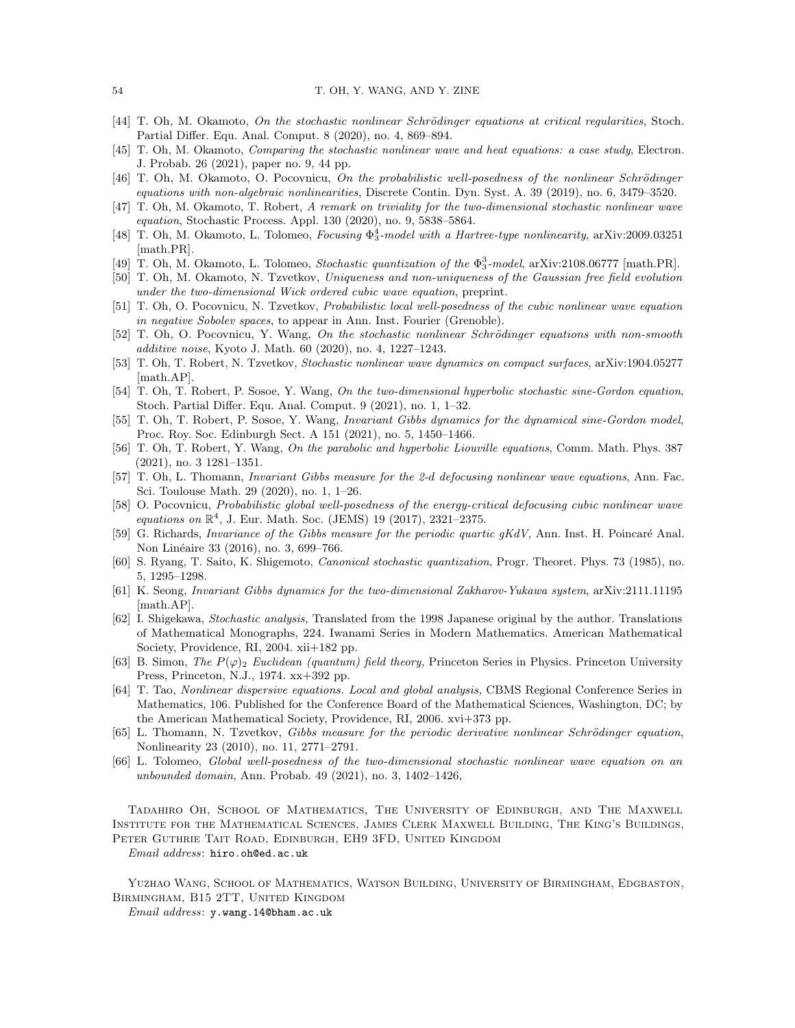[44] T. Oh, M. Okamoto, *On the stochastic nonlinear Schrödinger equations at critical regularities*, Stoch. Partial Differ. Equ. Anal. Comput. 8 (2020), no. 4, 869–894.

[45] T. Oh, M. Okamoto, *Comparing the stochastic nonlinear wave and heat equations: a case study*, Electron. J. Probab. 26 (2021), paper no. 9, 44 pp.

[46] T. Oh, M. Okamoto, O. Pocovnicu, *On the probabilistic well-posedness of the nonlinear Schrödinger equations with non-algebraic nonlinearities*, Discrete Contin. Dyn. Syst. A. 39 (2019), no. 6, 3479–3520.

[47] T. Oh, M. Okamoto, T. Robert, *A remark on triviality for the two-dimensional stochastic nonlinear wave equation*, Stochastic Process. Appl. 130 (2020), no. 9, 5838–5864.

[48] T. Oh, M. Okamoto, L. Tolomeo, *Focusing $\Phi^4_3$-model with a Hartree-type nonlinearity*, arXiv:2009.03251 [math.PR].

[49] T. Oh, M. Okamoto, L. Tolomeo, *Stochastic quantization of the $\Phi^3_3$-model*, arXiv:2108.06777 [math.PR].

[50] T. Oh, M. Okamoto, N. Tzvetkov, *Uniqueness and non-uniqueness of the Gaussian free field evolution under the two-dimensional Wick ordered cubic wave equation*, preprint.

[51] T. Oh, O. Pocovnicu, N. Tzvetkov, *Probabilistic local well-posedness of the cubic nonlinear wave equation in negative Sobolev spaces*, to appear in Ann. Inst. Fourier (Grenoble).

[52] T. Oh, O. Pocovnicu, Y. Wang, *On the stochastic nonlinear Schrödinger equations with non-smooth additive noise*, Kyoto J. Math. 60 (2020), no. 4, 1227–1243.

[53] T. Oh, T. Robert, N. Tzvetkov, *Stochastic nonlinear wave dynamics on compact surfaces*, arXiv:1904.05277 [math.AP].

[54] T. Oh, T. Robert, P. Sosoe, Y. Wang, *On the two-dimensional hyperbolic stochastic sine-Gordon equation*, Stoch. Partial Differ. Equ. Anal. Comput. 9 (2021), no. 1, 1–32.

[55] T. Oh, T. Robert, P. Sosoe, Y. Wang, *Invariant Gibbs dynamics for the dynamical sine-Gordon model*, Proc. Roy. Soc. Edinburgh Sect. A 151 (2021), no. 5, 1450–1466.

[56] T. Oh, T. Robert, Y. Wang, *On the parabolic and hyperbolic Liouville equations*, Comm. Math. Phys. 387 (2021), no. 3 1281–1351.

[57] T. Oh, L. Thomann, *Invariant Gibbs measure for the 2-d defocusing nonlinear wave equations*, Ann. Fac. Sci. Toulouse Math. 29 (2020), no. 1, 1–26.

[58] O. Pocovnicu, *Probabilistic global well-posedness of the energy-critical defocusing cubic nonlinear wave equations on $\mathbb{R}^4$*, J. Eur. Math. Soc. (JEMS) 19 (2017), 2321–2375.

[59] G. Richards, *Invariance of the Gibbs measure for the periodic quartic gKdV,* Ann. Inst. H. Poincaré Anal. Non Linéaire 33 (2016), no. 3, 699–766.

[60] S. Ryang, T. Saito, K. Shigemoto, *Canonical stochastic quantization*, Progr. Theoret. Phys. 73 (1985), no. 5, 1295–1298.

[61] K. Seong, *Invariant Gibbs dynamics for the two-dimensional Zakharov-Yukawa system*, arXiv:2111.11195 [math.AP].

[62] I. Shigekawa, *Stochastic analysis,* Translated from the 1998 Japanese original by the author. Translations of Mathematical Monographs, 224. Iwanami Series in Modern Mathematics. American Mathematical Society, Providence, RI, 2004. xii+182 pp.

[63] B. Simon, *The $P(\varphi)_2$ Euclidean (quantum) field theory,* Princeton Series in Physics. Princeton University Press, Princeton, N.J., 1974. xx+392 pp.

[64] T. Tao, *Nonlinear dispersive equations. Local and global analysis,* CBMS Regional Conference Series in Mathematics, 106. Published for the Conference Board of the Mathematical Sciences, Washington, DC; by the American Mathematical Society, Providence, RI, 2006. xvi+373 pp.

[65] L. Thomann, N. Tzvetkov, *Gibbs measure for the periodic derivative nonlinear Schrödinger equation*, Nonlinearity 23 (2010), no. 11, 2771–2791.

[66] L. Tolomeo, *Global well-posedness of the two-dimensional stochastic nonlinear wave equation on an unbounded domain*, Ann. Probab. 49 (2021), no. 3, 1402–1426,

Tadahiro Oh, School of Mathematics, The University of Edinburgh, and The Maxwell Institute for the Mathematical Sciences, James Clerk Maxwell Building, The King's Buildings, Peter Guthrie Tait Road, Edinburgh, EH9 3FD, United Kingdom

*Email address*: hiro.oh@ed.ac.uk

Yuzhao Wang, School of Mathematics, Watson Building, University of Birmingham, Edgbaston, Birmingham, B15 2TT, United Kingdom

*Email address*: y.wang.14@bham.ac.uk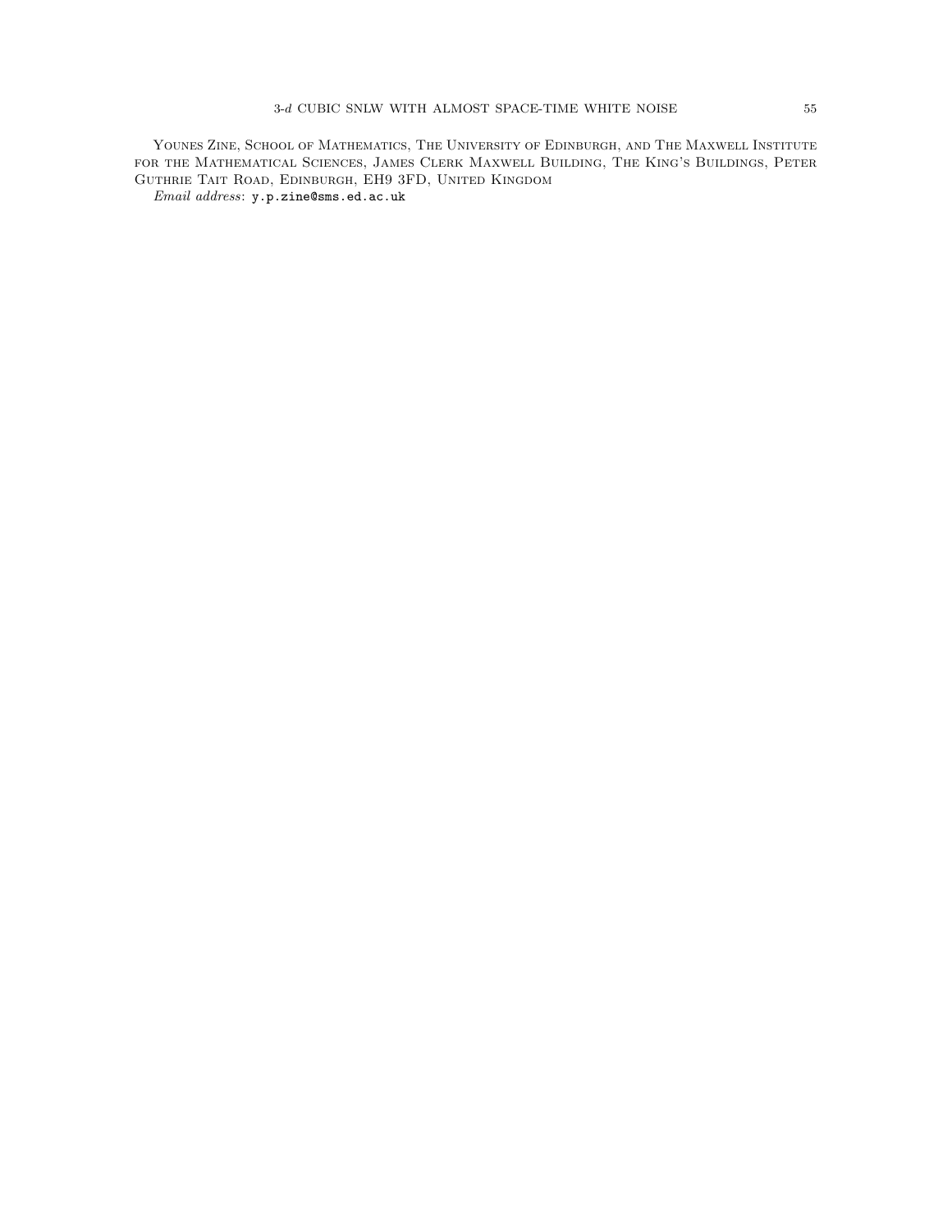Younes Zine, School of Mathematics, The University of Edinburgh, and The Maxwell Institute for the Mathematical Sciences, James Clerk Maxwell Building, The King's Buildings, Peter Guthrie Tait Road, Edinburgh, EH9 3FD, United Kingdom

*Email address*: y.p.zine@sms.ed.ac.uk